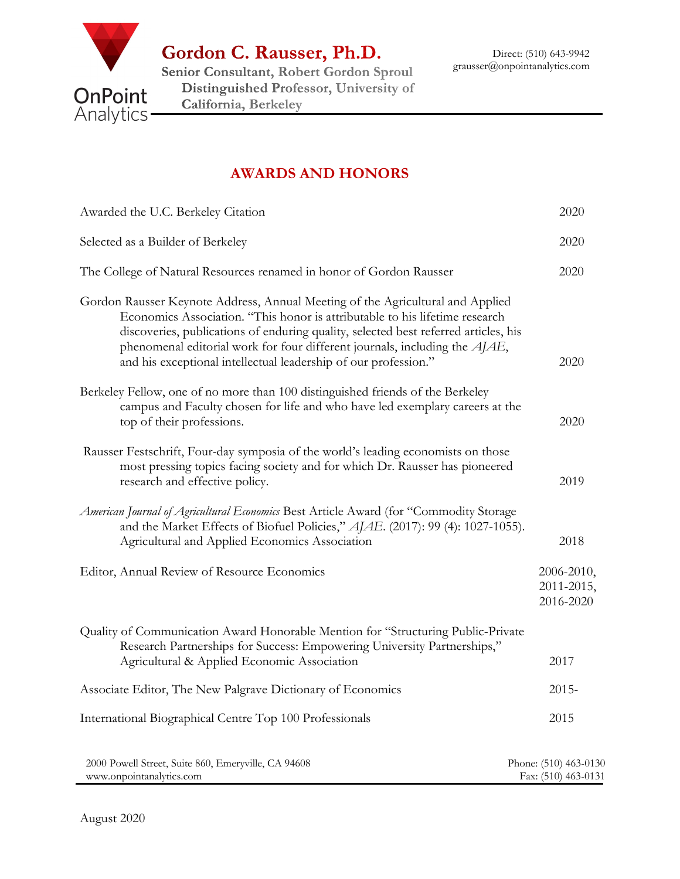# Gordon C. Rausser, Ph.D.

**Senior Consultant, Robert Gordon Sproul Distinguished Professor, University of California, Berkeley**

Direct: (510) 643-9942
grausser@onpointanalytics.com

## AWARDS AND HONORS

| | |
|---|---|
| Awarded the U.C. Berkeley Citation | 2020 |
| Selected as a Builder of Berkeley | 2020 |
| The College of Natural Resources renamed in honor of Gordon Rausser | 2020 |
| Gordon Rausser Keynote Address, Annual Meeting of the Agricultural and Applied Economics Association. "This honor is attributable to his lifetime research discoveries, publications of enduring quality, selected best referred articles, his phenomenal editorial work for four different journals, including the *AJAE*, and his exceptional intellectual leadership of our profession." | 2020 |
| Berkeley Fellow, one of no more than 100 distinguished friends of the Berkeley campus and Faculty chosen for life and who have led exemplary careers at the top of their professions. | 2020 |
| Rausser Festschrift, Four-day symposia of the world's leading economists on those most pressing topics facing society and for which Dr. Rausser has pioneered research and effective policy. | 2019 |
| *American Journal of Agricultural Economics* Best Article Award (for "Commodity Storage and the Market Effects of Biofuel Policies," *AJAE*. (2017): 99 (4): 1027-1055). Agricultural and Applied Economics Association | 2018 |
| Editor, Annual Review of Resource Economics | 2006-2010, 2011-2015, 2016-2020 |
| Quality of Communication Award Honorable Mention for "Structuring Public-Private Research Partnerships for Success: Empowering University Partnerships," Agricultural & Applied Economic Association | 2017 |
| Associate Editor, The New Palgrave Dictionary of Economics | 2015- |
| International Biographical Centre Top 100 Professionals | 2015 |

August 2020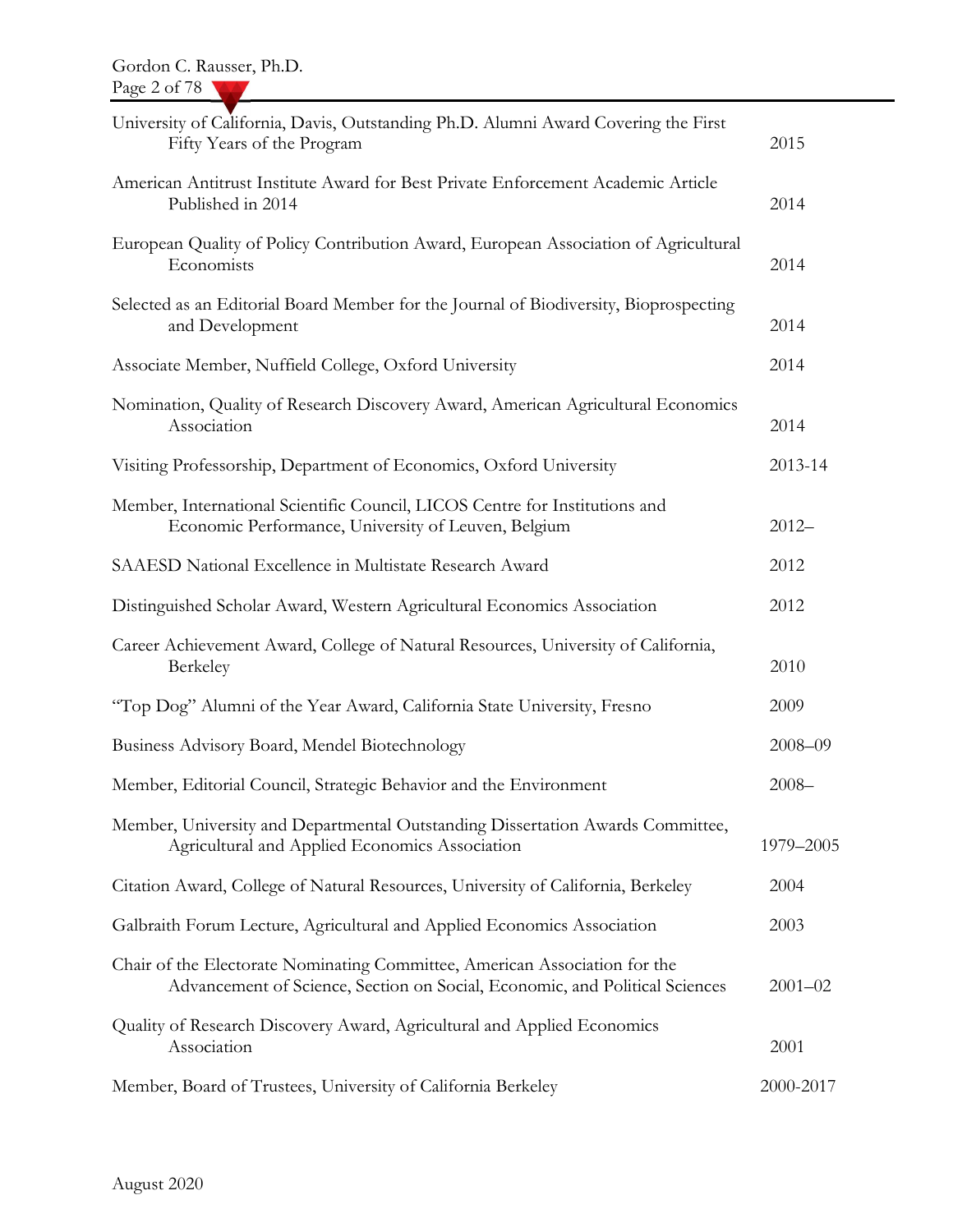| | |
|---|---|
| University of California, Davis, Outstanding Ph.D. Alumni Award Covering the First Fifty Years of the Program | 2015 |
| American Antitrust Institute Award for Best Private Enforcement Academic Article Published in 2014 | 2014 |
| European Quality of Policy Contribution Award, European Association of Agricultural Economists | 2014 |
| Selected as an Editorial Board Member for the Journal of Biodiversity, Bioprospecting and Development | 2014 |
| Associate Member, Nuffield College, Oxford University | 2014 |
| Nomination, Quality of Research Discovery Award, American Agricultural Economics Association | 2014 |
| Visiting Professorship, Department of Economics, Oxford University | 2013-14 |
| Member, International Scientific Council, LICOS Centre for Institutions and Economic Performance, University of Leuven, Belgium | 2012– |
| SAAESD National Excellence in Multistate Research Award | 2012 |
| Distinguished Scholar Award, Western Agricultural Economics Association | 2012 |
| Career Achievement Award, College of Natural Resources, University of California, Berkeley | 2010 |
| "Top Dog" Alumni of the Year Award, California State University, Fresno | 2009 |
| Business Advisory Board, Mendel Biotechnology | 2008–09 |
| Member, Editorial Council, Strategic Behavior and the Environment | 2008– |
| Member, University and Departmental Outstanding Dissertation Awards Committee, Agricultural and Applied Economics Association | 1979–2005 |
| Citation Award, College of Natural Resources, University of California, Berkeley | 2004 |
| Galbraith Forum Lecture, Agricultural and Applied Economics Association | 2003 |
| Chair of the Electorate Nominating Committee, American Association for the Advancement of Science, Section on Social, Economic, and Political Sciences | 2001–02 |
| Quality of Research Discovery Award, Agricultural and Applied Economics Association | 2001 |
| Member, Board of Trustees, University of California Berkeley | 2000-2017 |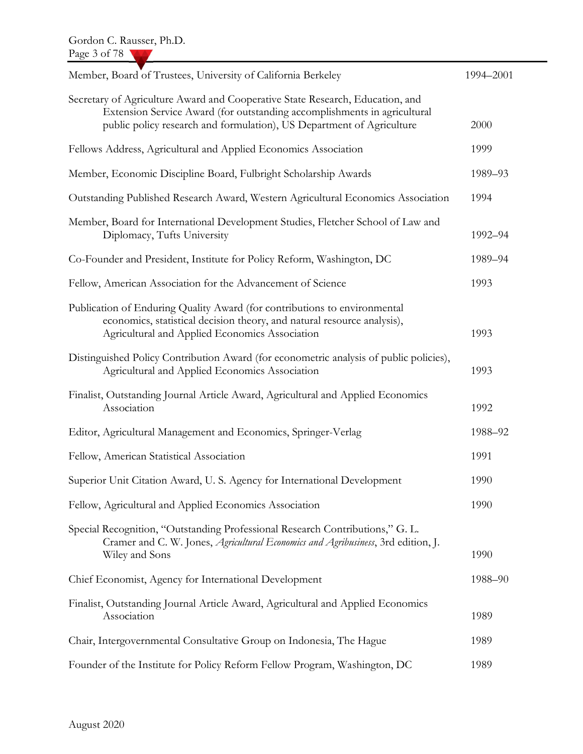| | |
|---|---|
| Member, Board of Trustees, University of California Berkeley | 1994–2001 |
| Secretary of Agriculture Award and Cooperative State Research, Education, and Extension Service Award (for outstanding accomplishments in agricultural public policy research and formulation), US Department of Agriculture | 2000 |
| Fellows Address, Agricultural and Applied Economics Association | 1999 |
| Member, Economic Discipline Board, Fulbright Scholarship Awards | 1989–93 |
| Outstanding Published Research Award, Western Agricultural Economics Association | 1994 |
| Member, Board for International Development Studies, Fletcher School of Law and Diplomacy, Tufts University | 1992–94 |
| Co-Founder and President, Institute for Policy Reform, Washington, DC | 1989–94 |
| Fellow, American Association for the Advancement of Science | 1993 |
| Publication of Enduring Quality Award (for contributions to environmental economics, statistical decision theory, and natural resource analysis), Agricultural and Applied Economics Association | 1993 |
| Distinguished Policy Contribution Award (for econometric analysis of public policies), Agricultural and Applied Economics Association | 1993 |
| Finalist, Outstanding Journal Article Award, Agricultural and Applied Economics Association | 1992 |
| Editor, Agricultural Management and Economics, Springer-Verlag | 1988–92 |
| Fellow, American Statistical Association | 1991 |
| Superior Unit Citation Award, U. S. Agency for International Development | 1990 |
| Fellow, Agricultural and Applied Economics Association | 1990 |
| Special Recognition, "Outstanding Professional Research Contributions," G. L. Cramer and C. W. Jones, *Agricultural Economics and Agribusiness*, 3rd edition, J. Wiley and Sons | 1990 |
| Chief Economist, Agency for International Development | 1988–90 |
| Finalist, Outstanding Journal Article Award, Agricultural and Applied Economics Association | 1989 |
| Chair, Intergovernmental Consultative Group on Indonesia, The Hague | 1989 |
| Founder of the Institute for Policy Reform Fellow Program, Washington, DC | 1989 |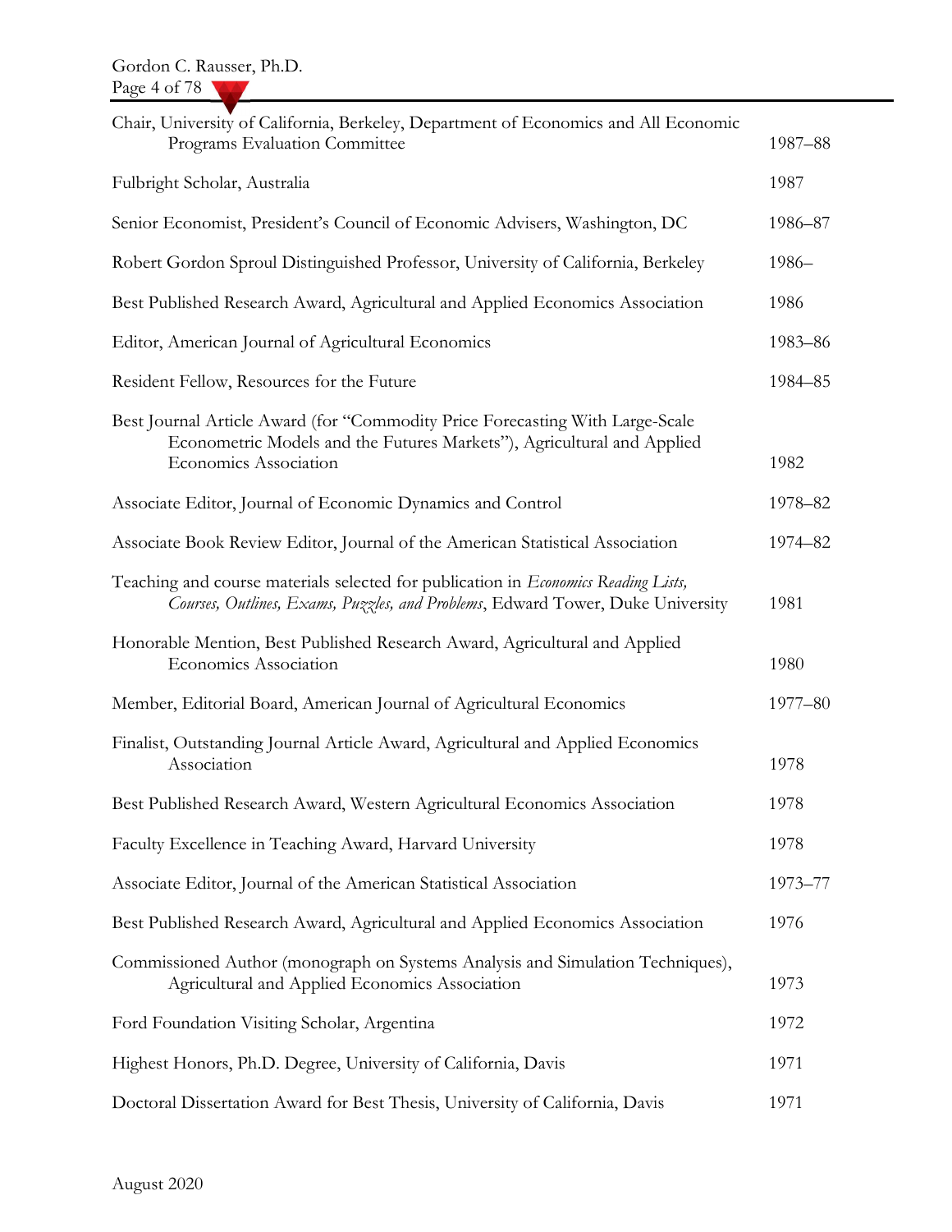| | |
|---|---|
| Chair, University of California, Berkeley, Department of Economics and All Economic Programs Evaluation Committee | 1987–88 |
| Fulbright Scholar, Australia | 1987 |
| Senior Economist, President's Council of Economic Advisers, Washington, DC | 1986–87 |
| Robert Gordon Sproul Distinguished Professor, University of California, Berkeley | 1986– |
| Best Published Research Award, Agricultural and Applied Economics Association | 1986 |
| Editor, American Journal of Agricultural Economics | 1983–86 |
| Resident Fellow, Resources for the Future | 1984–85 |
| Best Journal Article Award (for "Commodity Price Forecasting With Large-Scale Econometric Models and the Futures Markets"), Agricultural and Applied Economics Association | 1982 |
| Associate Editor, Journal of Economic Dynamics and Control | 1978–82 |
| Associate Book Review Editor, Journal of the American Statistical Association | 1974–82 |
| Teaching and course materials selected for publication in *Economics Reading Lists, Courses, Outlines, Exams, Puzzles, and Problems*, Edward Tower, Duke University | 1981 |
| Honorable Mention, Best Published Research Award, Agricultural and Applied Economics Association | 1980 |
| Member, Editorial Board, American Journal of Agricultural Economics | 1977–80 |
| Finalist, Outstanding Journal Article Award, Agricultural and Applied Economics Association | 1978 |
| Best Published Research Award, Western Agricultural Economics Association | 1978 |
| Faculty Excellence in Teaching Award, Harvard University | 1978 |
| Associate Editor, Journal of the American Statistical Association | 1973–77 |
| Best Published Research Award, Agricultural and Applied Economics Association | 1976 |
| Commissioned Author (monograph on Systems Analysis and Simulation Techniques), Agricultural and Applied Economics Association | 1973 |
| Ford Foundation Visiting Scholar, Argentina | 1972 |
| Highest Honors, Ph.D. Degree, University of California, Davis | 1971 |
| Doctoral Dissertation Award for Best Thesis, University of California, Davis | 1971 |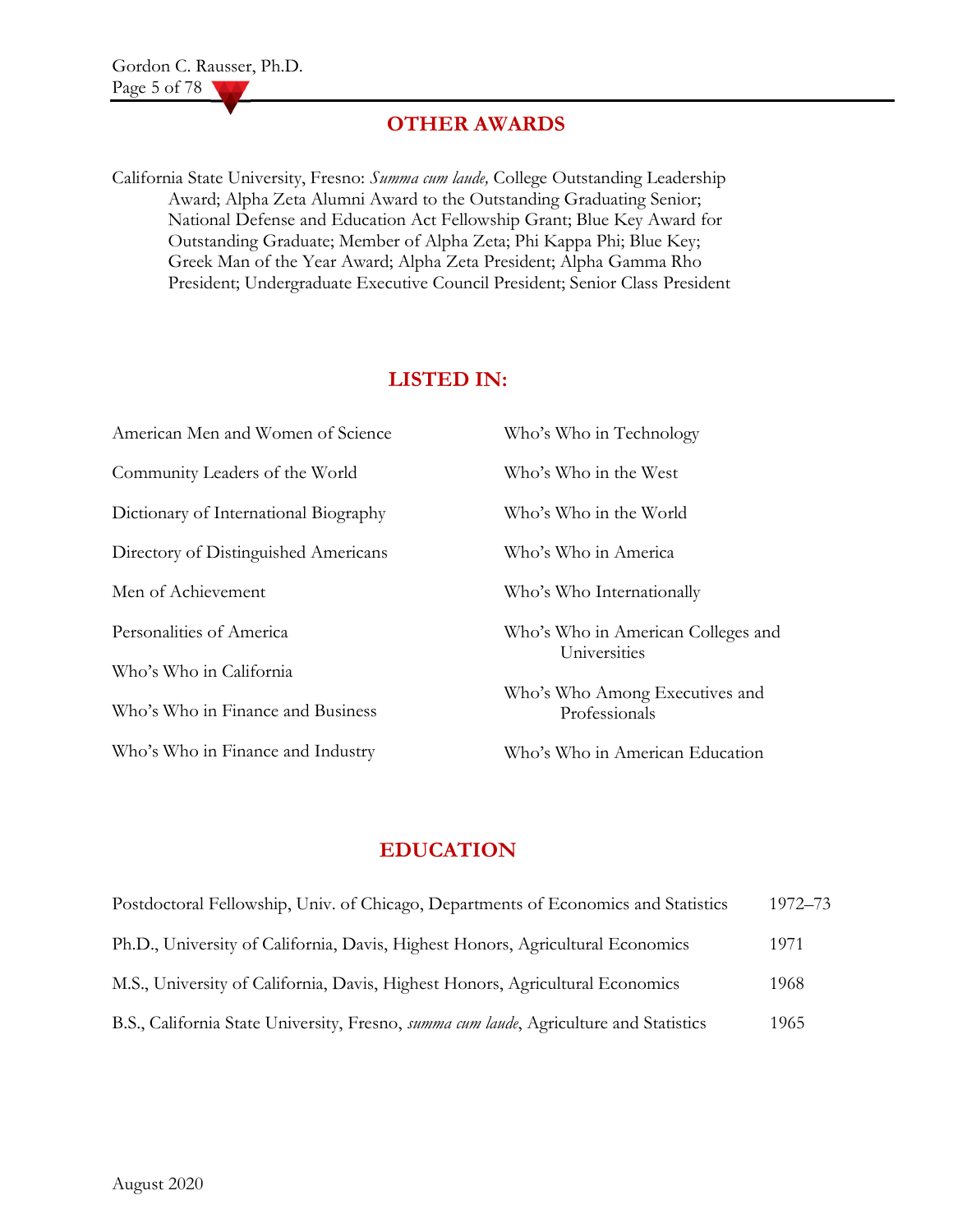## OTHER AWARDS

California State University, Fresno: *Summa cum laude,* College Outstanding Leadership Award; Alpha Zeta Alumni Award to the Outstanding Graduating Senior; National Defense and Education Act Fellowship Grant; Blue Key Award for Outstanding Graduate; Member of Alpha Zeta; Phi Kappa Phi; Blue Key; Greek Man of the Year Award; Alpha Zeta President; Alpha Gamma Rho President; Undergraduate Executive Council President; Senior Class President

## LISTED IN:

- American Men and Women of Science
- Community Leaders of the World
- Dictionary of International Biography
- Directory of Distinguished Americans
- Men of Achievement
- Personalities of America
- Who's Who in California
- Who's Who in Finance and Business
- Who's Who in Finance and Industry
- Who's Who in Technology
- Who's Who in the West
- Who's Who in the World
- Who's Who in America
- Who's Who Internationally
- Who's Who in American Colleges and Universities
- Who's Who Among Executives and Professionals
- Who's Who in American Education

## EDUCATION

| | |
|---|---|
| Postdoctoral Fellowship, Univ. of Chicago, Departments of Economics and Statistics | 1972–73 |
| Ph.D., University of California, Davis, Highest Honors, Agricultural Economics | 1971 |
| M.S., University of California, Davis, Highest Honors, Agricultural Economics | 1968 |
| B.S., California State University, Fresno, *summa cum laude*, Agriculture and Statistics | 1965 |

August 2020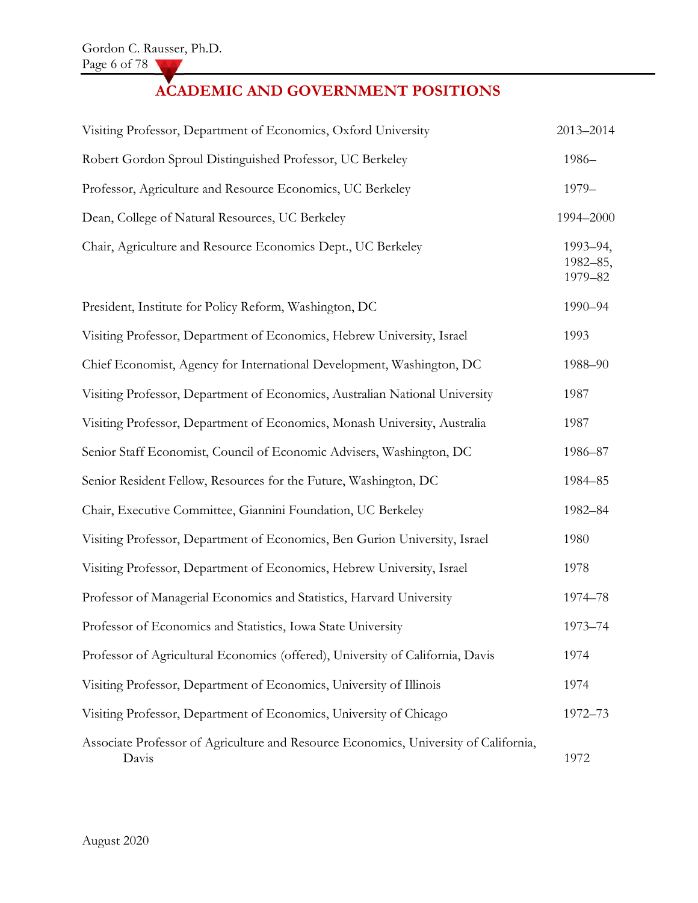## ACADEMIC AND GOVERNMENT POSITIONS

| | |
|---|---|
| Visiting Professor, Department of Economics, Oxford University | 2013–2014 |
| Robert Gordon Sproul Distinguished Professor, UC Berkeley | 1986– |
| Professor, Agriculture and Resource Economics, UC Berkeley | 1979– |
| Dean, College of Natural Resources, UC Berkeley | 1994–2000 |
| Chair, Agriculture and Resource Economics Dept., UC Berkeley | 1993–94, 1982–85, 1979–82 |
| President, Institute for Policy Reform, Washington, DC | 1990–94 |
| Visiting Professor, Department of Economics, Hebrew University, Israel | 1993 |
| Chief Economist, Agency for International Development, Washington, DC | 1988–90 |
| Visiting Professor, Department of Economics, Australian National University | 1987 |
| Visiting Professor, Department of Economics, Monash University, Australia | 1987 |
| Senior Staff Economist, Council of Economic Advisers, Washington, DC | 1986–87 |
| Senior Resident Fellow, Resources for the Future, Washington, DC | 1984–85 |
| Chair, Executive Committee, Giannini Foundation, UC Berkeley | 1982–84 |
| Visiting Professor, Department of Economics, Ben Gurion University, Israel | 1980 |
| Visiting Professor, Department of Economics, Hebrew University, Israel | 1978 |
| Professor of Managerial Economics and Statistics, Harvard University | 1974–78 |
| Professor of Economics and Statistics, Iowa State University | 1973–74 |
| Professor of Agricultural Economics (offered), University of California, Davis | 1974 |
| Visiting Professor, Department of Economics, University of Illinois | 1974 |
| Visiting Professor, Department of Economics, University of Chicago | 1972–73 |
| Associate Professor of Agriculture and Resource Economics, University of California, Davis | 1972 |

August 2020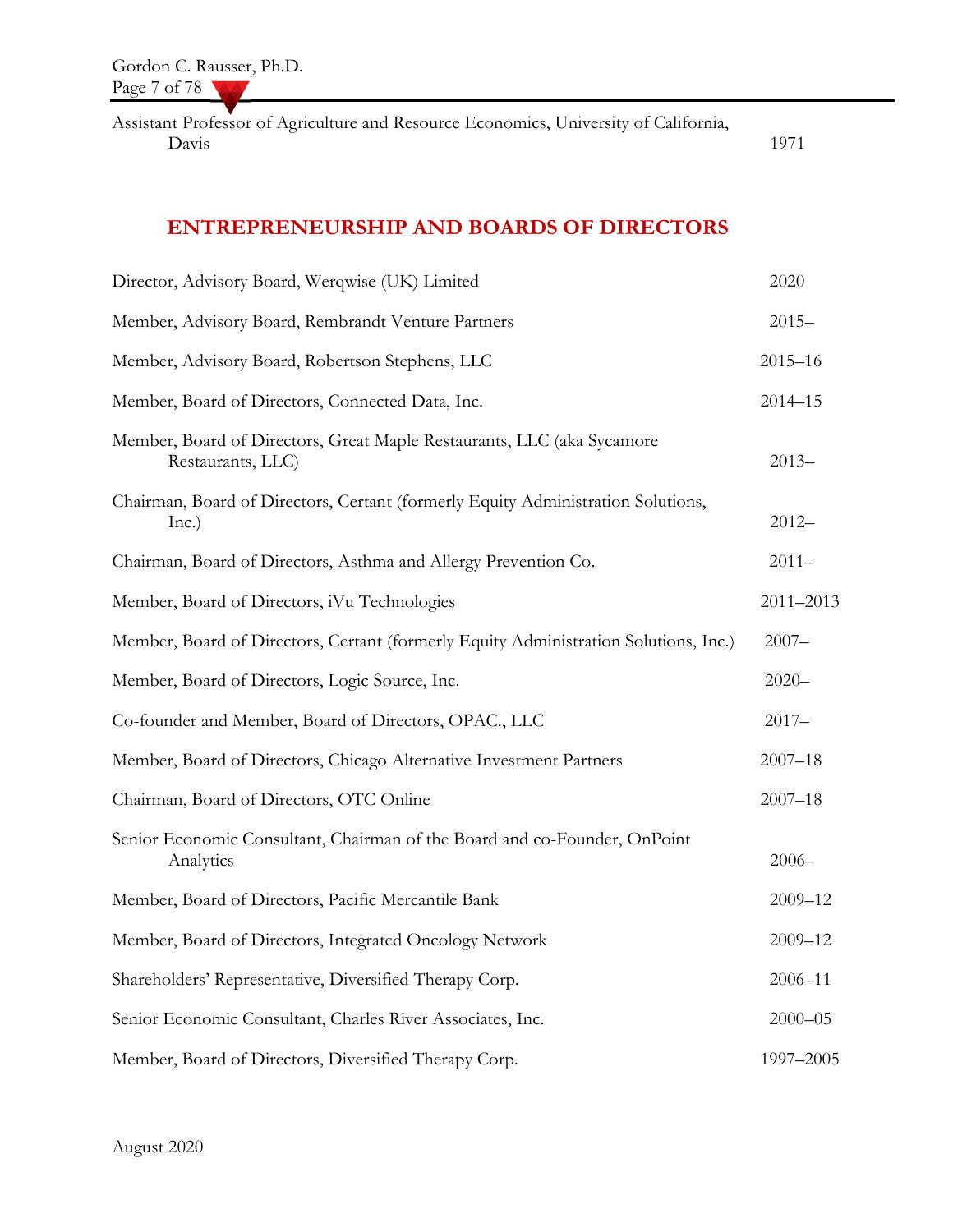| | |
|---|---|
| Assistant Professor of Agriculture and Resource Economics, University of California, Davis | 1971 |

## ENTREPRENEURSHIP AND BOARDS OF DIRECTORS

| | |
|---|---|
| Director, Advisory Board, Werqwise (UK) Limited | 2020 |
| Member, Advisory Board, Rembrandt Venture Partners | 2015– |
| Member, Advisory Board, Robertson Stephens, LLC | 2015–16 |
| Member, Board of Directors, Connected Data, Inc. | 2014–15 |
| Member, Board of Directors, Great Maple Restaurants, LLC (aka Sycamore Restaurants, LLC) | 2013– |
| Chairman, Board of Directors, Certant (formerly Equity Administration Solutions, Inc.) | 2012– |
| Chairman, Board of Directors, Asthma and Allergy Prevention Co. | 2011– |
| Member, Board of Directors, iVu Technologies | 2011–2013 |
| Member, Board of Directors, Certant (formerly Equity Administration Solutions, Inc.) | 2007– |
| Member, Board of Directors, Logic Source, Inc. | 2020– |
| Co-founder and Member, Board of Directors, OPAC., LLC | 2017– |
| Member, Board of Directors, Chicago Alternative Investment Partners | 2007–18 |
| Chairman, Board of Directors, OTC Online | 2007–18 |
| Senior Economic Consultant, Chairman of the Board and co-Founder, OnPoint Analytics | 2006– |
| Member, Board of Directors, Pacific Mercantile Bank | 2009–12 |
| Member, Board of Directors, Integrated Oncology Network | 2009–12 |
| Shareholders' Representative, Diversified Therapy Corp. | 2006–11 |
| Senior Economic Consultant, Charles River Associates, Inc. | 2000–05 |
| Member, Board of Directors, Diversified Therapy Corp. | 1997–2005 |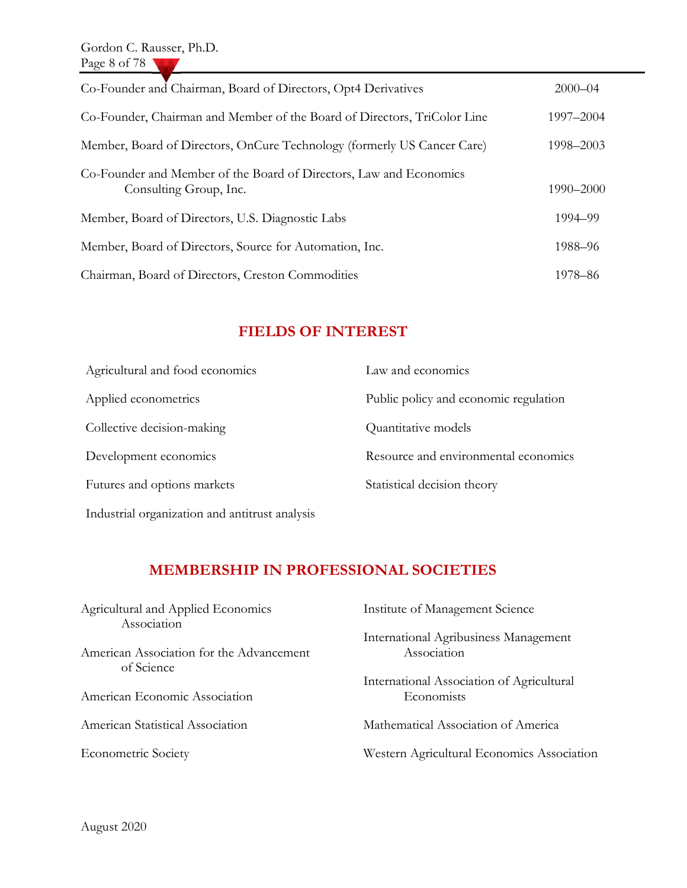| | |
|---|---|
| Co-Founder and Chairman, Board of Directors, Opt4 Derivatives | 2000–04 |
| Co-Founder, Chairman and Member of the Board of Directors, TriColor Line | 1997–2004 |
| Member, Board of Directors, OnCure Technology (formerly US Cancer Care) | 1998–2003 |
| Co-Founder and Member of the Board of Directors, Law and Economics Consulting Group, Inc. | 1990–2000 |
| Member, Board of Directors, U.S. Diagnostic Labs | 1994–99 |
| Member, Board of Directors, Source for Automation, Inc. | 1988–96 |
| Chairman, Board of Directors, Creston Commodities | 1978–86 |

## FIELDS OF INTEREST

- Agricultural and food economics
- Applied econometrics
- Collective decision-making
- Development economics
- Futures and options markets
- Industrial organization and antitrust analysis
- Law and economics
- Public policy and economic regulation
- Quantitative models
- Resource and environmental economics
- Statistical decision theory

## MEMBERSHIP IN PROFESSIONAL SOCIETIES

- Agricultural and Applied Economics Association
- American Association for the Advancement of Science
- American Economic Association
- American Statistical Association
- Econometric Society
- Institute of Management Science
- International Agribusiness Management Association
- International Association of Agricultural Economists
- Mathematical Association of America
- Western Agricultural Economics Association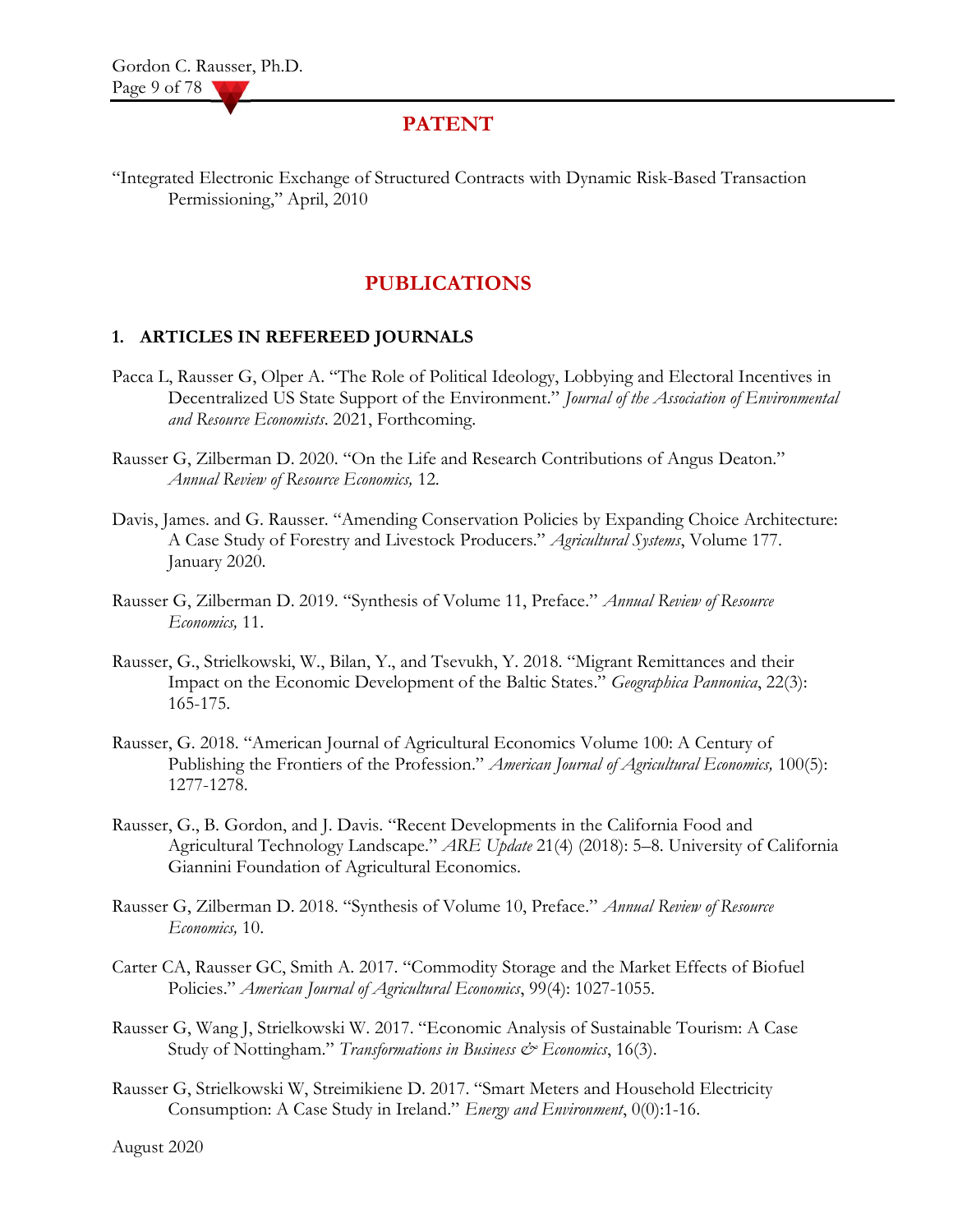## PATENT

"Integrated Electronic Exchange of Structured Contracts with Dynamic Risk-Based Transaction Permissioning," April, 2010

## PUBLICATIONS

### 1. ARTICLES IN REFEREED JOURNALS

Pacca L, Rausser G, Olper A. "The Role of Political Ideology, Lobbying and Electoral Incentives in Decentralized US State Support of the Environment." *Journal of the Association of Environmental and Resource Economists*. 2021, Forthcoming.

Rausser G, Zilberman D. 2020. "On the Life and Research Contributions of Angus Deaton." *Annual Review of Resource Economics,* 12.

Davis, James. and G. Rausser. "Amending Conservation Policies by Expanding Choice Architecture: A Case Study of Forestry and Livestock Producers." *Agricultural Systems*, Volume 177. January 2020.

Rausser G, Zilberman D. 2019. "Synthesis of Volume 11, Preface." *Annual Review of Resource Economics,* 11.

Rausser, G., Strielkowski, W., Bilan, Y., and Tsevukh, Y. 2018. "Migrant Remittances and their Impact on the Economic Development of the Baltic States." *Geographica Pannonica*, 22(3): 165-175.

Rausser, G. 2018. "American Journal of Agricultural Economics Volume 100: A Century of Publishing the Frontiers of the Profession." *American Journal of Agricultural Economics,* 100(5): 1277-1278.

Rausser, G., B. Gordon, and J. Davis. "Recent Developments in the California Food and Agricultural Technology Landscape." *ARE Update* 21(4) (2018): 5–8. University of California Giannini Foundation of Agricultural Economics.

Rausser G, Zilberman D. 2018. "Synthesis of Volume 10, Preface." *Annual Review of Resource Economics,* 10.

Carter CA, Rausser GC, Smith A. 2017. "Commodity Storage and the Market Effects of Biofuel Policies." *American Journal of Agricultural Economics*, 99(4): 1027-1055.

Rausser G, Wang J, Strielkowski W. 2017. "Economic Analysis of Sustainable Tourism: A Case Study of Nottingham." *Transformations in Business & Economics*, 16(3).

Rausser G, Strielkowski W, Streimikiene D. 2017. "Smart Meters and Household Electricity Consumption: A Case Study in Ireland." *Energy and Environment*, 0(0):1-16.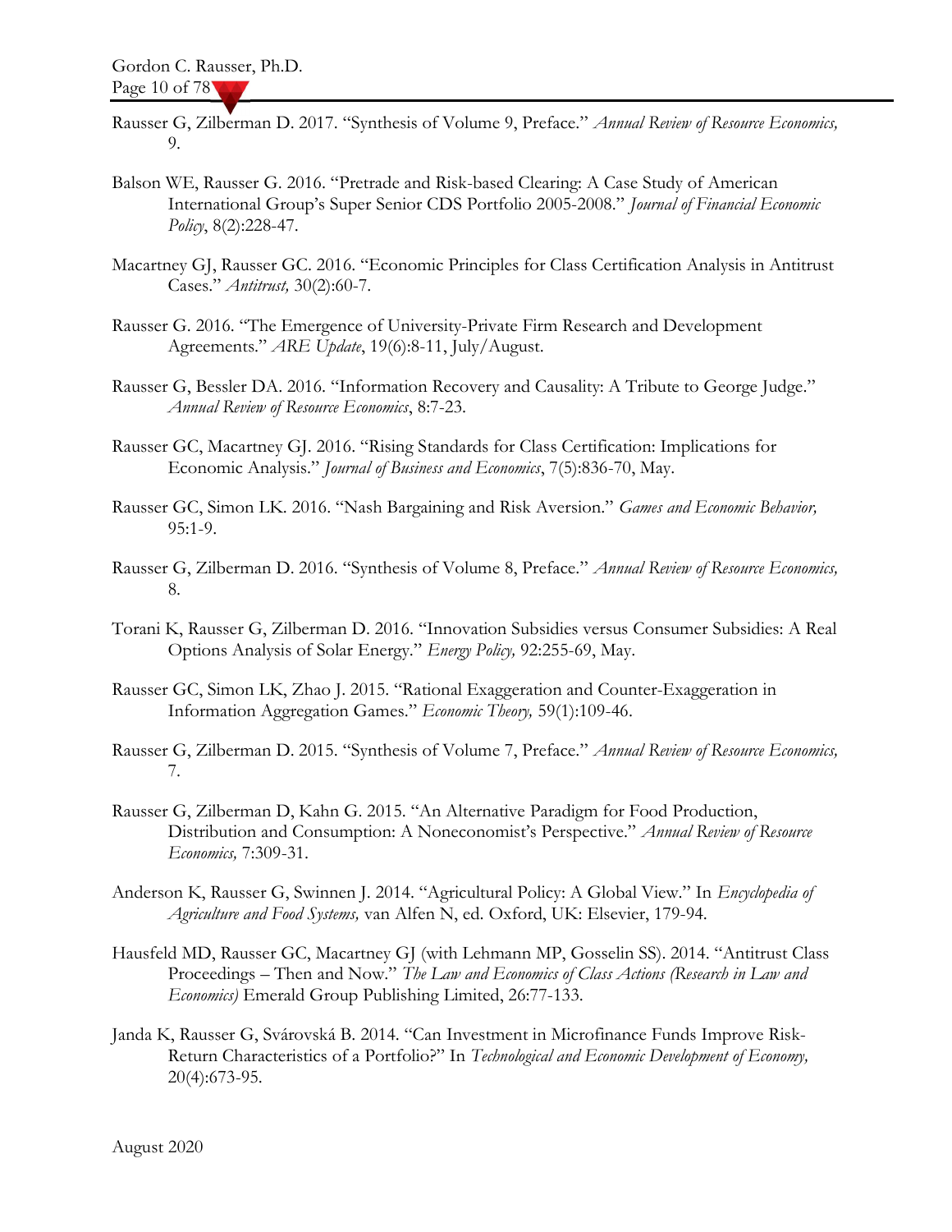Rausser G, Zilberman D. 2017. "Synthesis of Volume 9, Preface." *Annual Review of Resource Economics,* 9.

Balson WE, Rausser G. 2016. "Pretrade and Risk-based Clearing: A Case Study of American International Group's Super Senior CDS Portfolio 2005-2008." *Journal of Financial Economic Policy*, 8(2):228-47.

Macartney GJ, Rausser GC. 2016. "Economic Principles for Class Certification Analysis in Antitrust Cases." *Antitrust,* 30(2):60-7.

Rausser G. 2016. "The Emergence of University-Private Firm Research and Development Agreements." *ARE Update*, 19(6):8-11, July/August.

Rausser G, Bessler DA. 2016. "Information Recovery and Causality: A Tribute to George Judge." *Annual Review of Resource Economics*, 8:7-23.

Rausser GC, Macartney GJ. 2016. "Rising Standards for Class Certification: Implications for Economic Analysis." *Journal of Business and Economics*, 7(5):836-70, May.

Rausser GC, Simon LK. 2016. "Nash Bargaining and Risk Aversion." *Games and Economic Behavior,* 95:1-9.

Rausser G, Zilberman D. 2016. "Synthesis of Volume 8, Preface." *Annual Review of Resource Economics,* 8.

Torani K, Rausser G, Zilberman D. 2016. "Innovation Subsidies versus Consumer Subsidies: A Real Options Analysis of Solar Energy." *Energy Policy,* 92:255-69, May.

Rausser GC, Simon LK, Zhao J. 2015. "Rational Exaggeration and Counter-Exaggeration in Information Aggregation Games." *Economic Theory,* 59(1):109-46.

Rausser G, Zilberman D. 2015. "Synthesis of Volume 7, Preface." *Annual Review of Resource Economics,* 7.

Rausser G, Zilberman D, Kahn G. 2015. "An Alternative Paradigm for Food Production, Distribution and Consumption: A Noneconomist's Perspective." *Annual Review of Resource Economics,* 7:309-31.

Anderson K, Rausser G, Swinnen J. 2014. "Agricultural Policy: A Global View." In *Encyclopedia of Agriculture and Food Systems,* van Alfen N, ed. Oxford, UK: Elsevier, 179-94.

Hausfeld MD, Rausser GC, Macartney GJ (with Lehmann MP, Gosselin SS). 2014. "Antitrust Class Proceedings – Then and Now." *The Law and Economics of Class Actions (Research in Law and Economics)* Emerald Group Publishing Limited, 26:77-133.

Janda K, Rausser G, Svárovská B. 2014. "Can Investment in Microfinance Funds Improve Risk-Return Characteristics of a Portfolio?" In *Technological and Economic Development of Economy,* 20(4):673-95.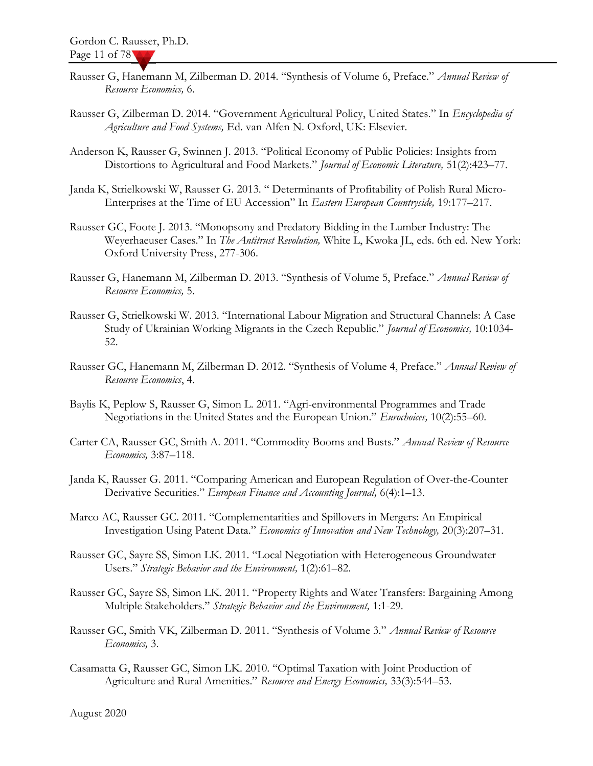Rausser G, Hanemann M, Zilberman D. 2014. “Synthesis of Volume 6, Preface.” *Annual Review of Resource Economics,* 6.

Rausser G, Zilberman D. 2014. “Government Agricultural Policy, United States.” In *Encyclopedia of Agriculture and Food Systems,* Ed. van Alfen N. Oxford, UK: Elsevier.

Anderson K, Rausser G, Swinnen J. 2013. “Political Economy of Public Policies: Insights from Distortions to Agricultural and Food Markets.” *Journal of Economic Literature,* 51(2):423–77.

Janda K, Strielkowski W, Rausser G. 2013. “ Determinants of Profitability of Polish Rural Micro-Enterprises at the Time of EU Accession” In *Eastern European Countryside,* 19:177–217.

Rausser GC, Foote J. 2013. “Monopsony and Predatory Bidding in the Lumber Industry: The Weyerhaeuser Cases.” In *The Antitrust Revolution,* White L, Kwoka JL, eds. 6th ed. New York: Oxford University Press, 277-306.

Rausser G, Hanemann M, Zilberman D. 2013. “Synthesis of Volume 5, Preface.” *Annual Review of Resource Economics,* 5.

Rausser G, Strielkowski W. 2013. “International Labour Migration and Structural Channels: A Case Study of Ukrainian Working Migrants in the Czech Republic.” *Journal of Economics,* 10:1034-52.

Rausser GC, Hanemann M, Zilberman D. 2012. “Synthesis of Volume 4, Preface.” *Annual Review of Resource Economics*, 4.

Baylis K, Peplow S, Rausser G, Simon L. 2011. “Agri-environmental Programmes and Trade Negotiations in the United States and the European Union.” *Eurochoices,* 10(2):55–60.

Carter CA, Rausser GC, Smith A. 2011. “Commodity Booms and Busts.” *Annual Review of Resource Economics,* 3:87–118.

Janda K, Rausser G. 2011. “Comparing American and European Regulation of Over-the-Counter Derivative Securities.” *European Finance and Accounting Journal,* 6(4):1–13.

Marco AC, Rausser GC. 2011. “Complementarities and Spillovers in Mergers: An Empirical Investigation Using Patent Data.” *Economics of Innovation and New Technology,* 20(3):207–31.

Rausser GC, Sayre SS, Simon LK. 2011. “Local Negotiation with Heterogeneous Groundwater Users.” *Strategic Behavior and the Environment,* 1(2):61–82.

Rausser GC, Sayre SS, Simon LK. 2011. “Property Rights and Water Transfers: Bargaining Among Multiple Stakeholders.” *Strategic Behavior and the Environment,* 1:1-29.

Rausser GC, Smith VK, Zilberman D. 2011. “Synthesis of Volume 3.” *Annual Review of Resource Economics,* 3.

Casamatta G, Rausser GC, Simon LK. 2010. “Optimal Taxation with Joint Production of Agriculture and Rural Amenities.” *Resource and Energy Economics,* 33(3):544–53.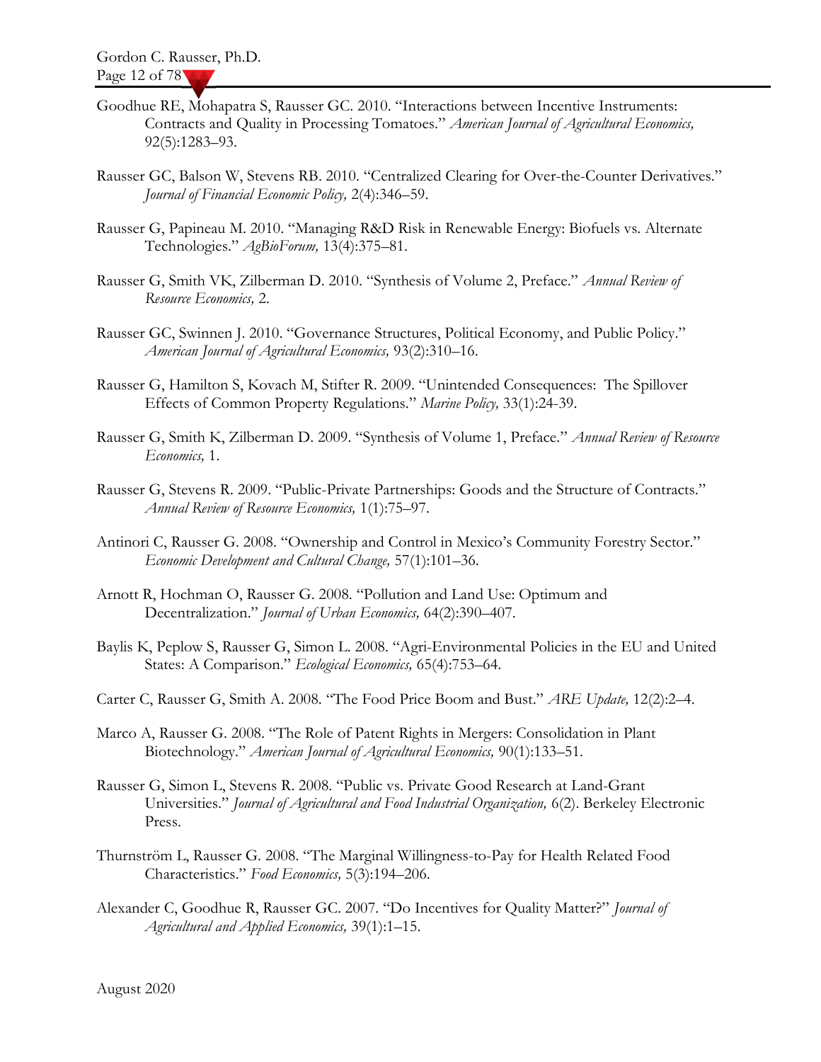Goodhue RE, Mohapatra S, Rausser GC. 2010. "Interactions between Incentive Instruments: Contracts and Quality in Processing Tomatoes." *American Journal of Agricultural Economics,* 92(5):1283–93.

Rausser GC, Balson W, Stevens RB. 2010. "Centralized Clearing for Over-the-Counter Derivatives." *Journal of Financial Economic Policy,* 2(4):346–59.

Rausser G, Papineau M. 2010. "Managing R&D Risk in Renewable Energy: Biofuels vs. Alternate Technologies." *AgBioForum,* 13(4):375–81.

Rausser G, Smith VK, Zilberman D. 2010. "Synthesis of Volume 2, Preface." *Annual Review of Resource Economics,* 2.

Rausser GC, Swinnen J. 2010. "Governance Structures, Political Economy, and Public Policy." *American Journal of Agricultural Economics,* 93(2):310–16.

Rausser G, Hamilton S, Kovach M, Stifter R. 2009. "Unintended Consequences: The Spillover Effects of Common Property Regulations." *Marine Policy,* 33(1):24-39.

Rausser G, Smith K, Zilberman D. 2009. "Synthesis of Volume 1, Preface." *Annual Review of Resource Economics,* 1.

Rausser G, Stevens R. 2009. "Public-Private Partnerships: Goods and the Structure of Contracts." *Annual Review of Resource Economics,* 1(1):75–97.

Antinori C, Rausser G. 2008. "Ownership and Control in Mexico's Community Forestry Sector." *Economic Development and Cultural Change,* 57(1):101–36.

Arnott R, Hochman O, Rausser G. 2008. "Pollution and Land Use: Optimum and Decentralization." *Journal of Urban Economics,* 64(2):390–407.

Baylis K, Peplow S, Rausser G, Simon L. 2008. "Agri-Environmental Policies in the EU and United States: A Comparison." *Ecological Economics,* 65(4):753–64.

Carter C, Rausser G, Smith A. 2008. "The Food Price Boom and Bust." *ARE Update,* 12(2):2–4.

Marco A, Rausser G. 2008. "The Role of Patent Rights in Mergers: Consolidation in Plant Biotechnology." *American Journal of Agricultural Economics,* 90(1):133–51.

Rausser G, Simon L, Stevens R. 2008. "Public vs. Private Good Research at Land-Grant Universities." *Journal of Agricultural and Food Industrial Organization,* 6(2). Berkeley Electronic Press.

Thurnström L, Rausser G. 2008. "The Marginal Willingness-to-Pay for Health Related Food Characteristics." *Food Economics,* 5(3):194–206.

Alexander C, Goodhue R, Rausser GC. 2007. "Do Incentives for Quality Matter?" *Journal of Agricultural and Applied Economics,* 39(1):1–15.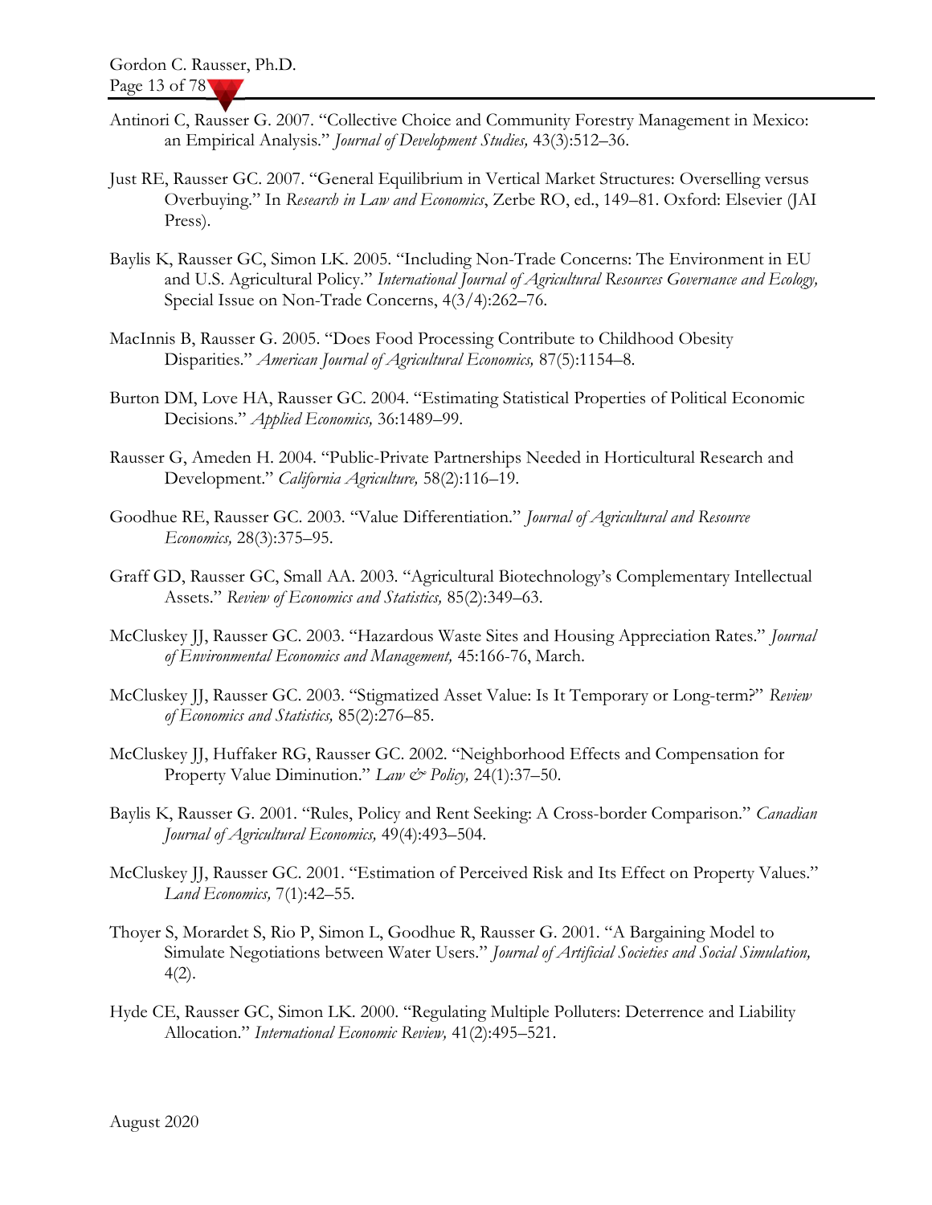Antinori C, Rausser G. 2007. "Collective Choice and Community Forestry Management in Mexico: an Empirical Analysis." *Journal of Development Studies,* 43(3):512–36.

Just RE, Rausser GC. 2007. "General Equilibrium in Vertical Market Structures: Overselling versus Overbuying." In *Research in Law and Economics*, Zerbe RO, ed., 149–81. Oxford: Elsevier (JAI Press).

Baylis K, Rausser GC, Simon LK. 2005. "Including Non-Trade Concerns: The Environment in EU and U.S. Agricultural Policy." *International Journal of Agricultural Resources Governance and Ecology,* Special Issue on Non-Trade Concerns, 4(3/4):262–76.

MacInnis B, Rausser G. 2005. "Does Food Processing Contribute to Childhood Obesity Disparities." *American Journal of Agricultural Economics,* 87(5):1154–8.

Burton DM, Love HA, Rausser GC. 2004. "Estimating Statistical Properties of Political Economic Decisions." *Applied Economics,* 36:1489–99.

Rausser G, Ameden H. 2004. "Public-Private Partnerships Needed in Horticultural Research and Development." *California Agriculture,* 58(2):116–19.

Goodhue RE, Rausser GC. 2003. "Value Differentiation." *Journal of Agricultural and Resource Economics,* 28(3):375–95.

Graff GD, Rausser GC, Small AA. 2003. "Agricultural Biotechnology's Complementary Intellectual Assets." *Review of Economics and Statistics,* 85(2):349–63.

McCluskey JJ, Rausser GC. 2003. "Hazardous Waste Sites and Housing Appreciation Rates." *Journal of Environmental Economics and Management,* 45:166-76, March.

McCluskey JJ, Rausser GC. 2003. "Stigmatized Asset Value: Is It Temporary or Long-term?" *Review of Economics and Statistics,* 85(2):276–85.

McCluskey JJ, Huffaker RG, Rausser GC. 2002. "Neighborhood Effects and Compensation for Property Value Diminution." *Law & Policy,* 24(1):37–50.

Baylis K, Rausser G. 2001. "Rules, Policy and Rent Seeking: A Cross-border Comparison." *Canadian Journal of Agricultural Economics,* 49(4):493–504.

McCluskey JJ, Rausser GC. 2001. "Estimation of Perceived Risk and Its Effect on Property Values." *Land Economics,* 7(1):42–55.

Thoyer S, Morardet S, Rio P, Simon L, Goodhue R, Rausser G. 2001. "A Bargaining Model to Simulate Negotiations between Water Users." *Journal of Artificial Societies and Social Simulation,* 4(2).

Hyde CE, Rausser GC, Simon LK. 2000. "Regulating Multiple Polluters: Deterrence and Liability Allocation." *International Economic Review,* 41(2):495–521.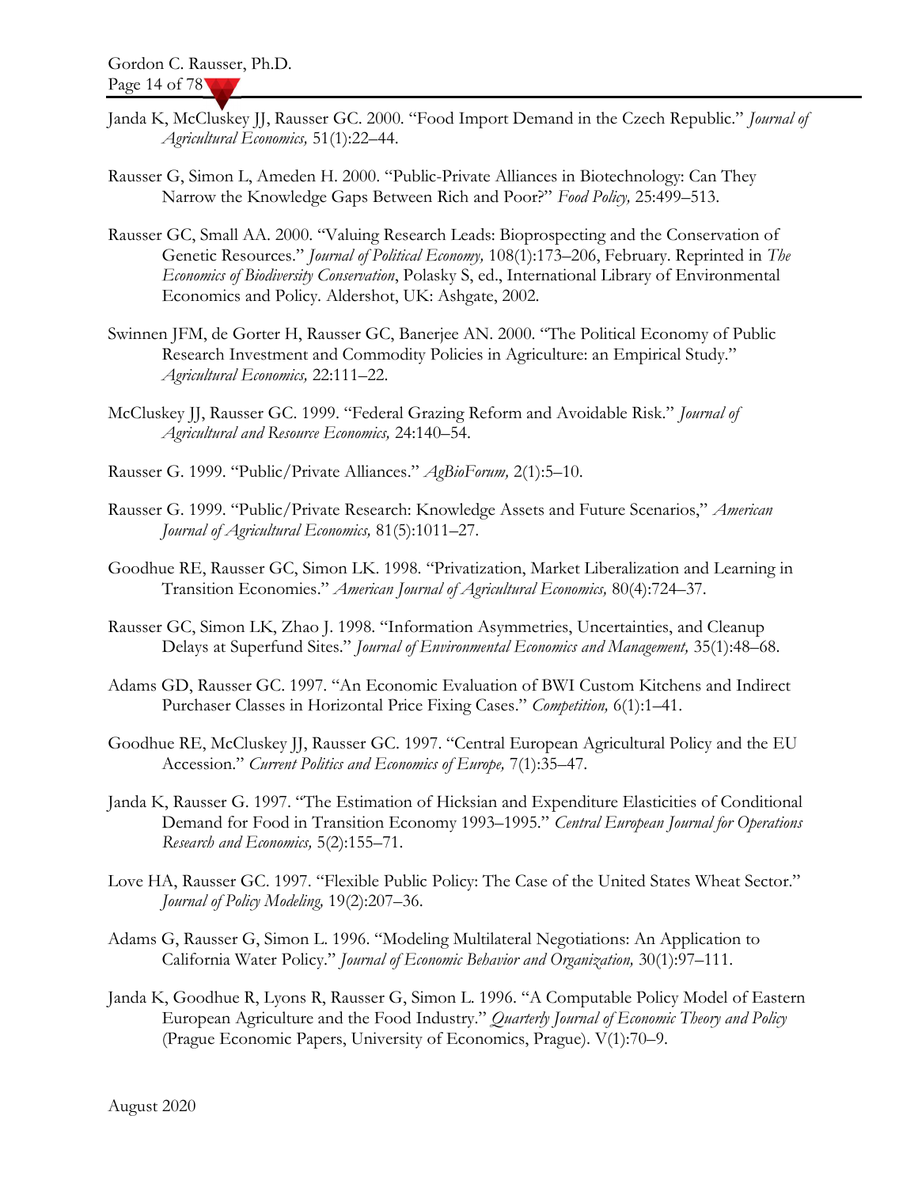Janda K, McCluskey JJ, Rausser GC. 2000. "Food Import Demand in the Czech Republic." *Journal of Agricultural Economics,* 51(1):22–44.

Rausser G, Simon L, Ameden H. 2000. "Public-Private Alliances in Biotechnology: Can They Narrow the Knowledge Gaps Between Rich and Poor?" *Food Policy,* 25:499–513.

Rausser GC, Small AA. 2000. "Valuing Research Leads: Bioprospecting and the Conservation of Genetic Resources." *Journal of Political Economy,* 108(1):173–206, February. Reprinted in *The Economics of Biodiversity Conservation*, Polasky S, ed., International Library of Environmental Economics and Policy. Aldershot, UK: Ashgate, 2002.

Swinnen JFM, de Gorter H, Rausser GC, Banerjee AN. 2000. "The Political Economy of Public Research Investment and Commodity Policies in Agriculture: an Empirical Study." *Agricultural Economics,* 22:111–22.

McCluskey JJ, Rausser GC. 1999. "Federal Grazing Reform and Avoidable Risk." *Journal of Agricultural and Resource Economics,* 24:140–54.

Rausser G. 1999. "Public/Private Alliances." *AgBioForum,* 2(1):5–10.

Rausser G. 1999. "Public/Private Research: Knowledge Assets and Future Scenarios," *American Journal of Agricultural Economics,* 81(5):1011–27.

Goodhue RE, Rausser GC, Simon LK. 1998. "Privatization, Market Liberalization and Learning in Transition Economies." *American Journal of Agricultural Economics,* 80(4):724–37.

Rausser GC, Simon LK, Zhao J. 1998. "Information Asymmetries, Uncertainties, and Cleanup Delays at Superfund Sites." *Journal of Environmental Economics and Management,* 35(1):48–68.

Adams GD, Rausser GC. 1997. "An Economic Evaluation of BWI Custom Kitchens and Indirect Purchaser Classes in Horizontal Price Fixing Cases." *Competition,* 6(1):1–41.

Goodhue RE, McCluskey JJ, Rausser GC. 1997. "Central European Agricultural Policy and the EU Accession." *Current Politics and Economics of Europe,* 7(1):35–47.

Janda K, Rausser G. 1997. "The Estimation of Hicksian and Expenditure Elasticities of Conditional Demand for Food in Transition Economy 1993–1995." *Central European Journal for Operations Research and Economics,* 5(2):155–71.

Love HA, Rausser GC. 1997. "Flexible Public Policy: The Case of the United States Wheat Sector." *Journal of Policy Modeling,* 19(2):207–36.

Adams G, Rausser G, Simon L. 1996. "Modeling Multilateral Negotiations: An Application to California Water Policy." *Journal of Economic Behavior and Organization,* 30(1):97–111.

Janda K, Goodhue R, Lyons R, Rausser G, Simon L. 1996. "A Computable Policy Model of Eastern European Agriculture and the Food Industry." *Quarterly Journal of Economic Theory and Policy* (Prague Economic Papers, University of Economics, Prague). V(1):70–9.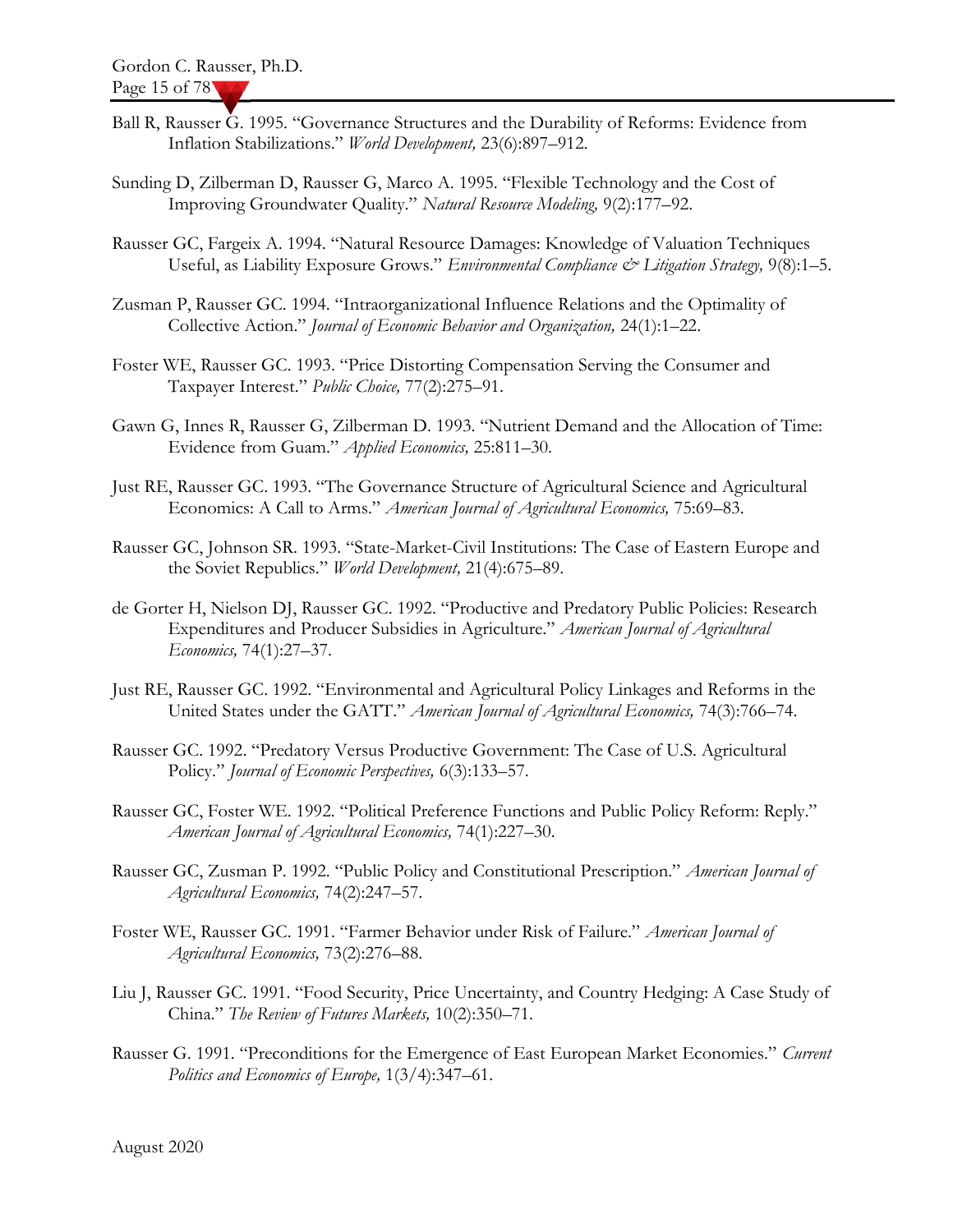Ball R, Rausser G. 1995. "Governance Structures and the Durability of Reforms: Evidence from Inflation Stabilizations." *World Development,* 23(6):897–912.

Sunding D, Zilberman D, Rausser G, Marco A. 1995. "Flexible Technology and the Cost of Improving Groundwater Quality." *Natural Resource Modeling,* 9(2):177–92.

Rausser GC, Fargeix A. 1994. "Natural Resource Damages: Knowledge of Valuation Techniques Useful, as Liability Exposure Grows." *Environmental Compliance & Litigation Strategy,* 9(8):1–5.

Zusman P, Rausser GC. 1994. "Intraorganizational Influence Relations and the Optimality of Collective Action." *Journal of Economic Behavior and Organization,* 24(1):1–22.

Foster WE, Rausser GC. 1993. "Price Distorting Compensation Serving the Consumer and Taxpayer Interest." *Public Choice,* 77(2):275–91.

Gawn G, Innes R, Rausser G, Zilberman D. 1993. "Nutrient Demand and the Allocation of Time: Evidence from Guam." *Applied Economics,* 25:811–30.

Just RE, Rausser GC. 1993. "The Governance Structure of Agricultural Science and Agricultural Economics: A Call to Arms." *American Journal of Agricultural Economics,* 75:69–83.

Rausser GC, Johnson SR. 1993. "State-Market-Civil Institutions: The Case of Eastern Europe and the Soviet Republics." *World Development,* 21(4):675–89.

de Gorter H, Nielson DJ, Rausser GC. 1992. "Productive and Predatory Public Policies: Research Expenditures and Producer Subsidies in Agriculture." *American Journal of Agricultural Economics,* 74(1):27–37.

Just RE, Rausser GC. 1992. "Environmental and Agricultural Policy Linkages and Reforms in the United States under the GATT." *American Journal of Agricultural Economics,* 74(3):766–74.

Rausser GC. 1992. "Predatory Versus Productive Government: The Case of U.S. Agricultural Policy." *Journal of Economic Perspectives,* 6(3):133–57.

Rausser GC, Foster WE. 1992. "Political Preference Functions and Public Policy Reform: Reply." *American Journal of Agricultural Economics,* 74(1):227–30.

Rausser GC, Zusman P. 1992. "Public Policy and Constitutional Prescription." *American Journal of Agricultural Economics,* 74(2):247–57.

Foster WE, Rausser GC. 1991. "Farmer Behavior under Risk of Failure." *American Journal of Agricultural Economics,* 73(2):276–88.

Liu J, Rausser GC. 1991. "Food Security, Price Uncertainty, and Country Hedging: A Case Study of China." *The Review of Futures Markets,* 10(2):350–71.

Rausser G. 1991. "Preconditions for the Emergence of East European Market Economies." *Current Politics and Economics of Europe,* 1(3/4):347–61.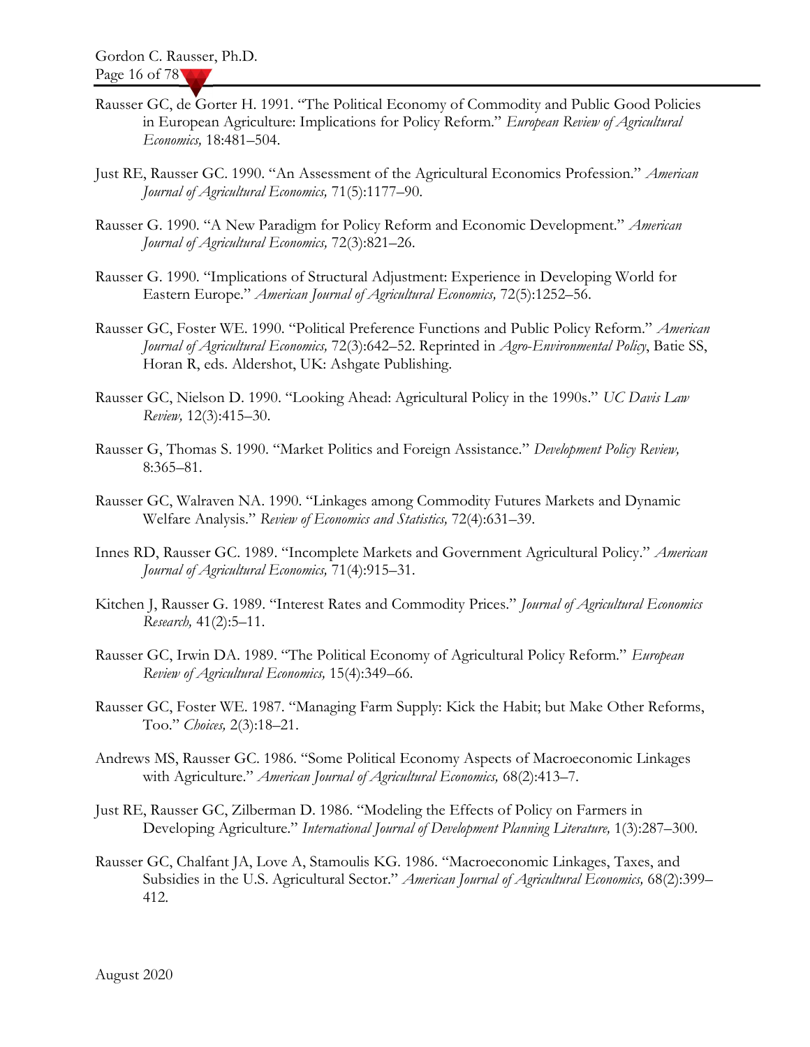Rausser GC, de Gorter H. 1991. "The Political Economy of Commodity and Public Good Policies in European Agriculture: Implications for Policy Reform." *European Review of Agricultural Economics,* 18:481–504.

Just RE, Rausser GC. 1990. "An Assessment of the Agricultural Economics Profession." *American Journal of Agricultural Economics,* 71(5):1177–90.

Rausser G. 1990. "A New Paradigm for Policy Reform and Economic Development." *American Journal of Agricultural Economics,* 72(3):821–26.

Rausser G. 1990. "Implications of Structural Adjustment: Experience in Developing World for Eastern Europe." *American Journal of Agricultural Economics,* 72(5):1252–56.

Rausser GC, Foster WE. 1990. "Political Preference Functions and Public Policy Reform." *American Journal of Agricultural Economics,* 72(3):642–52. Reprinted in *Agro-Environmental Policy*, Batie SS, Horan R, eds. Aldershot, UK: Ashgate Publishing.

Rausser GC, Nielson D. 1990. "Looking Ahead: Agricultural Policy in the 1990s." *UC Davis Law Review,* 12(3):415–30.

Rausser G, Thomas S. 1990. "Market Politics and Foreign Assistance." *Development Policy Review,* 8:365–81.

Rausser GC, Walraven NA. 1990. "Linkages among Commodity Futures Markets and Dynamic Welfare Analysis." *Review of Economics and Statistics,* 72(4):631–39.

Innes RD, Rausser GC. 1989. "Incomplete Markets and Government Agricultural Policy." *American Journal of Agricultural Economics,* 71(4):915–31.

Kitchen J, Rausser G. 1989. "Interest Rates and Commodity Prices." *Journal of Agricultural Economics Research,* 41(2):5–11.

Rausser GC, Irwin DA. 1989. "The Political Economy of Agricultural Policy Reform." *European Review of Agricultural Economics,* 15(4):349–66.

Rausser GC, Foster WE. 1987. "Managing Farm Supply: Kick the Habit; but Make Other Reforms, Too." *Choices,* 2(3):18–21.

Andrews MS, Rausser GC. 1986. "Some Political Economy Aspects of Macroeconomic Linkages with Agriculture." *American Journal of Agricultural Economics,* 68(2):413–7.

Just RE, Rausser GC, Zilberman D. 1986. "Modeling the Effects of Policy on Farmers in Developing Agriculture." *International Journal of Development Planning Literature,* 1(3):287–300.

Rausser GC, Chalfant JA, Love A, Stamoulis KG. 1986. "Macroeconomic Linkages, Taxes, and Subsidies in the U.S. Agricultural Sector." *American Journal of Agricultural Economics,* 68(2):399–412.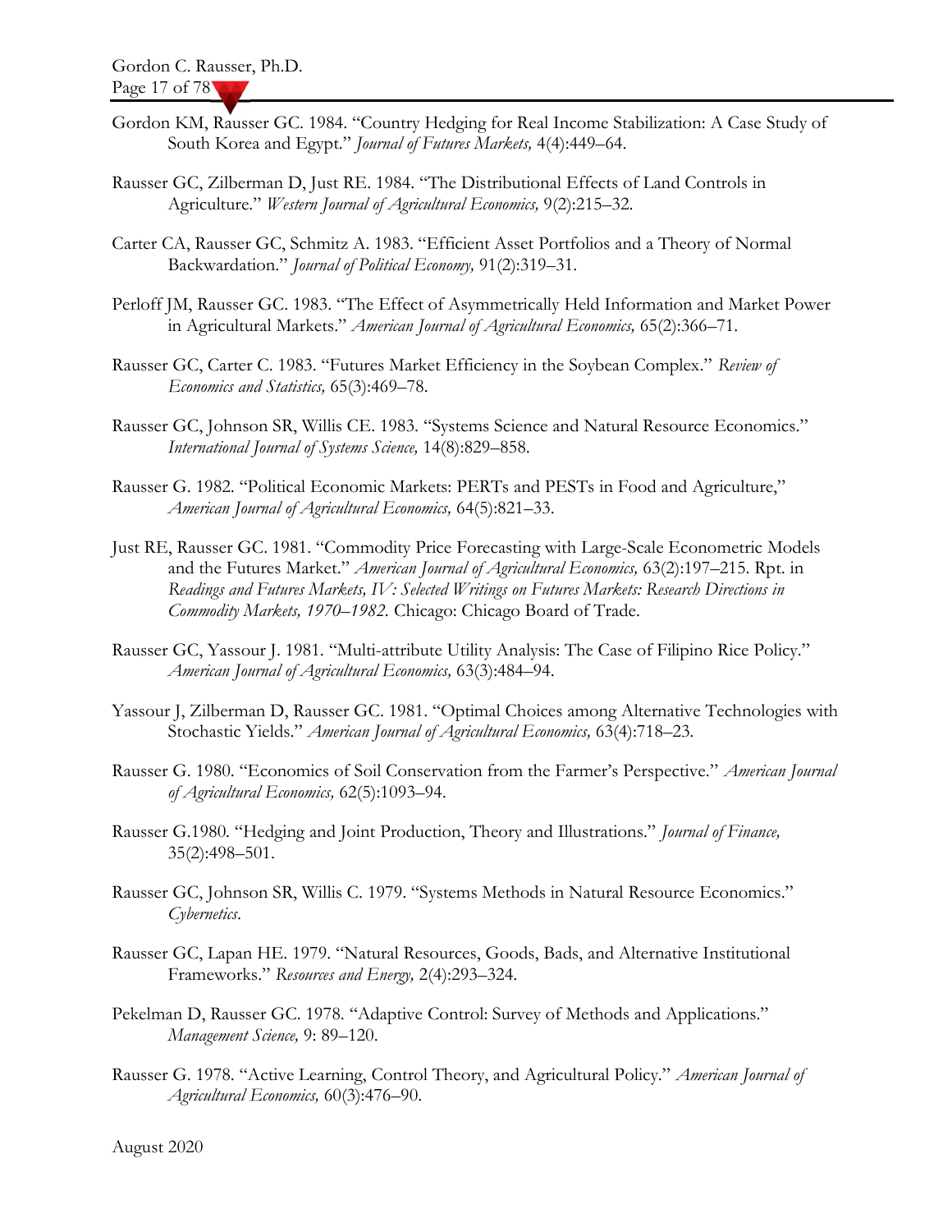Gordon KM, Rausser GC. 1984. "Country Hedging for Real Income Stabilization: A Case Study of South Korea and Egypt." *Journal of Futures Markets,* 4(4):449–64.

Rausser GC, Zilberman D, Just RE. 1984. "The Distributional Effects of Land Controls in Agriculture." *Western Journal of Agricultural Economics,* 9(2):215–32.

Carter CA, Rausser GC, Schmitz A. 1983. "Efficient Asset Portfolios and a Theory of Normal Backwardation." *Journal of Political Economy,* 91(2):319–31.

Perloff JM, Rausser GC. 1983. "The Effect of Asymmetrically Held Information and Market Power in Agricultural Markets." *American Journal of Agricultural Economics,* 65(2):366–71.

Rausser GC, Carter C. 1983. "Futures Market Efficiency in the Soybean Complex." *Review of Economics and Statistics,* 65(3):469–78.

Rausser GC, Johnson SR, Willis CE. 1983. "Systems Science and Natural Resource Economics." *International Journal of Systems Science,* 14(8):829–858.

Rausser G. 1982. "Political Economic Markets: PERTs and PESTs in Food and Agriculture," *American Journal of Agricultural Economics,* 64(5):821–33.

Just RE, Rausser GC. 1981. "Commodity Price Forecasting with Large-Scale Econometric Models and the Futures Market." *American Journal of Agricultural Economics,* 63(2):197–215. Rpt. in *Readings and Futures Markets, IV: Selected Writings on Futures Markets: Research Directions in Commodity Markets, 1970–1982.* Chicago: Chicago Board of Trade.

Rausser GC, Yassour J. 1981. "Multi-attribute Utility Analysis: The Case of Filipino Rice Policy." *American Journal of Agricultural Economics,* 63(3):484–94.

Yassour J, Zilberman D, Rausser GC. 1981. "Optimal Choices among Alternative Technologies with Stochastic Yields." *American Journal of Agricultural Economics,* 63(4):718–23.

Rausser G. 1980. "Economics of Soil Conservation from the Farmer's Perspective." *American Journal of Agricultural Economics,* 62(5):1093–94.

Rausser G.1980. "Hedging and Joint Production, Theory and Illustrations." *Journal of Finance,* 35(2):498–501.

Rausser GC, Johnson SR, Willis C. 1979. "Systems Methods in Natural Resource Economics." *Cybernetics*.

Rausser GC, Lapan HE. 1979. "Natural Resources, Goods, Bads, and Alternative Institutional Frameworks." *Resources and Energy,* 2(4):293–324.

Pekelman D, Rausser GC. 1978. "Adaptive Control: Survey of Methods and Applications." *Management Science,* 9: 89–120.

Rausser G. 1978. "Active Learning, Control Theory, and Agricultural Policy." *American Journal of Agricultural Economics,* 60(3):476–90.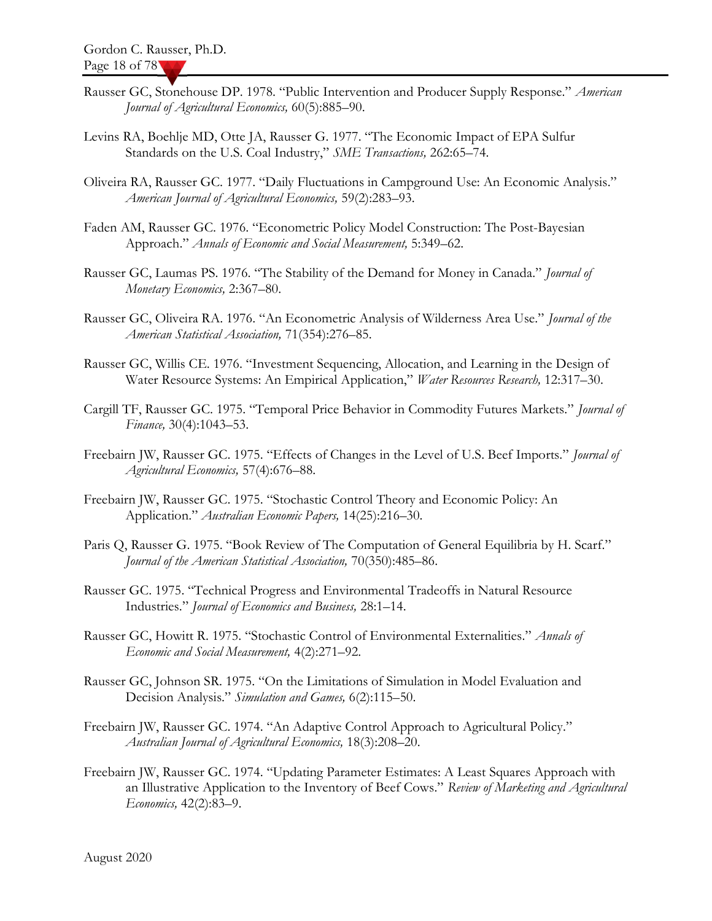Rausser GC, Stonehouse DP. 1978. "Public Intervention and Producer Supply Response." *American Journal of Agricultural Economics,* 60(5):885–90.

Levins RA, Boehlje MD, Otte JA, Rausser G. 1977. "The Economic Impact of EPA Sulfur Standards on the U.S. Coal Industry," *SME Transactions,* 262:65–74.

Oliveira RA, Rausser GC. 1977. "Daily Fluctuations in Campground Use: An Economic Analysis." *American Journal of Agricultural Economics,* 59(2):283–93.

Faden AM, Rausser GC. 1976. "Econometric Policy Model Construction: The Post-Bayesian Approach." *Annals of Economic and Social Measurement,* 5:349–62.

Rausser GC, Laumas PS. 1976. "The Stability of the Demand for Money in Canada." *Journal of Monetary Economics,* 2:367–80.

Rausser GC, Oliveira RA. 1976. "An Econometric Analysis of Wilderness Area Use." *Journal of the American Statistical Association,* 71(354):276–85.

Rausser GC, Willis CE. 1976. "Investment Sequencing, Allocation, and Learning in the Design of Water Resource Systems: An Empirical Application," *Water Resources Research,* 12:317–30.

Cargill TF, Rausser GC. 1975. "Temporal Price Behavior in Commodity Futures Markets." *Journal of Finance,* 30(4):1043–53.

Freebairn JW, Rausser GC. 1975. "Effects of Changes in the Level of U.S. Beef Imports." *Journal of Agricultural Economics,* 57(4):676–88.

Freebairn JW, Rausser GC. 1975. "Stochastic Control Theory and Economic Policy: An Application." *Australian Economic Papers,* 14(25):216–30.

Paris Q, Rausser G. 1975. "Book Review of The Computation of General Equilibria by H. Scarf." *Journal of the American Statistical Association,* 70(350):485–86.

Rausser GC. 1975. "Technical Progress and Environmental Tradeoffs in Natural Resource Industries." *Journal of Economics and Business,* 28:1–14.

Rausser GC, Howitt R. 1975. "Stochastic Control of Environmental Externalities." *Annals of Economic and Social Measurement,* 4(2):271–92.

Rausser GC, Johnson SR. 1975. "On the Limitations of Simulation in Model Evaluation and Decision Analysis." *Simulation and Games,* 6(2):115–50.

Freebairn JW, Rausser GC. 1974. "An Adaptive Control Approach to Agricultural Policy." *Australian Journal of Agricultural Economics,* 18(3):208–20.

Freebairn JW, Rausser GC. 1974. "Updating Parameter Estimates: A Least Squares Approach with an Illustrative Application to the Inventory of Beef Cows." *Review of Marketing and Agricultural Economics,* 42(2):83–9.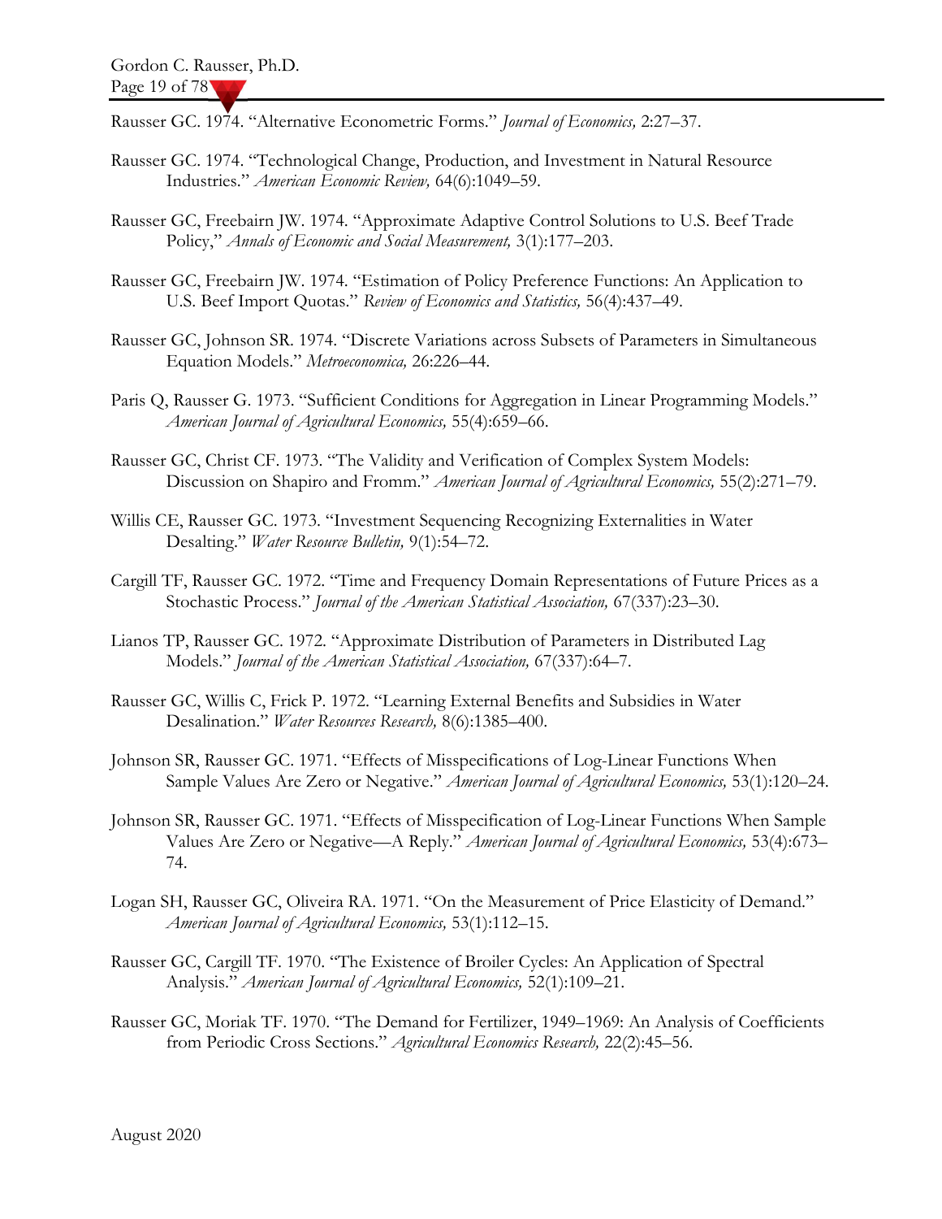Rausser GC. 1974. "Alternative Econometric Forms." *Journal of Economics,* 2:27–37.

Rausser GC. 1974. "Technological Change, Production, and Investment in Natural Resource Industries." *American Economic Review,* 64(6):1049–59.

Rausser GC, Freebairn JW. 1974. "Approximate Adaptive Control Solutions to U.S. Beef Trade Policy," *Annals of Economic and Social Measurement,* 3(1):177–203.

Rausser GC, Freebairn JW. 1974. "Estimation of Policy Preference Functions: An Application to U.S. Beef Import Quotas." *Review of Economics and Statistics,* 56(4):437–49.

Rausser GC, Johnson SR. 1974. "Discrete Variations across Subsets of Parameters in Simultaneous Equation Models." *Metroeconomica,* 26:226–44.

Paris Q, Rausser G. 1973. "Sufficient Conditions for Aggregation in Linear Programming Models." *American Journal of Agricultural Economics,* 55(4):659–66.

Rausser GC, Christ CF. 1973. "The Validity and Verification of Complex System Models: Discussion on Shapiro and Fromm." *American Journal of Agricultural Economics,* 55(2):271–79.

Willis CE, Rausser GC. 1973. "Investment Sequencing Recognizing Externalities in Water Desalting." *Water Resource Bulletin,* 9(1):54–72.

Cargill TF, Rausser GC. 1972. "Time and Frequency Domain Representations of Future Prices as a Stochastic Process." *Journal of the American Statistical Association,* 67(337):23–30.

Lianos TP, Rausser GC. 1972. "Approximate Distribution of Parameters in Distributed Lag Models." *Journal of the American Statistical Association,* 67(337):64–7.

Rausser GC, Willis C, Frick P. 1972. "Learning External Benefits and Subsidies in Water Desalination." *Water Resources Research,* 8(6):1385–400.

Johnson SR, Rausser GC. 1971. "Effects of Misspecifications of Log-Linear Functions When Sample Values Are Zero or Negative." *American Journal of Agricultural Economics,* 53(1):120–24.

Johnson SR, Rausser GC. 1971. "Effects of Misspecification of Log-Linear Functions When Sample Values Are Zero or Negative—A Reply." *American Journal of Agricultural Economics,* 53(4):673–74.

Logan SH, Rausser GC, Oliveira RA. 1971. "On the Measurement of Price Elasticity of Demand." *American Journal of Agricultural Economics,* 53(1):112–15.

Rausser GC, Cargill TF. 1970. "The Existence of Broiler Cycles: An Application of Spectral Analysis." *American Journal of Agricultural Economics,* 52(1):109–21.

Rausser GC, Moriak TF. 1970. "The Demand for Fertilizer, 1949–1969: An Analysis of Coefficients from Periodic Cross Sections." *Agricultural Economics Research,* 22(2):45–56.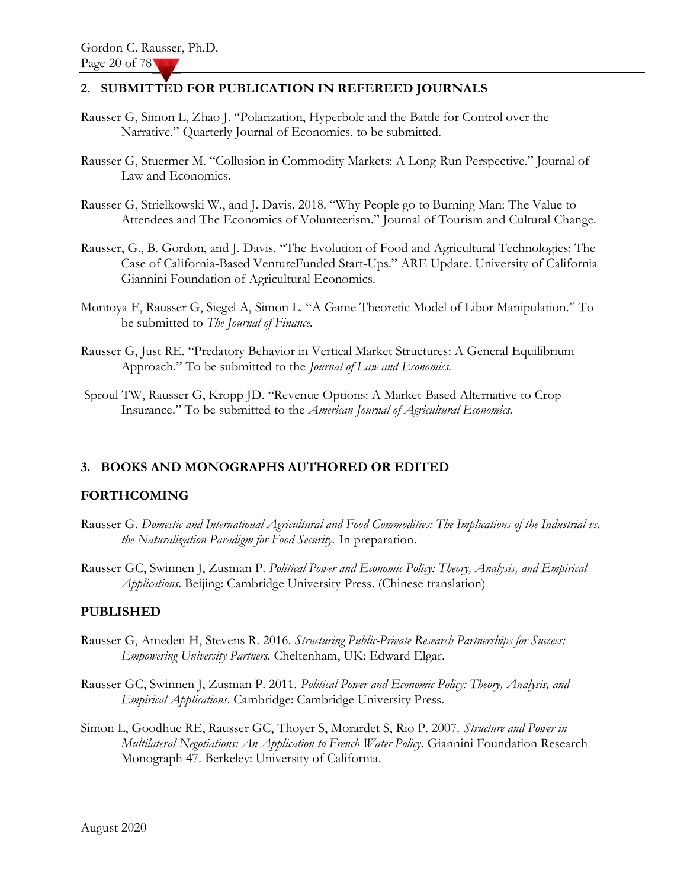## 2. SUBMITTED FOR PUBLICATION IN REFEREED JOURNALS

Rausser G, Simon L, Zhao J. "Polarization, Hyperbole and the Battle for Control over the Narrative." Quarterly Journal of Economics. to be submitted.

Rausser G, Stuermer M. "Collusion in Commodity Markets: A Long-Run Perspective." Journal of Law and Economics.

Rausser G, Strielkowski W., and J. Davis. 2018. "Why People go to Burning Man: The Value to Attendees and The Economics of Volunteerism." Journal of Tourism and Cultural Change.

Rausser, G., B. Gordon, and J. Davis. "The Evolution of Food and Agricultural Technologies: The Case of California-Based VentureFunded Start-Ups." ARE Update. University of California Giannini Foundation of Agricultural Economics.

Montoya E, Rausser G, Siegel A, Simon L. "A Game Theoretic Model of Libor Manipulation." To be submitted to *The Journal of Finance.*

Rausser G, Just RE. "Predatory Behavior in Vertical Market Structures: A General Equilibrium Approach." To be submitted to the *Journal of Law and Economics.*

Sproul TW, Rausser G, Kropp JD. "Revenue Options: A Market-Based Alternative to Crop Insurance." To be submitted to the *American Journal of Agricultural Economics.*

## 3. BOOKS AND MONOGRAPHS AUTHORED OR EDITED

### FORTHCOMING

Rausser G. *Domestic and International Agricultural and Food Commodities: The Implications of the Industrial vs. the Naturalization Paradigm for Food Security.* In preparation.

Rausser GC, Swinnen J, Zusman P. *Political Power and Economic Policy: Theory, Analysis, and Empirical Applications*. Beijing: Cambridge University Press. (Chinese translation)

### PUBLISHED

Rausser G, Ameden H, Stevens R. 2016. *Structuring Public-Private Research Partnerships for Success: Empowering University Partners.* Cheltenham, UK: Edward Elgar.

Rausser GC, Swinnen J, Zusman P. 2011. *Political Power and Economic Policy: Theory, Analysis, and Empirical Applications*. Cambridge: Cambridge University Press.

Simon L, Goodhue RE, Rausser GC, Thoyer S, Morardet S, Rio P. 2007. *Structure and Power in Multilateral Negotiations: An Application to French Water Policy*. Giannini Foundation Research Monograph 47. Berkeley: University of California.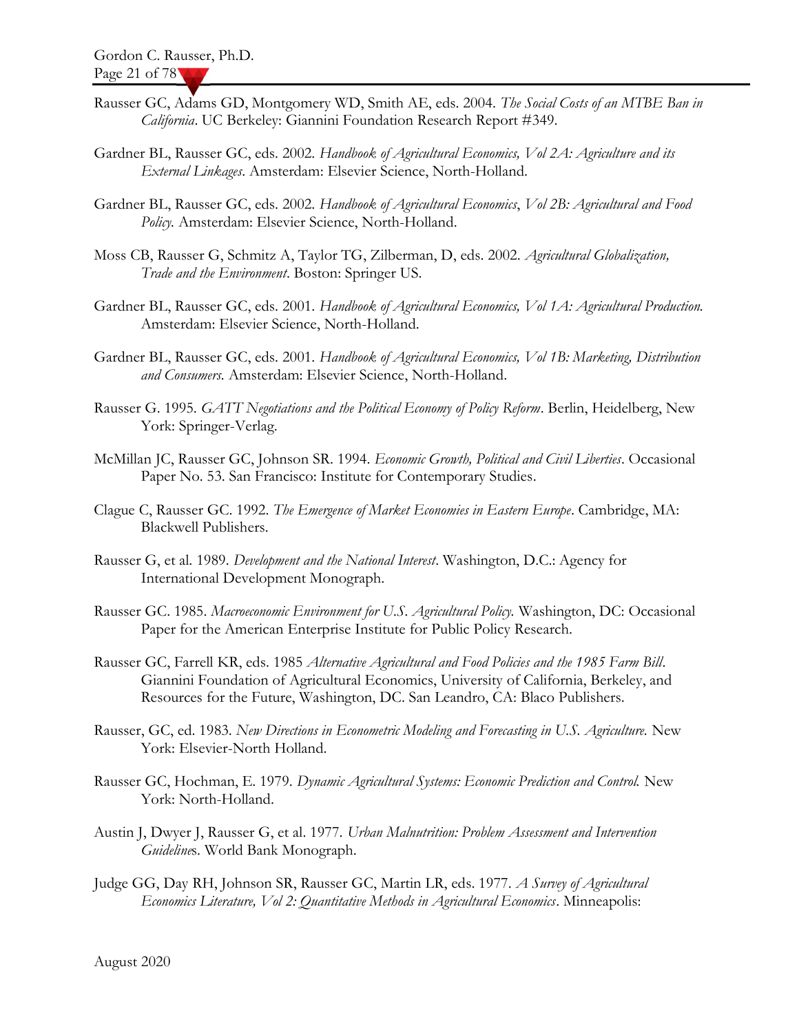Rausser GC, Adams GD, Montgomery WD, Smith AE, eds. 2004. *The Social Costs of an MTBE Ban in California*. UC Berkeley: Giannini Foundation Research Report #349.

Gardner BL, Rausser GC, eds. 2002. *Handbook of Agricultural Economics, Vol 2A: Agriculture and its External Linkages*. Amsterdam: Elsevier Science, North-Holland.

Gardner BL, Rausser GC, eds. 2002. *Handbook of Agricultural Economics*, *Vol 2B: Agricultural and Food Policy.* Amsterdam: Elsevier Science, North-Holland.

Moss CB, Rausser G, Schmitz A, Taylor TG, Zilberman, D, eds. 2002. *Agricultural Globalization, Trade and the Environment*. Boston: Springer US.

Gardner BL, Rausser GC, eds. 2001. *Handbook of Agricultural Economics, Vol 1A: Agricultural Production.* Amsterdam: Elsevier Science, North-Holland.

Gardner BL, Rausser GC, eds. 2001. *Handbook of Agricultural Economics, Vol 1B: Marketing, Distribution and Consumers.* Amsterdam: Elsevier Science, North-Holland.

Rausser G. 1995. *GATT Negotiations and the Political Economy of Policy Reform*. Berlin, Heidelberg, New York: Springer-Verlag.

McMillan JC, Rausser GC, Johnson SR. 1994. *Economic Growth, Political and Civil Liberties*. Occasional Paper No. 53. San Francisco: Institute for Contemporary Studies.

Clague C, Rausser GC. 1992. *The Emergence of Market Economies in Eastern Europe*. Cambridge, MA: Blackwell Publishers.

Rausser G, et al. 1989. *Development and the National Interest*. Washington, D.C.: Agency for International Development Monograph.

Rausser GC. 1985. *Macroeconomic Environment for U.S. Agricultural Policy.* Washington, DC: Occasional Paper for the American Enterprise Institute for Public Policy Research.

Rausser GC, Farrell KR, eds. 1985 *Alternative Agricultural and Food Policies and the 1985 Farm Bill*. Giannini Foundation of Agricultural Economics, University of California, Berkeley, and Resources for the Future, Washington, DC. San Leandro, CA: Blaco Publishers.

Rausser, GC, ed. 1983. *New Directions in Econometric Modeling and Forecasting in U.S. Agriculture.* New York: Elsevier-North Holland.

Rausser GC, Hochman, E. 1979. *Dynamic Agricultural Systems: Economic Prediction and Control.* New York: North-Holland.

Austin J, Dwyer J, Rausser G, et al. 1977. *Urban Malnutrition: Problem Assessment and Intervention Guidelines*. World Bank Monograph.

Judge GG, Day RH, Johnson SR, Rausser GC, Martin LR, eds. 1977. *A Survey of Agricultural Economics Literature, Vol 2: Quantitative Methods in Agricultural Economics*. Minneapolis: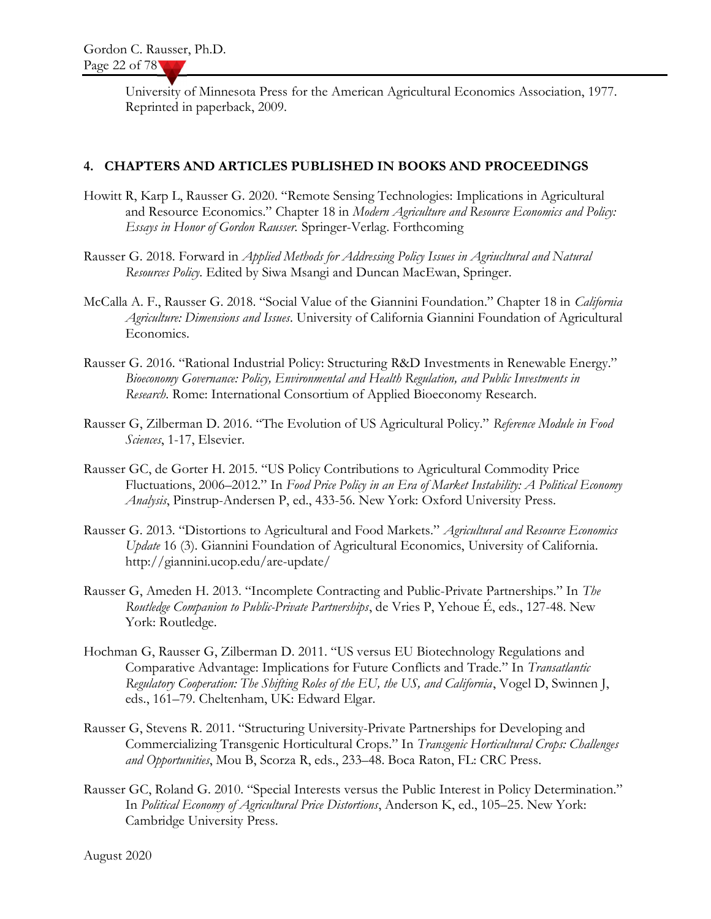University of Minnesota Press for the American Agricultural Economics Association, 1977. Reprinted in paperback, 2009.

## 4. CHAPTERS AND ARTICLES PUBLISHED IN BOOKS AND PROCEEDINGS

Howitt R, Karp L, Rausser G. 2020. "Remote Sensing Technologies: Implications in Agricultural and Resource Economics." Chapter 18 in *Modern Agriculture and Resource Economics and Policy: Essays in Honor of Gordon Rausser.* Springer-Verlag. Forthcoming

Rausser G. 2018. Forward in *Applied Methods for Addressing Policy Issues in Agriucltural and Natural Resources Policy*. Edited by Siwa Msangi and Duncan MacEwan, Springer.

McCalla A. F., Rausser G. 2018. "Social Value of the Giannini Foundation." Chapter 18 in *California Agriculture: Dimensions and Issues*. University of California Giannini Foundation of Agricultural Economics.

Rausser G. 2016. "Rational Industrial Policy: Structuring R&D Investments in Renewable Energy." *Bioeconomy Governance: Policy, Environmental and Health Regulation, and Public Investments in Research*. Rome: International Consortium of Applied Bioeconomy Research.

Rausser G, Zilberman D. 2016. "The Evolution of US Agricultural Policy." *Reference Module in Food Sciences*, 1-17, Elsevier.

Rausser GC, de Gorter H. 2015. "US Policy Contributions to Agricultural Commodity Price Fluctuations, 2006–2012." In *Food Price Policy in an Era of Market Instability: A Political Economy Analysis*, Pinstrup-Andersen P, ed., 433-56. New York: Oxford University Press.

Rausser G. 2013. "Distortions to Agricultural and Food Markets." *Agricultural and Resource Economics Update* 16 (3). Giannini Foundation of Agricultural Economics, University of California. http://giannini.ucop.edu/are-update/

Rausser G, Ameden H. 2013. "Incomplete Contracting and Public-Private Partnerships." In *The Routledge Companion to Public-Private Partnerships*, de Vries P, Yehoue É, eds., 127-48. New York: Routledge.

Hochman G, Rausser G, Zilberman D. 2011. "US versus EU Biotechnology Regulations and Comparative Advantage: Implications for Future Conflicts and Trade." In *Transatlantic Regulatory Cooperation: The Shifting Roles of the EU, the US, and California*, Vogel D, Swinnen J, eds., 161–79. Cheltenham, UK: Edward Elgar.

Rausser G, Stevens R. 2011. "Structuring University-Private Partnerships for Developing and Commercializing Transgenic Horticultural Crops." In *Transgenic Horticultural Crops: Challenges and Opportunities*, Mou B, Scorza R, eds., 233–48. Boca Raton, FL: CRC Press.

Rausser GC, Roland G. 2010. "Special Interests versus the Public Interest in Policy Determination." In *Political Economy of Agricultural Price Distortions*, Anderson K, ed., 105–25. New York: Cambridge University Press.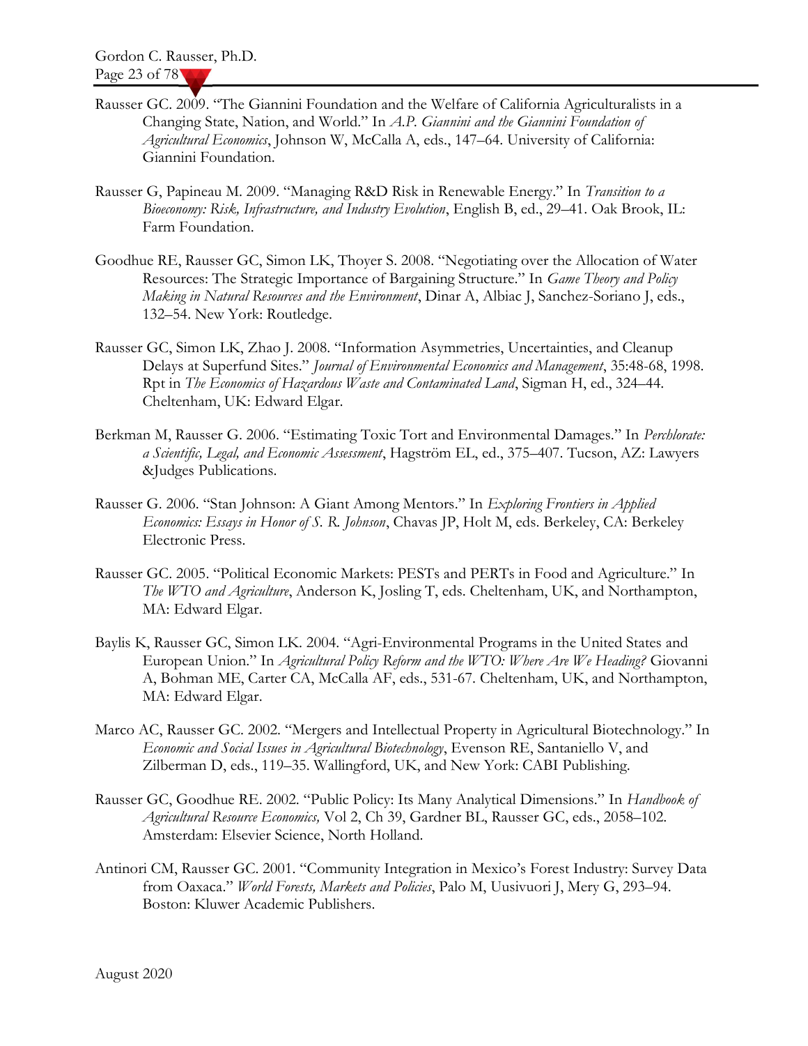Rausser GC. 2009. "The Giannini Foundation and the Welfare of California Agriculturalists in a Changing State, Nation, and World." In *A.P. Giannini and the Giannini Foundation of Agricultural Economics*, Johnson W, McCalla A, eds., 147–64. University of California: Giannini Foundation.

Rausser G, Papineau M. 2009. "Managing R&D Risk in Renewable Energy." In *Transition to a Bioeconomy: Risk, Infrastructure, and Industry Evolution*, English B, ed., 29–41. Oak Brook, IL: Farm Foundation.

Goodhue RE, Rausser GC, Simon LK, Thoyer S. 2008. "Negotiating over the Allocation of Water Resources: The Strategic Importance of Bargaining Structure." In *Game Theory and Policy Making in Natural Resources and the Environment*, Dinar A, Albiac J, Sanchez-Soriano J, eds., 132–54. New York: Routledge.

Rausser GC, Simon LK, Zhao J. 2008. "Information Asymmetries, Uncertainties, and Cleanup Delays at Superfund Sites." *Journal of Environmental Economics and Management*, 35:48-68, 1998. Rpt in *The Economics of Hazardous Waste and Contaminated Land*, Sigman H, ed., 324–44. Cheltenham, UK: Edward Elgar.

Berkman M, Rausser G. 2006. "Estimating Toxic Tort and Environmental Damages." In *Perchlorate: a Scientific, Legal, and Economic Assessment*, Hagström EL, ed., 375–407. Tucson, AZ: Lawyers &Judges Publications.

Rausser G. 2006. "Stan Johnson: A Giant Among Mentors." In *Exploring Frontiers in Applied Economics: Essays in Honor of S. R. Johnson*, Chavas JP, Holt M, eds. Berkeley, CA: Berkeley Electronic Press.

Rausser GC. 2005. "Political Economic Markets: PESTs and PERTs in Food and Agriculture." In *The WTO and Agriculture*, Anderson K, Josling T, eds. Cheltenham, UK, and Northampton, MA: Edward Elgar.

Baylis K, Rausser GC, Simon LK. 2004. "Agri-Environmental Programs in the United States and European Union." In *Agricultural Policy Reform and the WTO: Where Are We Heading?* Giovanni A, Bohman ME, Carter CA, McCalla AF, eds., 531-67. Cheltenham, UK, and Northampton, MA: Edward Elgar.

Marco AC, Rausser GC. 2002. "Mergers and Intellectual Property in Agricultural Biotechnology." In *Economic and Social Issues in Agricultural Biotechnology*, Evenson RE, Santaniello V, and Zilberman D, eds., 119–35. Wallingford, UK, and New York: CABI Publishing.

Rausser GC, Goodhue RE. 2002. "Public Policy: Its Many Analytical Dimensions." In *Handbook of Agricultural Resource Economics,* Vol 2, Ch 39, Gardner BL, Rausser GC, eds., 2058–102. Amsterdam: Elsevier Science, North Holland.

Antinori CM, Rausser GC. 2001. "Community Integration in Mexico's Forest Industry: Survey Data from Oaxaca." *World Forests, Markets and Policies*, Palo M, Uusivuori J, Mery G, 293–94. Boston: Kluwer Academic Publishers.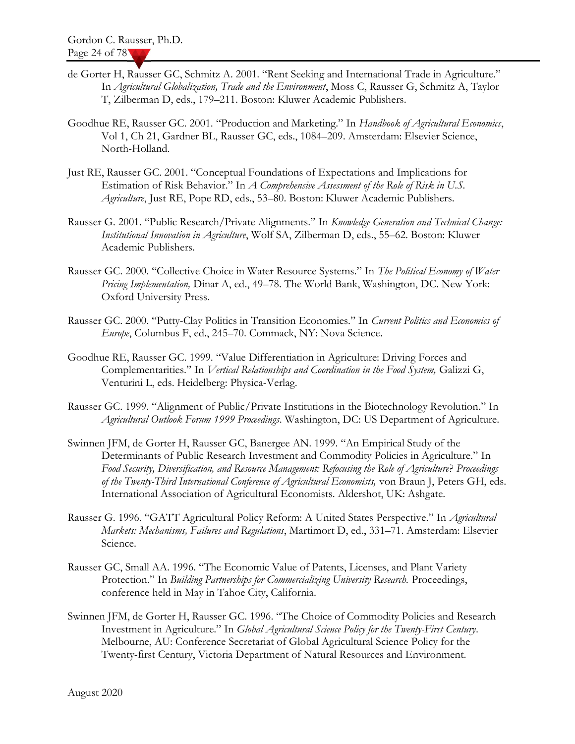de Gorter H, Rausser GC, Schmitz A. 2001. "Rent Seeking and International Trade in Agriculture." In *Agricultural Globalization, Trade and the Environment*, Moss C, Rausser G, Schmitz A, Taylor T, Zilberman D, eds., 179–211. Boston: Kluwer Academic Publishers.

Goodhue RE, Rausser GC. 2001. "Production and Marketing." In *Handbook of Agricultural Economics*, Vol 1, Ch 21, Gardner BL, Rausser GC, eds., 1084–209. Amsterdam: Elsevier Science, North-Holland.

Just RE, Rausser GC. 2001. "Conceptual Foundations of Expectations and Implications for Estimation of Risk Behavior." In *A Comprehensive Assessment of the Role of Risk in U.S. Agriculture*, Just RE, Pope RD, eds., 53–80. Boston: Kluwer Academic Publishers.

Rausser G. 2001. "Public Research/Private Alignments." In *Knowledge Generation and Technical Change: Institutional Innovation in Agriculture*, Wolf SA, Zilberman D, eds., 55–62. Boston: Kluwer Academic Publishers.

Rausser GC. 2000. "Collective Choice in Water Resource Systems." In *The Political Economy of Water Pricing Implementation,* Dinar A, ed., 49–78. The World Bank, Washington, DC. New York: Oxford University Press.

Rausser GC. 2000. "Putty-Clay Politics in Transition Economies." In *Current Politics and Economics of Europe*, Columbus F, ed., 245–70. Commack, NY: Nova Science.

Goodhue RE, Rausser GC. 1999. "Value Differentiation in Agriculture: Driving Forces and Complementarities." In *Vertical Relationships and Coordination in the Food System,* Galizzi G, Venturini L, eds. Heidelberg: Physica-Verlag.

Rausser GC. 1999. "Alignment of Public/Private Institutions in the Biotechnology Revolution." In *Agricultural Outlook Forum 1999 Proceedings*. Washington, DC: US Department of Agriculture.

Swinnen JFM, de Gorter H, Rausser GC, Banergee AN. 1999. "An Empirical Study of the Determinants of Public Research Investment and Commodity Policies in Agriculture." In *Food Security, Diversification, and Resource Management: Refocusing the Role of Agriculture*? *Proceedings of the Twenty-Third International Conference of Agricultural Economists,* von Braun J, Peters GH, eds. International Association of Agricultural Economists. Aldershot, UK: Ashgate.

Rausser G. 1996. "GATT Agricultural Policy Reform: A United States Perspective." In *Agricultural Markets: Mechanisms, Failures and Regulations*, Martimort D, ed., 331–71. Amsterdam: Elsevier Science.

Rausser GC, Small AA. 1996. "The Economic Value of Patents, Licenses, and Plant Variety Protection." In *Building Partnerships for Commercializing University Research.* Proceedings, conference held in May in Tahoe City, California.

Swinnen JFM, de Gorter H, Rausser GC. 1996. "The Choice of Commodity Policies and Research Investment in Agriculture." In *Global Agricultural Science Policy for the Twenty-First Century*. Melbourne, AU: Conference Secretariat of Global Agricultural Science Policy for the Twenty-first Century, Victoria Department of Natural Resources and Environment.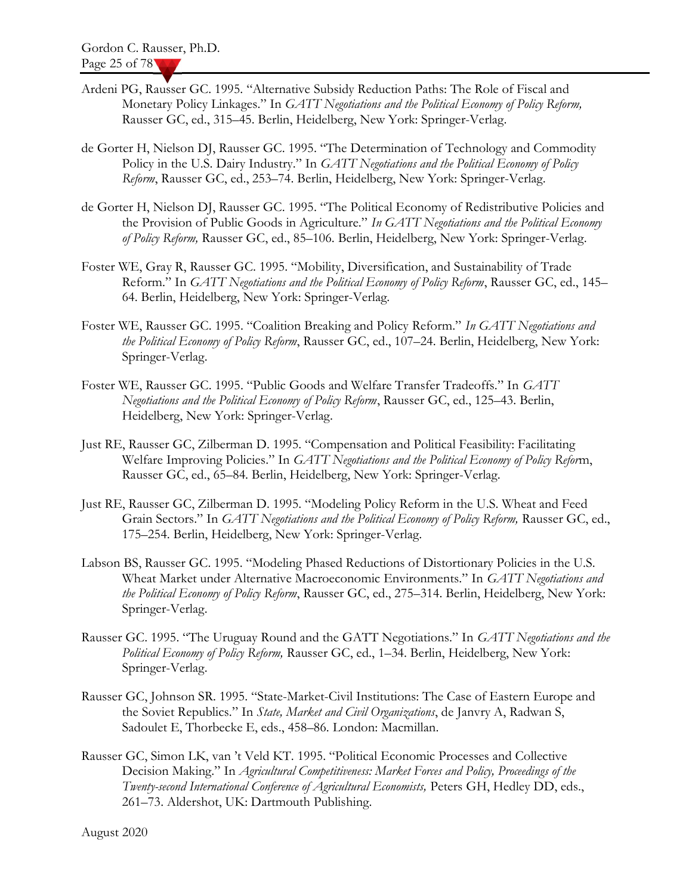Ardeni PG, Rausser GC. 1995. "Alternative Subsidy Reduction Paths: The Role of Fiscal and Monetary Policy Linkages." In *GATT Negotiations and the Political Economy of Policy Reform,* Rausser GC, ed., 315–45. Berlin, Heidelberg, New York: Springer-Verlag.

de Gorter H, Nielson DJ, Rausser GC. 1995. "The Determination of Technology and Commodity Policy in the U.S. Dairy Industry." In *GATT Negotiations and the Political Economy of Policy Reform*, Rausser GC, ed., 253–74. Berlin, Heidelberg, New York: Springer-Verlag.

de Gorter H, Nielson DJ, Rausser GC. 1995. "The Political Economy of Redistributive Policies and the Provision of Public Goods in Agriculture." *In GATT Negotiations and the Political Economy of Policy Reform,* Rausser GC, ed., 85–106. Berlin, Heidelberg, New York: Springer-Verlag.

Foster WE, Gray R, Rausser GC. 1995. "Mobility, Diversification, and Sustainability of Trade Reform." In *GATT Negotiations and the Political Economy of Policy Reform*, Rausser GC, ed., 145–64. Berlin, Heidelberg, New York: Springer-Verlag.

Foster WE, Rausser GC. 1995. "Coalition Breaking and Policy Reform." *In GATT Negotiations and the Political Economy of Policy Reform*, Rausser GC, ed., 107–24. Berlin, Heidelberg, New York: Springer-Verlag.

Foster WE, Rausser GC. 1995. "Public Goods and Welfare Transfer Tradeoffs." In *GATT Negotiations and the Political Economy of Policy Reform*, Rausser GC, ed., 125–43. Berlin, Heidelberg, New York: Springer-Verlag.

Just RE, Rausser GC, Zilberman D. 1995. "Compensation and Political Feasibility: Facilitating Welfare Improving Policies." In *GATT Negotiations and the Political Economy of Policy Refor*m, Rausser GC, ed., 65–84. Berlin, Heidelberg, New York: Springer-Verlag.

Just RE, Rausser GC, Zilberman D. 1995. "Modeling Policy Reform in the U.S. Wheat and Feed Grain Sectors." In *GATT Negotiations and the Political Economy of Policy Reform,* Rausser GC, ed., 175–254. Berlin, Heidelberg, New York: Springer-Verlag.

Labson BS, Rausser GC. 1995. "Modeling Phased Reductions of Distortionary Policies in the U.S. Wheat Market under Alternative Macroeconomic Environments." In *GATT Negotiations and the Political Economy of Policy Reform*, Rausser GC, ed., 275–314. Berlin, Heidelberg, New York: Springer-Verlag.

Rausser GC. 1995. "The Uruguay Round and the GATT Negotiations." In *GATT Negotiations and the Political Economy of Policy Reform,* Rausser GC, ed., 1–34. Berlin, Heidelberg, New York: Springer-Verlag.

Rausser GC, Johnson SR. 1995. "State-Market-Civil Institutions: The Case of Eastern Europe and the Soviet Republics." In *State, Market and Civil Organizations*, de Janvry A, Radwan S, Sadoulet E, Thorbecke E, eds., 458–86. London: Macmillan.

Rausser GC, Simon LK, van 't Veld KT. 1995. "Political Economic Processes and Collective Decision Making." In *Agricultural Competitiveness: Market Forces and Policy, Proceedings of the Twenty-second International Conference of Agricultural Economists,* Peters GH, Hedley DD, eds., 261–73. Aldershot, UK: Dartmouth Publishing.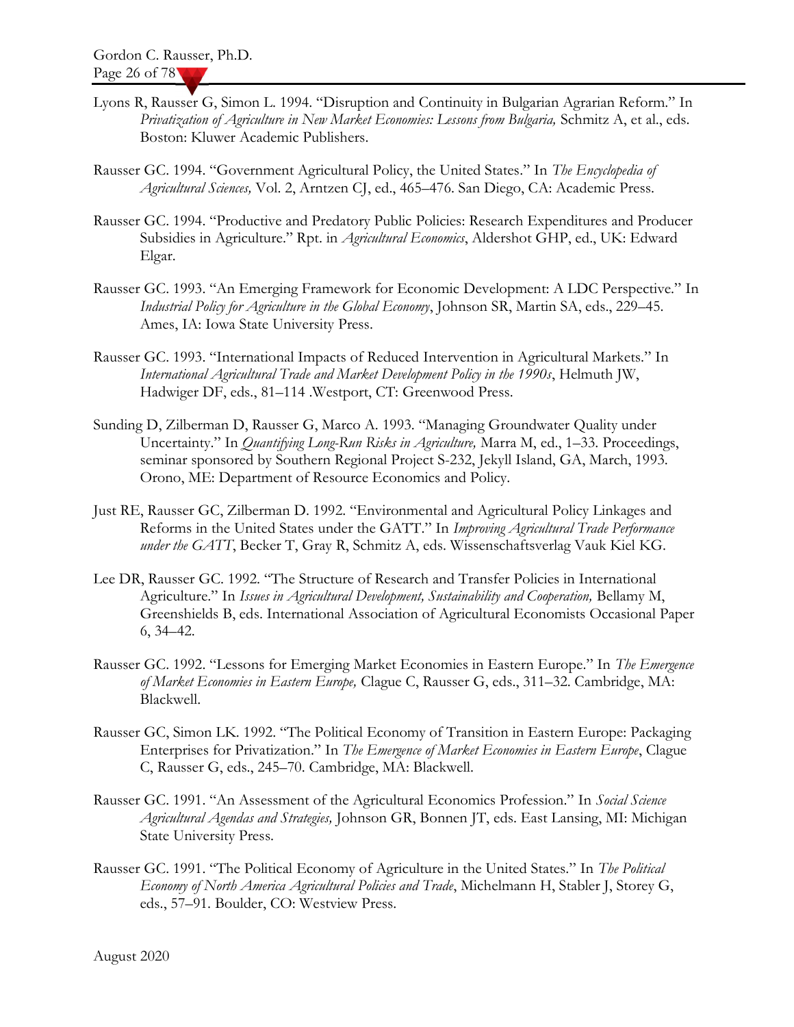Lyons R, Rausser G, Simon L. 1994. "Disruption and Continuity in Bulgarian Agrarian Reform." In *Privatization of Agriculture in New Market Economies: Lessons from Bulgaria,* Schmitz A, et al., eds. Boston: Kluwer Academic Publishers.

Rausser GC. 1994. "Government Agricultural Policy, the United States." In *The Encyclopedia of Agricultural Sciences,* Vol. 2, Arntzen CJ, ed., 465–476. San Diego, CA: Academic Press.

Rausser GC. 1994. "Productive and Predatory Public Policies: Research Expenditures and Producer Subsidies in Agriculture." Rpt. in *Agricultural Economics*, Aldershot GHP, ed., UK: Edward Elgar.

Rausser GC. 1993. "An Emerging Framework for Economic Development: A LDC Perspective." In *Industrial Policy for Agriculture in the Global Economy*, Johnson SR, Martin SA, eds., 229–45. Ames, IA: Iowa State University Press.

Rausser GC. 1993. "International Impacts of Reduced Intervention in Agricultural Markets." In *International Agricultural Trade and Market Development Policy in the 1990s*, Helmuth JW, Hadwiger DF, eds., 81–114 .Westport, CT: Greenwood Press.

Sunding D, Zilberman D, Rausser G, Marco A. 1993. "Managing Groundwater Quality under Uncertainty." In *Quantifying Long-Run Risks in Agriculture,* Marra M, ed., 1–33. Proceedings, seminar sponsored by Southern Regional Project S-232, Jekyll Island, GA, March, 1993. Orono, ME: Department of Resource Economics and Policy.

Just RE, Rausser GC, Zilberman D. 1992. "Environmental and Agricultural Policy Linkages and Reforms in the United States under the GATT." In *Improving Agricultural Trade Performance under the GATT*, Becker T, Gray R, Schmitz A, eds. Wissenschaftsverlag Vauk Kiel KG.

Lee DR, Rausser GC. 1992. "The Structure of Research and Transfer Policies in International Agriculture." In *Issues in Agricultural Development, Sustainability and Cooperation,* Bellamy M, Greenshields B, eds. International Association of Agricultural Economists Occasional Paper 6, 34–42.

Rausser GC. 1992. "Lessons for Emerging Market Economies in Eastern Europe." In *The Emergence of Market Economies in Eastern Europe,* Clague C, Rausser G, eds., 311–32. Cambridge, MA: Blackwell.

Rausser GC, Simon LK. 1992. "The Political Economy of Transition in Eastern Europe: Packaging Enterprises for Privatization." In *The Emergence of Market Economies in Eastern Europe*, Clague C, Rausser G, eds., 245–70. Cambridge, MA: Blackwell.

Rausser GC. 1991. "An Assessment of the Agricultural Economics Profession." In *Social Science Agricultural Agendas and Strategies,* Johnson GR, Bonnen JT, eds. East Lansing, MI: Michigan State University Press.

Rausser GC. 1991. "The Political Economy of Agriculture in the United States." In *The Political Economy of North America Agricultural Policies and Trade*, Michelmann H, Stabler J, Storey G, eds., 57–91. Boulder, CO: Westview Press.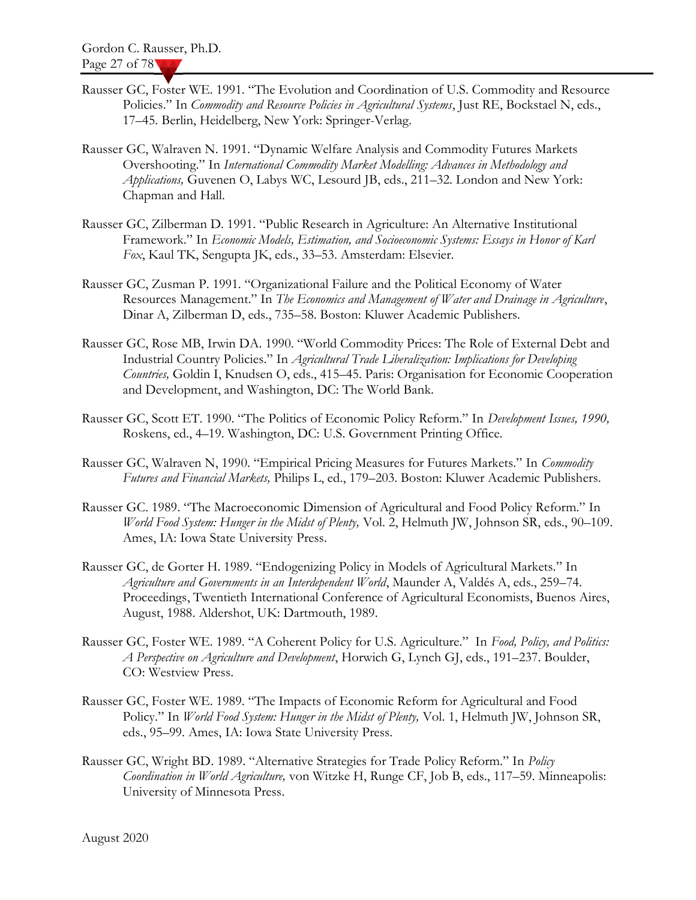Rausser GC, Foster WE. 1991. "The Evolution and Coordination of U.S. Commodity and Resource Policies." In *Commodity and Resource Policies in Agricultural Systems*, Just RE, Bockstael N, eds., 17–45. Berlin, Heidelberg, New York: Springer-Verlag.

Rausser GC, Walraven N. 1991. "Dynamic Welfare Analysis and Commodity Futures Markets Overshooting." In *International Commodity Market Modelling: Advances in Methodology and Applications,* Guvenen O, Labys WC, Lesourd JB, eds., 211–32. London and New York: Chapman and Hall.

Rausser GC, Zilberman D. 1991. "Public Research in Agriculture: An Alternative Institutional Framework." In *Economic Models, Estimation, and Socioeconomic Systems: Essays in Honor of Karl Fox*, Kaul TK, Sengupta JK, eds., 33–53. Amsterdam: Elsevier.

Rausser GC, Zusman P. 1991. "Organizational Failure and the Political Economy of Water Resources Management." In *The Economics and Management of Water and Drainage in Agriculture*, Dinar A, Zilberman D, eds., 735–58. Boston: Kluwer Academic Publishers.

Rausser GC, Rose MB, Irwin DA. 1990. "World Commodity Prices: The Role of External Debt and Industrial Country Policies." In *Agricultural Trade Liberalization: Implications for Developing Countries,* Goldin I, Knudsen O, eds., 415–45. Paris: Organisation for Economic Cooperation and Development, and Washington, DC: The World Bank.

Rausser GC, Scott ET. 1990. "The Politics of Economic Policy Reform." In *Development Issues, 1990,* Roskens, ed., 4–19. Washington, DC: U.S. Government Printing Office.

Rausser GC, Walraven N, 1990. "Empirical Pricing Measures for Futures Markets." In *Commodity Futures and Financial Markets,* Philips L, ed., 179–203. Boston: Kluwer Academic Publishers.

Rausser GC. 1989. "The Macroeconomic Dimension of Agricultural and Food Policy Reform." In *World Food System: Hunger in the Midst of Plenty,* Vol. 2, Helmuth JW, Johnson SR, eds., 90–109. Ames, IA: Iowa State University Press.

Rausser GC, de Gorter H. 1989. "Endogenizing Policy in Models of Agricultural Markets." In *Agriculture and Governments in an Interdependent World*, Maunder A, Valdés A, eds., 259–74. Proceedings, Twentieth International Conference of Agricultural Economists, Buenos Aires, August, 1988. Aldershot, UK: Dartmouth, 1989.

Rausser GC, Foster WE. 1989. "A Coherent Policy for U.S. Agriculture." In *Food, Policy, and Politics: A Perspective on Agriculture and Development*, Horwich G, Lynch GJ, eds., 191–237. Boulder, CO: Westview Press.

Rausser GC, Foster WE. 1989. "The Impacts of Economic Reform for Agricultural and Food Policy." In *World Food System: Hunger in the Midst of Plenty,* Vol. 1, Helmuth JW, Johnson SR, eds., 95–99. Ames, IA: Iowa State University Press.

Rausser GC, Wright BD. 1989. "Alternative Strategies for Trade Policy Reform." In *Policy Coordination in World Agriculture,* von Witzke H, Runge CF, Job B, eds., 117–59. Minneapolis: University of Minnesota Press.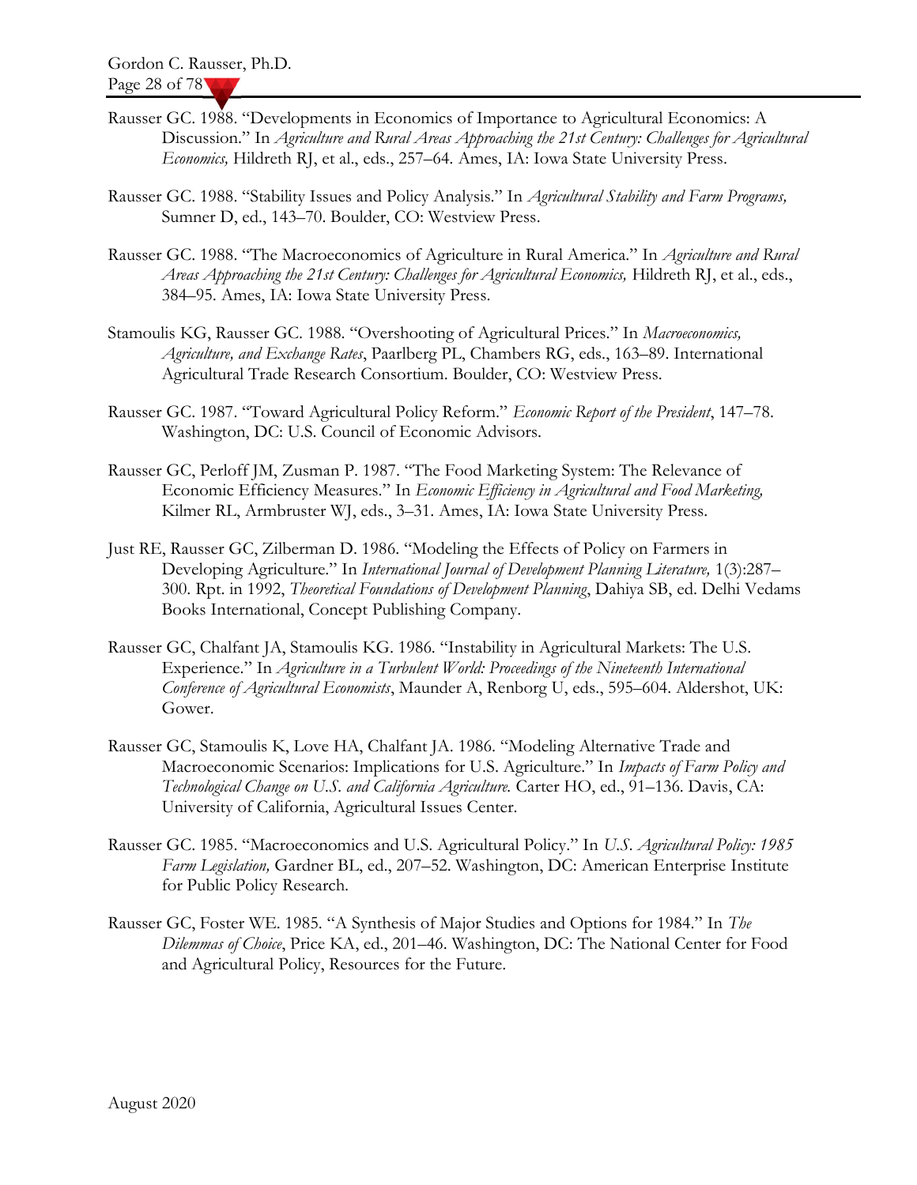Rausser GC. 1988. "Developments in Economics of Importance to Agricultural Economics: A Discussion." In *Agriculture and Rural Areas Approaching the 21st Century: Challenges for Agricultural Economics,* Hildreth RJ, et al., eds., 257–64. Ames, IA: Iowa State University Press.

Rausser GC. 1988. "Stability Issues and Policy Analysis." In *Agricultural Stability and Farm Programs,* Sumner D, ed., 143–70. Boulder, CO: Westview Press.

Rausser GC. 1988. "The Macroeconomics of Agriculture in Rural America." In *Agriculture and Rural Areas Approaching the 21st Century: Challenges for Agricultural Economics,* Hildreth RJ, et al., eds., 384–95. Ames, IA: Iowa State University Press.

Stamoulis KG, Rausser GC. 1988. "Overshooting of Agricultural Prices." In *Macroeconomics, Agriculture, and Exchange Rates*, Paarlberg PL, Chambers RG, eds., 163–89. International Agricultural Trade Research Consortium. Boulder, CO: Westview Press.

Rausser GC. 1987. "Toward Agricultural Policy Reform." *Economic Report of the President*, 147–78. Washington, DC: U.S. Council of Economic Advisors.

Rausser GC, Perloff JM, Zusman P. 1987. "The Food Marketing System: The Relevance of Economic Efficiency Measures." In *Economic Efficiency in Agricultural and Food Marketing,* Kilmer RL, Armbruster WJ, eds., 3–31. Ames, IA: Iowa State University Press.

Just RE, Rausser GC, Zilberman D. 1986. "Modeling the Effects of Policy on Farmers in Developing Agriculture." In *International Journal of Development Planning Literature,* 1(3):287–300. Rpt. in 1992, *Theoretical Foundations of Development Planning*, Dahiya SB, ed. Delhi Vedams Books International, Concept Publishing Company.

Rausser GC, Chalfant JA, Stamoulis KG. 1986. "Instability in Agricultural Markets: The U.S. Experience." In *Agriculture in a Turbulent World: Proceedings of the Nineteenth International Conference of Agricultural Economists*, Maunder A, Renborg U, eds., 595–604. Aldershot, UK: Gower.

Rausser GC, Stamoulis K, Love HA, Chalfant JA. 1986. "Modeling Alternative Trade and Macroeconomic Scenarios: Implications for U.S. Agriculture." In *Impacts of Farm Policy and Technological Change on U.S. and California Agriculture.* Carter HO, ed., 91–136. Davis, CA: University of California, Agricultural Issues Center.

Rausser GC. 1985. "Macroeconomics and U.S. Agricultural Policy." In *U.S. Agricultural Policy: 1985 Farm Legislation,* Gardner BL, ed., 207–52. Washington, DC: American Enterprise Institute for Public Policy Research.

Rausser GC, Foster WE. 1985. "A Synthesis of Major Studies and Options for 1984." In *The Dilemmas of Choice*, Price KA, ed., 201–46. Washington, DC: The National Center for Food and Agricultural Policy, Resources for the Future.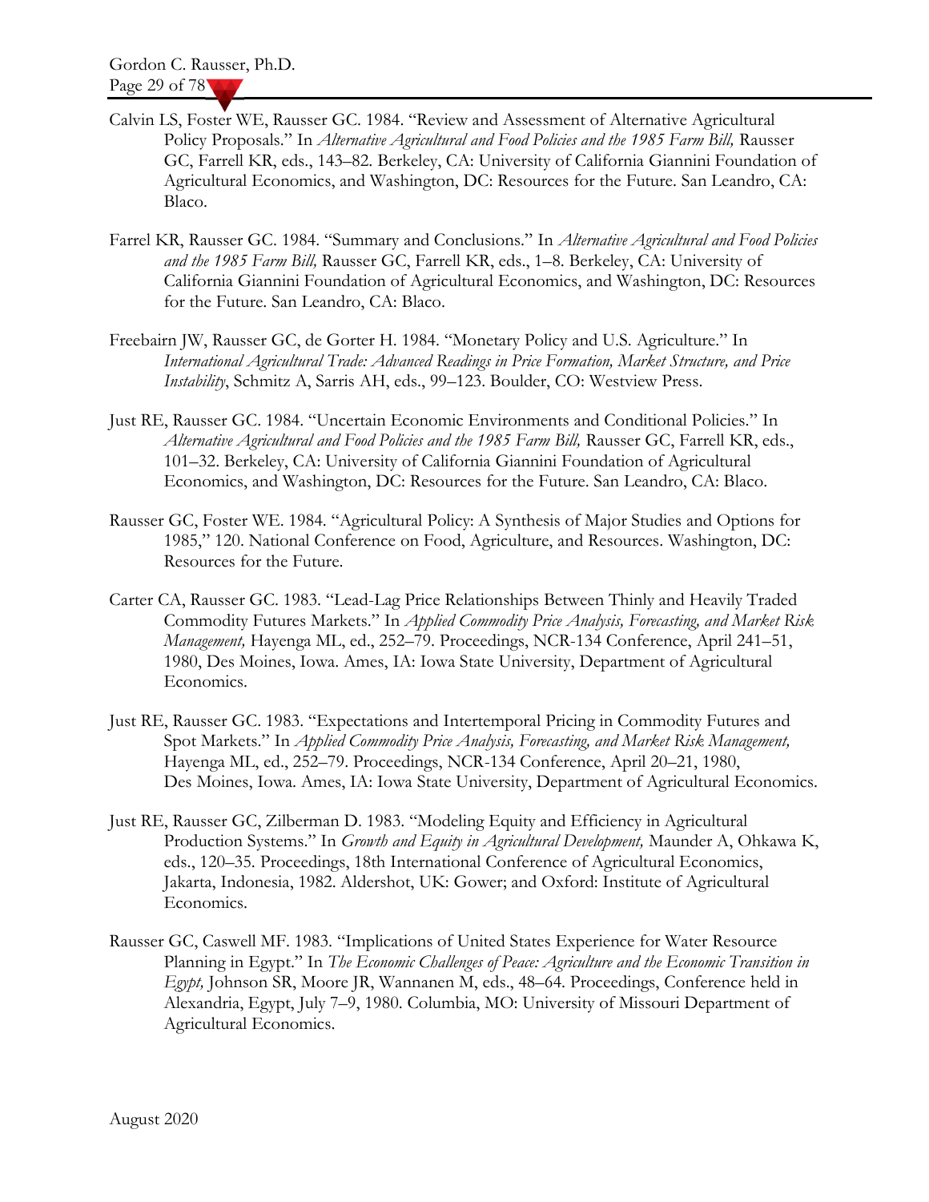Calvin LS, Foster WE, Rausser GC. 1984. "Review and Assessment of Alternative Agricultural Policy Proposals." In *Alternative Agricultural and Food Policies and the 1985 Farm Bill,* Rausser GC, Farrell KR, eds., 143–82. Berkeley, CA: University of California Giannini Foundation of Agricultural Economics, and Washington, DC: Resources for the Future. San Leandro, CA: Blaco.

Farrel KR, Rausser GC. 1984. "Summary and Conclusions." In *Alternative Agricultural and Food Policies and the 1985 Farm Bill,* Rausser GC, Farrell KR, eds., 1–8. Berkeley, CA: University of California Giannini Foundation of Agricultural Economics, and Washington, DC: Resources for the Future. San Leandro, CA: Blaco.

Freebairn JW, Rausser GC, de Gorter H. 1984. "Monetary Policy and U.S. Agriculture." In *International Agricultural Trade: Advanced Readings in Price Formation, Market Structure, and Price Instability*, Schmitz A, Sarris AH, eds., 99–123. Boulder, CO: Westview Press.

Just RE, Rausser GC. 1984. "Uncertain Economic Environments and Conditional Policies." In *Alternative Agricultural and Food Policies and the 1985 Farm Bill,* Rausser GC, Farrell KR, eds., 101–32. Berkeley, CA: University of California Giannini Foundation of Agricultural Economics, and Washington, DC: Resources for the Future. San Leandro, CA: Blaco.

Rausser GC, Foster WE. 1984. "Agricultural Policy: A Synthesis of Major Studies and Options for 1985," 120. National Conference on Food, Agriculture, and Resources. Washington, DC: Resources for the Future.

Carter CA, Rausser GC. 1983. "Lead-Lag Price Relationships Between Thinly and Heavily Traded Commodity Futures Markets." In *Applied Commodity Price Analysis, Forecasting, and Market Risk Management,* Hayenga ML, ed., 252–79. Proceedings, NCR-134 Conference, April 241–51, 1980, Des Moines, Iowa. Ames, IA: Iowa State University, Department of Agricultural Economics.

Just RE, Rausser GC. 1983. "Expectations and Intertemporal Pricing in Commodity Futures and Spot Markets." In *Applied Commodity Price Analysis, Forecasting, and Market Risk Management,* Hayenga ML, ed., 252–79. Proceedings, NCR-134 Conference, April 20–21, 1980, Des Moines, Iowa. Ames, IA: Iowa State University, Department of Agricultural Economics.

Just RE, Rausser GC, Zilberman D. 1983. "Modeling Equity and Efficiency in Agricultural Production Systems." In *Growth and Equity in Agricultural Development,* Maunder A, Ohkawa K, eds., 120–35. Proceedings, 18th International Conference of Agricultural Economics, Jakarta, Indonesia, 1982. Aldershot, UK: Gower; and Oxford: Institute of Agricultural Economics.

Rausser GC, Caswell MF. 1983. "Implications of United States Experience for Water Resource Planning in Egypt." In *The Economic Challenges of Peace: Agriculture and the Economic Transition in Egypt,* Johnson SR, Moore JR, Wannanen M, eds., 48–64. Proceedings, Conference held in Alexandria, Egypt, July 7–9, 1980. Columbia, MO: University of Missouri Department of Agricultural Economics.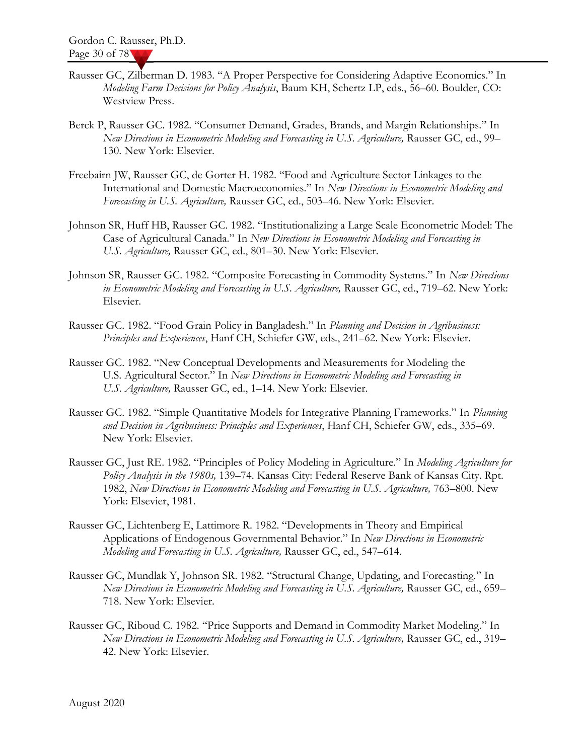Rausser GC, Zilberman D. 1983. "A Proper Perspective for Considering Adaptive Economics." In *Modeling Farm Decisions for Policy Analysis*, Baum KH, Schertz LP, eds., 56–60. Boulder, CO: Westview Press.

Berck P, Rausser GC. 1982. "Consumer Demand, Grades, Brands, and Margin Relationships." In *New Directions in Econometric Modeling and Forecasting in U.S. Agriculture,* Rausser GC, ed., 99–130. New York: Elsevier.

Freebairn JW, Rausser GC, de Gorter H. 1982. "Food and Agriculture Sector Linkages to the International and Domestic Macroeconomies." In *New Directions in Econometric Modeling and Forecasting in U.S. Agriculture,* Rausser GC, ed., 503–46. New York: Elsevier.

Johnson SR, Huff HB, Rausser GC. 1982. "Institutionalizing a Large Scale Econometric Model: The Case of Agricultural Canada." In *New Directions in Econometric Modeling and Forecasting in U.S. Agriculture,* Rausser GC, ed., 801–30. New York: Elsevier.

Johnson SR, Rausser GC. 1982. "Composite Forecasting in Commodity Systems." In *New Directions in Econometric Modeling and Forecasting in U.S. Agriculture,* Rausser GC, ed., 719–62. New York: Elsevier.

Rausser GC. 1982. "Food Grain Policy in Bangladesh." In *Planning and Decision in Agribusiness: Principles and Experiences*, Hanf CH, Schiefer GW, eds., 241–62. New York: Elsevier.

Rausser GC. 1982. "New Conceptual Developments and Measurements for Modeling the U.S. Agricultural Sector." In *New Directions in Econometric Modeling and Forecasting in U.S. Agriculture,* Rausser GC, ed., 1–14. New York: Elsevier.

Rausser GC. 1982. "Simple Quantitative Models for Integrative Planning Frameworks." In *Planning and Decision in Agribusiness: Principles and Experiences*, Hanf CH, Schiefer GW, eds., 335–69. New York: Elsevier.

Rausser GC, Just RE. 1982. "Principles of Policy Modeling in Agriculture." In *Modeling Agriculture for Policy Analysis in the 1980s,* 139–74. Kansas City: Federal Reserve Bank of Kansas City. Rpt. 1982, *New Directions in Econometric Modeling and Forecasting in U.S. Agriculture,* 763–800. New York: Elsevier, 1981.

Rausser GC, Lichtenberg E, Lattimore R. 1982. "Developments in Theory and Empirical Applications of Endogenous Governmental Behavior." In *New Directions in Econometric Modeling and Forecasting in U.S. Agriculture,* Rausser GC, ed., 547–614.

Rausser GC, Mundlak Y, Johnson SR. 1982. "Structural Change, Updating, and Forecasting." In *New Directions in Econometric Modeling and Forecasting in U.S. Agriculture,* Rausser GC, ed., 659–718. New York: Elsevier.

Rausser GC, Riboud C. 1982. "Price Supports and Demand in Commodity Market Modeling." In *New Directions in Econometric Modeling and Forecasting in U.S. Agriculture,* Rausser GC, ed., 319–42. New York: Elsevier.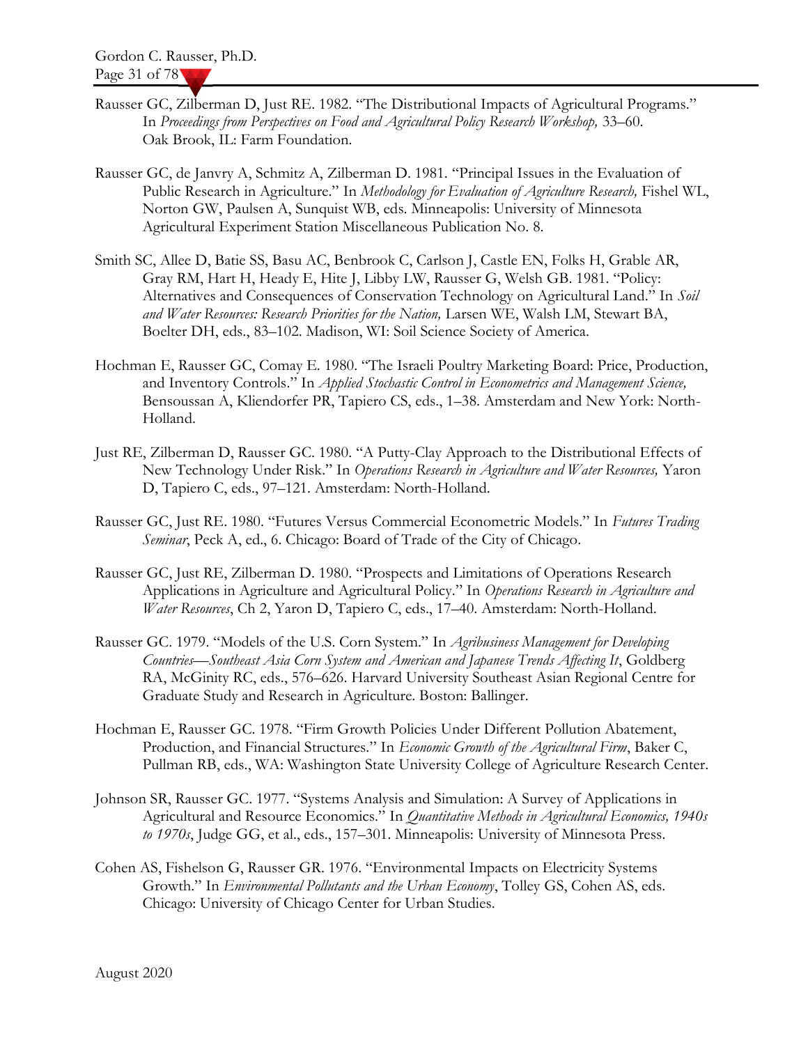Rausser GC, Zilberman D, Just RE. 1982. "The Distributional Impacts of Agricultural Programs." In *Proceedings from Perspectives on Food and Agricultural Policy Research Workshop,* 33–60. Oak Brook, IL: Farm Foundation.

Rausser GC, de Janvry A, Schmitz A, Zilberman D. 1981. "Principal Issues in the Evaluation of Public Research in Agriculture." In *Methodology for Evaluation of Agriculture Research,* Fishel WL, Norton GW, Paulsen A, Sunquist WB, eds. Minneapolis: University of Minnesota Agricultural Experiment Station Miscellaneous Publication No. 8.

Smith SC, Allee D, Batie SS, Basu AC, Benbrook C, Carlson J, Castle EN, Folks H, Grable AR, Gray RM, Hart H, Heady E, Hite J, Libby LW, Rausser G, Welsh GB. 1981. "Policy: Alternatives and Consequences of Conservation Technology on Agricultural Land." In *Soil and Water Resources: Research Priorities for the Nation,* Larsen WE, Walsh LM, Stewart BA, Boelter DH, eds., 83–102. Madison, WI: Soil Science Society of America.

Hochman E, Rausser GC, Comay E. 1980. "The Israeli Poultry Marketing Board: Price, Production, and Inventory Controls." In *Applied Stochastic Control in Econometrics and Management Science,* Bensoussan A, Kliendorfer PR, Tapiero CS, eds., 1–38. Amsterdam and New York: North-Holland.

Just RE, Zilberman D, Rausser GC. 1980. "A Putty-Clay Approach to the Distributional Effects of New Technology Under Risk." In *Operations Research in Agriculture and Water Resources,* Yaron D, Tapiero C, eds., 97–121. Amsterdam: North-Holland.

Rausser GC, Just RE. 1980. "Futures Versus Commercial Econometric Models." In *Futures Trading Seminar*, Peck A, ed., 6. Chicago: Board of Trade of the City of Chicago.

Rausser GC, Just RE, Zilberman D. 1980. "Prospects and Limitations of Operations Research Applications in Agriculture and Agricultural Policy." In *Operations Research in Agriculture and Water Resources*, Ch 2, Yaron D, Tapiero C, eds., 17–40. Amsterdam: North-Holland.

Rausser GC. 1979. "Models of the U.S. Corn System." In *Agribusiness Management for Developing Countries—Southeast Asia Corn System and American and Japanese Trends Affecting It*, Goldberg RA, McGinity RC, eds., 576–626. Harvard University Southeast Asian Regional Centre for Graduate Study and Research in Agriculture. Boston: Ballinger.

Hochman E, Rausser GC. 1978. "Firm Growth Policies Under Different Pollution Abatement, Production, and Financial Structures." In *Economic Growth of the Agricultural Firm*, Baker C, Pullman RB, eds., WA: Washington State University College of Agriculture Research Center.

Johnson SR, Rausser GC. 1977. "Systems Analysis and Simulation: A Survey of Applications in Agricultural and Resource Economics." In *Quantitative Methods in Agricultural Economics, 1940s to 1970s*, Judge GG, et al., eds., 157–301. Minneapolis: University of Minnesota Press.

Cohen AS, Fishelson G, Rausser GR. 1976. "Environmental Impacts on Electricity Systems Growth." In *Environmental Pollutants and the Urban Economy*, Tolley GS, Cohen AS, eds. Chicago: University of Chicago Center for Urban Studies.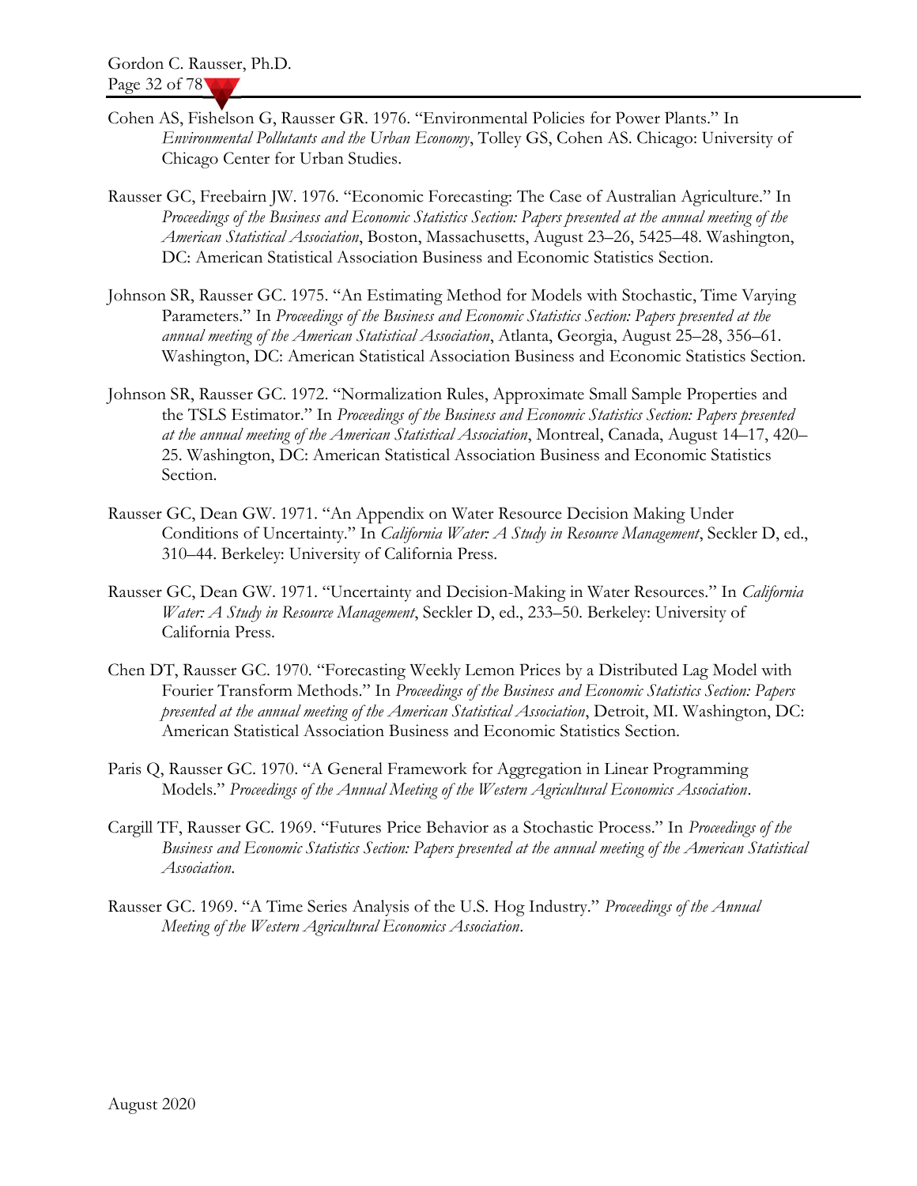Cohen AS, Fishelson G, Rausser GR. 1976. "Environmental Policies for Power Plants." In *Environmental Pollutants and the Urban Economy*, Tolley GS, Cohen AS. Chicago: University of Chicago Center for Urban Studies.

Rausser GC, Freebairn JW. 1976. "Economic Forecasting: The Case of Australian Agriculture." In *Proceedings of the Business and Economic Statistics Section: Papers presented at the annual meeting of the American Statistical Association*, Boston, Massachusetts, August 23–26, 5425–48. Washington, DC: American Statistical Association Business and Economic Statistics Section.

Johnson SR, Rausser GC. 1975. "An Estimating Method for Models with Stochastic, Time Varying Parameters." In *Proceedings of the Business and Economic Statistics Section: Papers presented at the annual meeting of the American Statistical Association*, Atlanta, Georgia, August 25–28, 356–61. Washington, DC: American Statistical Association Business and Economic Statistics Section.

Johnson SR, Rausser GC. 1972. "Normalization Rules, Approximate Small Sample Properties and the TSLS Estimator." In *Proceedings of the Business and Economic Statistics Section: Papers presented at the annual meeting of the American Statistical Association*, Montreal, Canada, August 14–17, 420–25. Washington, DC: American Statistical Association Business and Economic Statistics Section.

Rausser GC, Dean GW. 1971. "An Appendix on Water Resource Decision Making Under Conditions of Uncertainty." In *California Water: A Study in Resource Management*, Seckler D, ed., 310–44. Berkeley: University of California Press.

Rausser GC, Dean GW. 1971. "Uncertainty and Decision-Making in Water Resources." In *California Water: A Study in Resource Management*, Seckler D, ed., 233–50. Berkeley: University of California Press.

Chen DT, Rausser GC. 1970. "Forecasting Weekly Lemon Prices by a Distributed Lag Model with Fourier Transform Methods." In *Proceedings of the Business and Economic Statistics Section: Papers presented at the annual meeting of the American Statistical Association*, Detroit, MI. Washington, DC: American Statistical Association Business and Economic Statistics Section.

Paris Q, Rausser GC. 1970. "A General Framework for Aggregation in Linear Programming Models." *Proceedings of the Annual Meeting of the Western Agricultural Economics Association*.

Cargill TF, Rausser GC. 1969. "Futures Price Behavior as a Stochastic Process." In *Proceedings of the Business and Economic Statistics Section: Papers presented at the annual meeting of the American Statistical Association*.

Rausser GC. 1969. "A Time Series Analysis of the U.S. Hog Industry." *Proceedings of the Annual Meeting of the Western Agricultural Economics Association*.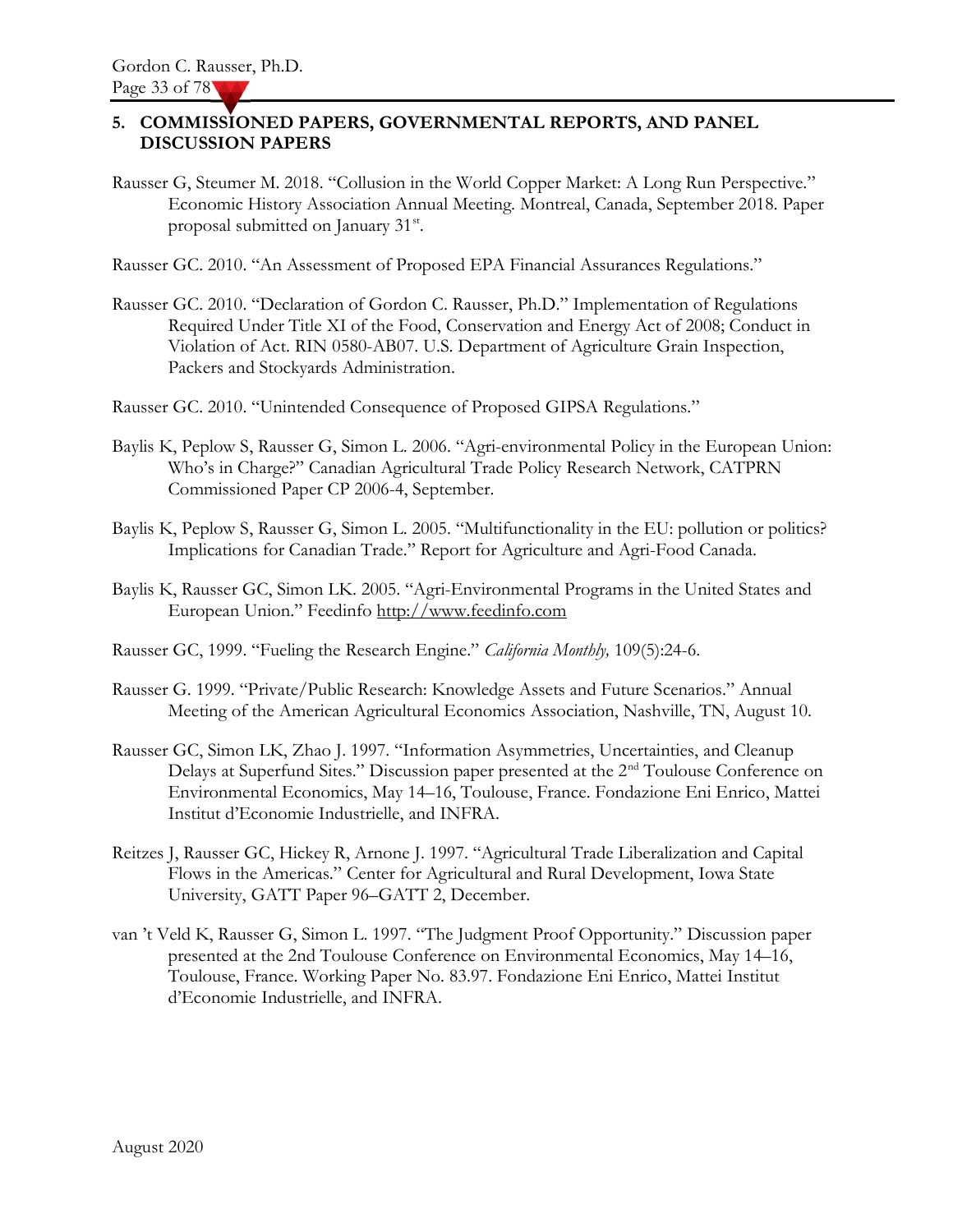## 5. COMMISSIONED PAPERS, GOVERNMENTAL REPORTS, AND PANEL DISCUSSION PAPERS

Rausser G, Steumer M. 2018. "Collusion in the World Copper Market: A Long Run Perspective." Economic History Association Annual Meeting. Montreal, Canada, September 2018. Paper proposal submitted on January 31st.

Rausser GC. 2010. "An Assessment of Proposed EPA Financial Assurances Regulations."

Rausser GC. 2010. "Declaration of Gordon C. Rausser, Ph.D." Implementation of Regulations Required Under Title XI of the Food, Conservation and Energy Act of 2008; Conduct in Violation of Act. RIN 0580-AB07. U.S. Department of Agriculture Grain Inspection, Packers and Stockyards Administration.

Rausser GC. 2010. "Unintended Consequence of Proposed GIPSA Regulations."

Baylis K, Peplow S, Rausser G, Simon L. 2006. "Agri-environmental Policy in the European Union: Who's in Charge?" Canadian Agricultural Trade Policy Research Network, CATPRN Commissioned Paper CP 2006-4, September.

Baylis K, Peplow S, Rausser G, Simon L. 2005. "Multifunctionality in the EU: pollution or politics? Implications for Canadian Trade." Report for Agriculture and Agri-Food Canada.

Baylis K, Rausser GC, Simon LK. 2005. "Agri-Environmental Programs in the United States and European Union." Feedinfo http://www.feedinfo.com

Rausser GC, 1999. "Fueling the Research Engine." *California Monthly,* 109(5):24-6.

Rausser G. 1999. "Private/Public Research: Knowledge Assets and Future Scenarios." Annual Meeting of the American Agricultural Economics Association, Nashville, TN, August 10.

Rausser GC, Simon LK, Zhao J. 1997. "Information Asymmetries, Uncertainties, and Cleanup Delays at Superfund Sites." Discussion paper presented at the 2nd Toulouse Conference on Environmental Economics, May 14–16, Toulouse, France. Fondazione Eni Enrico, Mattei Institut d'Economie Industrielle, and INFRA.

Reitzes J, Rausser GC, Hickey R, Arnone J. 1997. "Agricultural Trade Liberalization and Capital Flows in the Americas." Center for Agricultural and Rural Development, Iowa State University, GATT Paper 96–GATT 2, December.

van 't Veld K, Rausser G, Simon L. 1997. "The Judgment Proof Opportunity." Discussion paper presented at the 2nd Toulouse Conference on Environmental Economics, May 14–16, Toulouse, France. Working Paper No. 83.97. Fondazione Eni Enrico, Mattei Institut d'Economie Industrielle, and INFRA.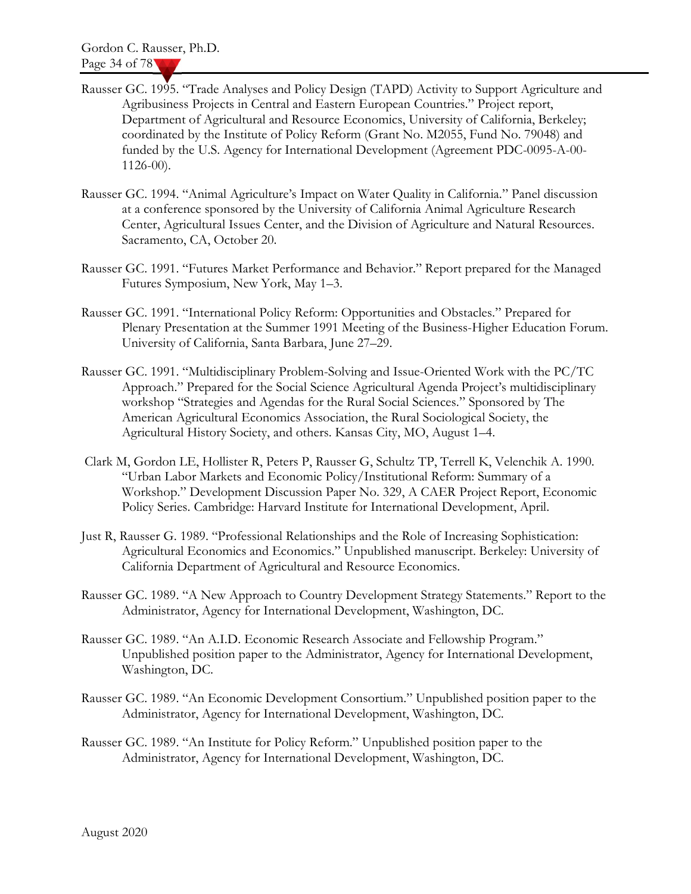Rausser GC. 1995. "Trade Analyses and Policy Design (TAPD) Activity to Support Agriculture and Agribusiness Projects in Central and Eastern European Countries." Project report, Department of Agricultural and Resource Economics, University of California, Berkeley; coordinated by the Institute of Policy Reform (Grant No. M2055, Fund No. 79048) and funded by the U.S. Agency for International Development (Agreement PDC-0095-A-00-1126-00).

Rausser GC. 1994. "Animal Agriculture's Impact on Water Quality in California." Panel discussion at a conference sponsored by the University of California Animal Agriculture Research Center, Agricultural Issues Center, and the Division of Agriculture and Natural Resources. Sacramento, CA, October 20.

Rausser GC. 1991. "Futures Market Performance and Behavior." Report prepared for the Managed Futures Symposium, New York, May 1–3.

Rausser GC. 1991. "International Policy Reform: Opportunities and Obstacles." Prepared for Plenary Presentation at the Summer 1991 Meeting of the Business-Higher Education Forum. University of California, Santa Barbara, June 27–29.

Rausser GC. 1991. "Multidisciplinary Problem-Solving and Issue-Oriented Work with the PC/TC Approach." Prepared for the Social Science Agricultural Agenda Project's multidisciplinary workshop "Strategies and Agendas for the Rural Social Sciences." Sponsored by The American Agricultural Economics Association, the Rural Sociological Society, the Agricultural History Society, and others. Kansas City, MO, August 1–4.

Clark M, Gordon LE, Hollister R, Peters P, Rausser G, Schultz TP, Terrell K, Velenchik A. 1990. "Urban Labor Markets and Economic Policy/Institutional Reform: Summary of a Workshop." Development Discussion Paper No. 329, A CAER Project Report, Economic Policy Series. Cambridge: Harvard Institute for International Development, April.

Just R, Rausser G. 1989. "Professional Relationships and the Role of Increasing Sophistication: Agricultural Economics and Economics." Unpublished manuscript. Berkeley: University of California Department of Agricultural and Resource Economics.

Rausser GC. 1989. "A New Approach to Country Development Strategy Statements." Report to the Administrator, Agency for International Development, Washington, DC.

Rausser GC. 1989. "An A.I.D. Economic Research Associate and Fellowship Program." Unpublished position paper to the Administrator, Agency for International Development, Washington, DC.

Rausser GC. 1989. "An Economic Development Consortium." Unpublished position paper to the Administrator, Agency for International Development, Washington, DC.

Rausser GC. 1989. "An Institute for Policy Reform." Unpublished position paper to the Administrator, Agency for International Development, Washington, DC.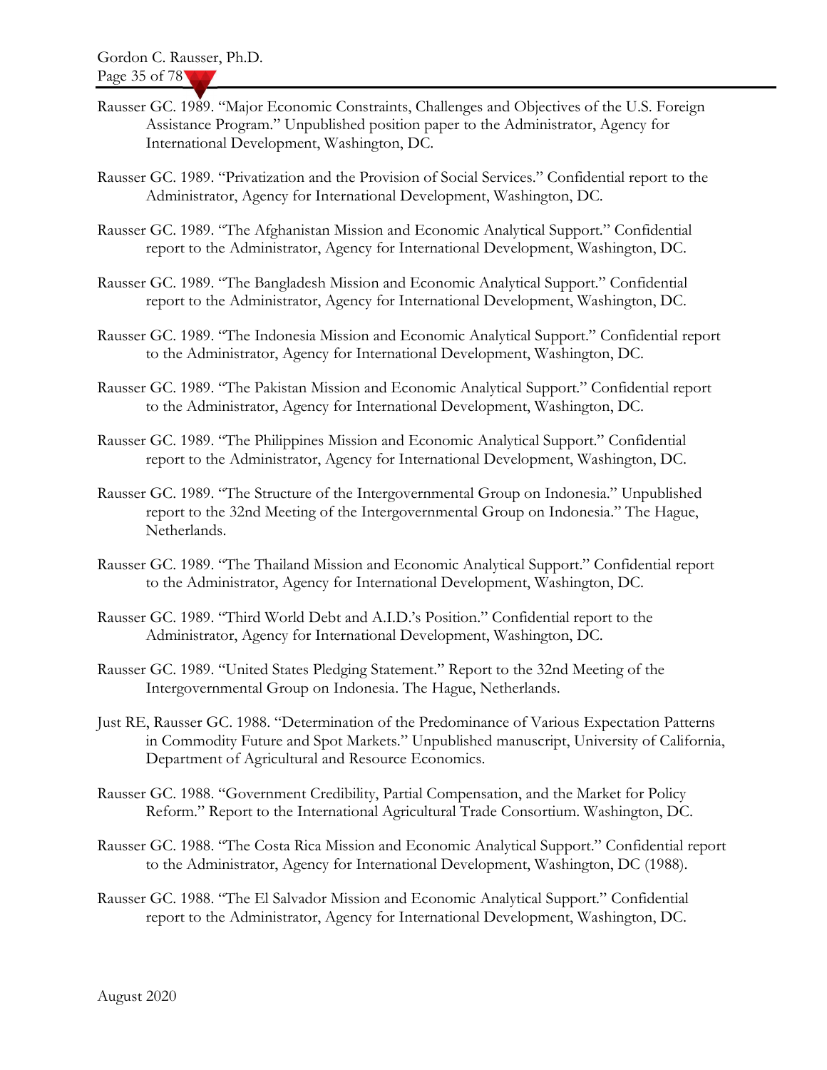Rausser GC. 1989. "Major Economic Constraints, Challenges and Objectives of the U.S. Foreign Assistance Program." Unpublished position paper to the Administrator, Agency for International Development, Washington, DC.

Rausser GC. 1989. "Privatization and the Provision of Social Services." Confidential report to the Administrator, Agency for International Development, Washington, DC.

Rausser GC. 1989. "The Afghanistan Mission and Economic Analytical Support." Confidential report to the Administrator, Agency for International Development, Washington, DC.

Rausser GC. 1989. "The Bangladesh Mission and Economic Analytical Support." Confidential report to the Administrator, Agency for International Development, Washington, DC.

Rausser GC. 1989. "The Indonesia Mission and Economic Analytical Support." Confidential report to the Administrator, Agency for International Development, Washington, DC.

Rausser GC. 1989. "The Pakistan Mission and Economic Analytical Support." Confidential report to the Administrator, Agency for International Development, Washington, DC.

Rausser GC. 1989. "The Philippines Mission and Economic Analytical Support." Confidential report to the Administrator, Agency for International Development, Washington, DC.

Rausser GC. 1989. "The Structure of the Intergovernmental Group on Indonesia." Unpublished report to the 32nd Meeting of the Intergovernmental Group on Indonesia." The Hague, Netherlands.

Rausser GC. 1989. "The Thailand Mission and Economic Analytical Support." Confidential report to the Administrator, Agency for International Development, Washington, DC.

Rausser GC. 1989. "Third World Debt and A.I.D.'s Position." Confidential report to the Administrator, Agency for International Development, Washington, DC.

Rausser GC. 1989. "United States Pledging Statement." Report to the 32nd Meeting of the Intergovernmental Group on Indonesia. The Hague, Netherlands.

Just RE, Rausser GC. 1988. "Determination of the Predominance of Various Expectation Patterns in Commodity Future and Spot Markets." Unpublished manuscript, University of California, Department of Agricultural and Resource Economics.

Rausser GC. 1988. "Government Credibility, Partial Compensation, and the Market for Policy Reform." Report to the International Agricultural Trade Consortium. Washington, DC.

Rausser GC. 1988. "The Costa Rica Mission and Economic Analytical Support." Confidential report to the Administrator, Agency for International Development, Washington, DC (1988).

Rausser GC. 1988. "The El Salvador Mission and Economic Analytical Support." Confidential report to the Administrator, Agency for International Development, Washington, DC.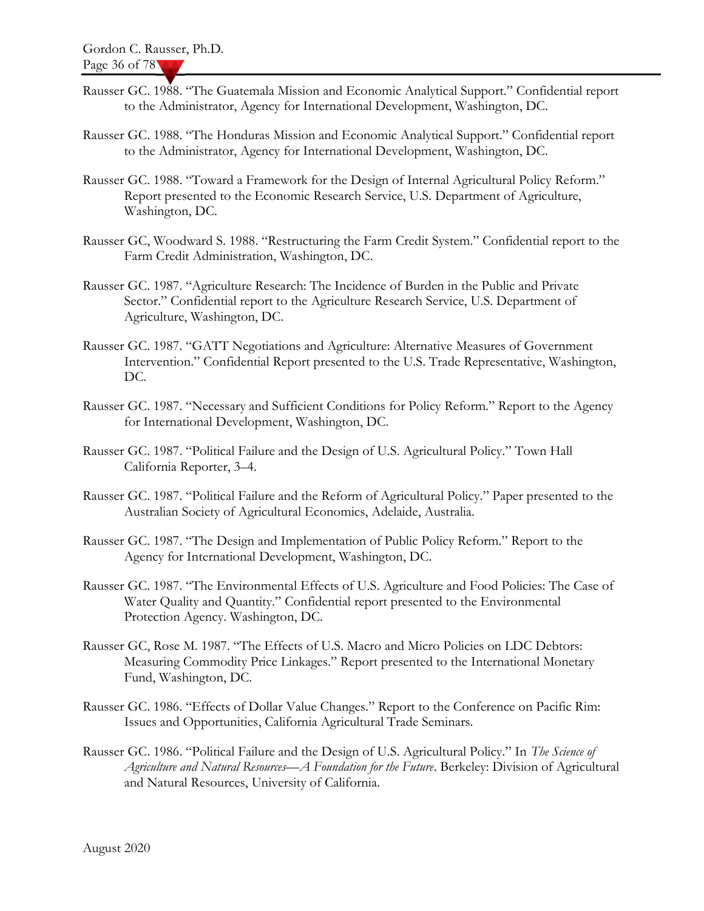Rausser GC. 1988. "The Guatemala Mission and Economic Analytical Support." Confidential report to the Administrator, Agency for International Development, Washington, DC.

Rausser GC. 1988. "The Honduras Mission and Economic Analytical Support." Confidential report to the Administrator, Agency for International Development, Washington, DC.

Rausser GC. 1988. "Toward a Framework for the Design of Internal Agricultural Policy Reform." Report presented to the Economic Research Service, U.S. Department of Agriculture, Washington, DC.

Rausser GC, Woodward S. 1988. "Restructuring the Farm Credit System." Confidential report to the Farm Credit Administration, Washington, DC.

Rausser GC. 1987. "Agriculture Research: The Incidence of Burden in the Public and Private Sector." Confidential report to the Agriculture Research Service, U.S. Department of Agriculture, Washington, DC.

Rausser GC. 1987. "GATT Negotiations and Agriculture: Alternative Measures of Government Intervention." Confidential Report presented to the U.S. Trade Representative, Washington, DC.

Rausser GC. 1987. "Necessary and Sufficient Conditions for Policy Reform." Report to the Agency for International Development, Washington, DC.

Rausser GC. 1987. "Political Failure and the Design of U.S. Agricultural Policy." Town Hall California Reporter, 3–4.

Rausser GC. 1987. "Political Failure and the Reform of Agricultural Policy." Paper presented to the Australian Society of Agricultural Economics, Adelaide, Australia.

Rausser GC. 1987. "The Design and Implementation of Public Policy Reform." Report to the Agency for International Development, Washington, DC.

Rausser GC. 1987. "The Environmental Effects of U.S. Agriculture and Food Policies: The Case of Water Quality and Quantity." Confidential report presented to the Environmental Protection Agency. Washington, DC.

Rausser GC, Rose M. 1987. "The Effects of U.S. Macro and Micro Policies on LDC Debtors: Measuring Commodity Price Linkages." Report presented to the International Monetary Fund, Washington, DC.

Rausser GC. 1986. "Effects of Dollar Value Changes." Report to the Conference on Pacific Rim: Issues and Opportunities, California Agricultural Trade Seminars.

Rausser GC. 1986. "Political Failure and the Design of U.S. Agricultural Policy." In *The Science of Agriculture and Natural Resources—A Foundation for the Future*. Berkeley: Division of Agricultural and Natural Resources, University of California.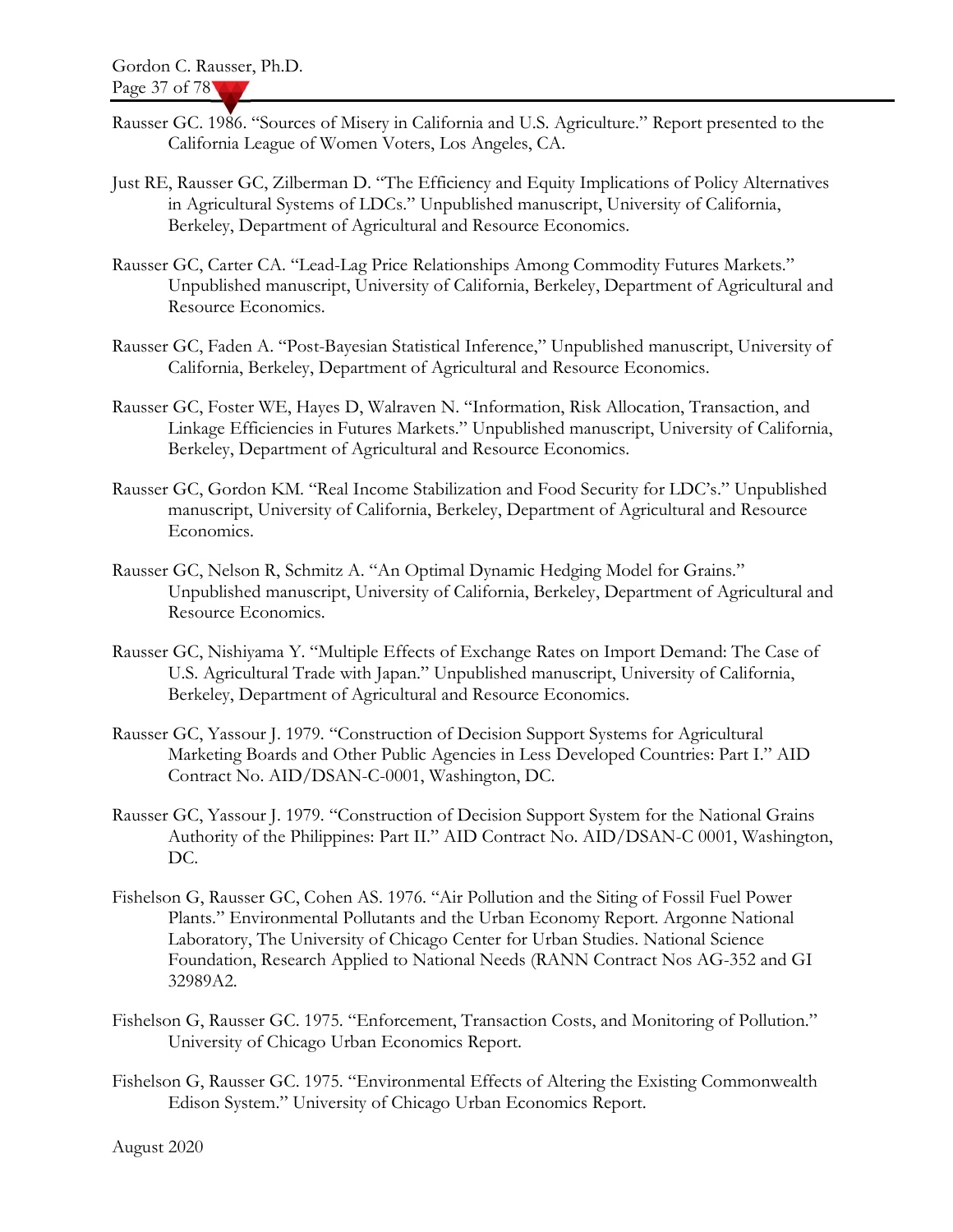Rausser GC. 1986. "Sources of Misery in California and U.S. Agriculture." Report presented to the California League of Women Voters, Los Angeles, CA.

Just RE, Rausser GC, Zilberman D. "The Efficiency and Equity Implications of Policy Alternatives in Agricultural Systems of LDCs." Unpublished manuscript, University of California, Berkeley, Department of Agricultural and Resource Economics.

Rausser GC, Carter CA. "Lead-Lag Price Relationships Among Commodity Futures Markets." Unpublished manuscript, University of California, Berkeley, Department of Agricultural and Resource Economics.

Rausser GC, Faden A. "Post-Bayesian Statistical Inference," Unpublished manuscript, University of California, Berkeley, Department of Agricultural and Resource Economics.

Rausser GC, Foster WE, Hayes D, Walraven N. "Information, Risk Allocation, Transaction, and Linkage Efficiencies in Futures Markets." Unpublished manuscript, University of California, Berkeley, Department of Agricultural and Resource Economics.

Rausser GC, Gordon KM. "Real Income Stabilization and Food Security for LDC's." Unpublished manuscript, University of California, Berkeley, Department of Agricultural and Resource Economics.

Rausser GC, Nelson R, Schmitz A. "An Optimal Dynamic Hedging Model for Grains." Unpublished manuscript, University of California, Berkeley, Department of Agricultural and Resource Economics.

Rausser GC, Nishiyama Y. "Multiple Effects of Exchange Rates on Import Demand: The Case of U.S. Agricultural Trade with Japan." Unpublished manuscript, University of California, Berkeley, Department of Agricultural and Resource Economics.

Rausser GC, Yassour J. 1979. "Construction of Decision Support Systems for Agricultural Marketing Boards and Other Public Agencies in Less Developed Countries: Part I." AID Contract No. AID/DSAN-C-0001, Washington, DC.

Rausser GC, Yassour J. 1979. "Construction of Decision Support System for the National Grains Authority of the Philippines: Part II." AID Contract No. AID/DSAN-C 0001, Washington, DC.

Fishelson G, Rausser GC, Cohen AS. 1976. "Air Pollution and the Siting of Fossil Fuel Power Plants." Environmental Pollutants and the Urban Economy Report. Argonne National Laboratory, The University of Chicago Center for Urban Studies. National Science Foundation, Research Applied to National Needs (RANN Contract Nos AG-352 and GI 32989A2.

Fishelson G, Rausser GC. 1975. "Enforcement, Transaction Costs, and Monitoring of Pollution." University of Chicago Urban Economics Report.

Fishelson G, Rausser GC. 1975. "Environmental Effects of Altering the Existing Commonwealth Edison System." University of Chicago Urban Economics Report.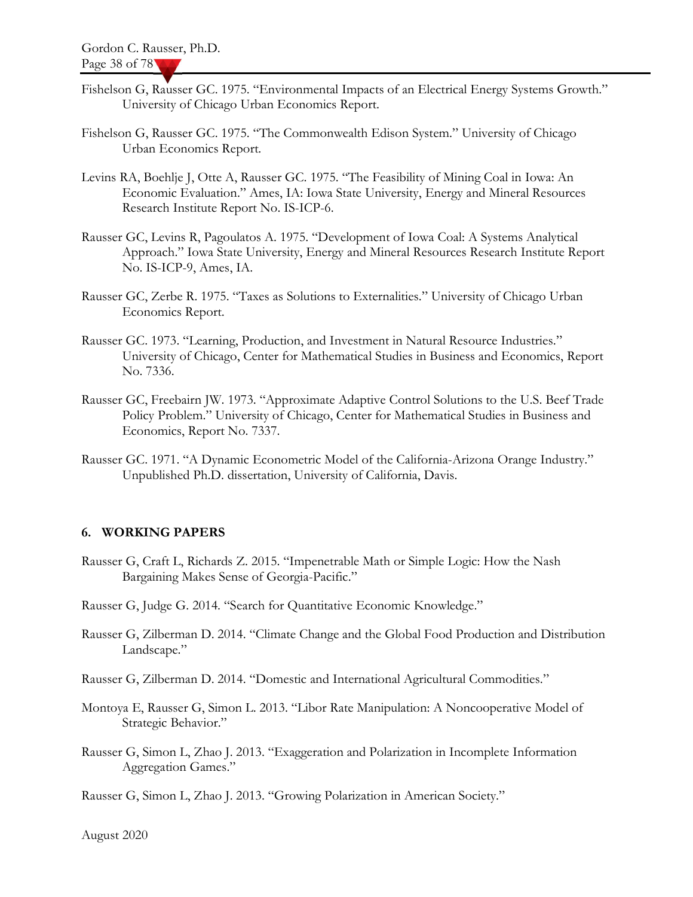Fishelson G, Rausser GC. 1975. "Environmental Impacts of an Electrical Energy Systems Growth." University of Chicago Urban Economics Report.

Fishelson G, Rausser GC. 1975. "The Commonwealth Edison System." University of Chicago Urban Economics Report.

Levins RA, Boehlje J, Otte A, Rausser GC. 1975. "The Feasibility of Mining Coal in Iowa: An Economic Evaluation." Ames, IA: Iowa State University, Energy and Mineral Resources Research Institute Report No. IS-ICP-6.

Rausser GC, Levins R, Pagoulatos A. 1975. "Development of Iowa Coal: A Systems Analytical Approach." Iowa State University, Energy and Mineral Resources Research Institute Report No. IS-ICP-9, Ames, IA.

Rausser GC, Zerbe R. 1975. "Taxes as Solutions to Externalities." University of Chicago Urban Economics Report.

Rausser GC. 1973. "Learning, Production, and Investment in Natural Resource Industries." University of Chicago, Center for Mathematical Studies in Business and Economics, Report No. 7336.

Rausser GC, Freebairn JW. 1973. "Approximate Adaptive Control Solutions to the U.S. Beef Trade Policy Problem." University of Chicago, Center for Mathematical Studies in Business and Economics, Report No. 7337.

Rausser GC. 1971. "A Dynamic Econometric Model of the California-Arizona Orange Industry." Unpublished Ph.D. dissertation, University of California, Davis.

## 6. WORKING PAPERS

Rausser G, Craft L, Richards Z. 2015. "Impenetrable Math or Simple Logic: How the Nash Bargaining Makes Sense of Georgia-Pacific."

Rausser G, Judge G. 2014. "Search for Quantitative Economic Knowledge."

Rausser G, Zilberman D. 2014. "Climate Change and the Global Food Production and Distribution Landscape."

Rausser G, Zilberman D. 2014. "Domestic and International Agricultural Commodities."

Montoya E, Rausser G, Simon L. 2013. "Libor Rate Manipulation: A Noncooperative Model of Strategic Behavior."

Rausser G, Simon L, Zhao J. 2013. "Exaggeration and Polarization in Incomplete Information Aggregation Games."

Rausser G, Simon L, Zhao J. 2013. "Growing Polarization in American Society."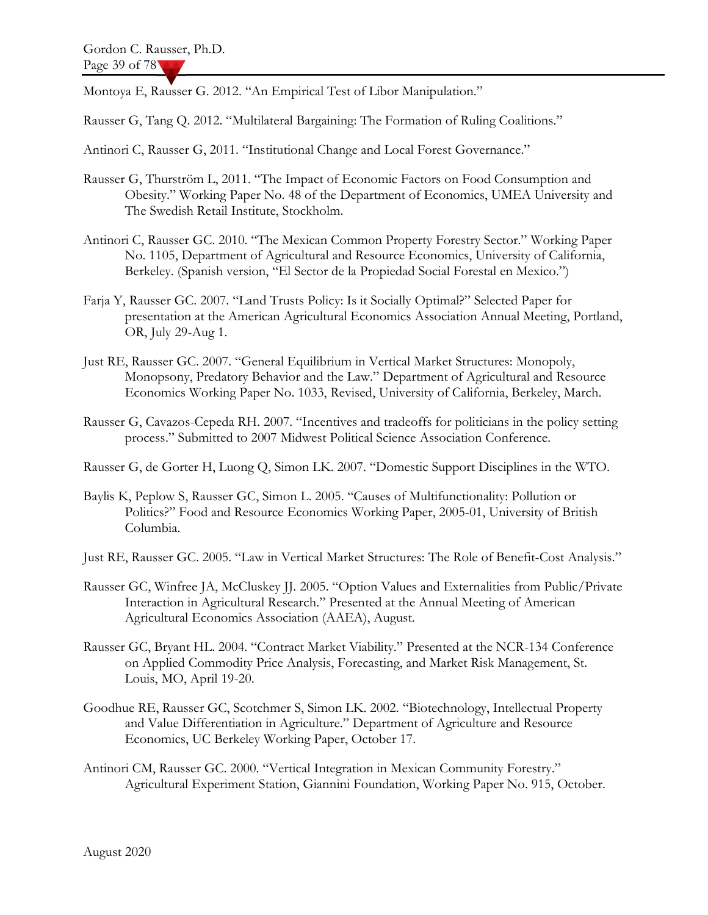Montoya E, Rausser G. 2012. "An Empirical Test of Libor Manipulation."

Rausser G, Tang Q. 2012. "Multilateral Bargaining: The Formation of Ruling Coalitions."

Antinori C, Rausser G, 2011. "Institutional Change and Local Forest Governance."

Rausser G, Thurström L, 2011. "The Impact of Economic Factors on Food Consumption and Obesity." Working Paper No. 48 of the Department of Economics, UMEA University and The Swedish Retail Institute, Stockholm.

Antinori C, Rausser GC. 2010. "The Mexican Common Property Forestry Sector." Working Paper No. 1105, Department of Agricultural and Resource Economics, University of California, Berkeley. (Spanish version, "El Sector de la Propiedad Social Forestal en Mexico.")

Farja Y, Rausser GC. 2007. "Land Trusts Policy: Is it Socially Optimal?" Selected Paper for presentation at the American Agricultural Economics Association Annual Meeting, Portland, OR, July 29-Aug 1.

Just RE, Rausser GC. 2007. "General Equilibrium in Vertical Market Structures: Monopoly, Monopsony, Predatory Behavior and the Law." Department of Agricultural and Resource Economics Working Paper No. 1033, Revised, University of California, Berkeley, March.

Rausser G, Cavazos-Cepeda RH. 2007. "Incentives and tradeoffs for politicians in the policy setting process." Submitted to 2007 Midwest Political Science Association Conference.

Rausser G, de Gorter H, Luong Q, Simon LK. 2007. "Domestic Support Disciplines in the WTO.

Baylis K, Peplow S, Rausser GC, Simon L. 2005. "Causes of Multifunctionality: Pollution or Politics?" Food and Resource Economics Working Paper, 2005-01, University of British Columbia.

Just RE, Rausser GC. 2005. "Law in Vertical Market Structures: The Role of Benefit-Cost Analysis."

Rausser GC, Winfree JA, McCluskey JJ. 2005. "Option Values and Externalities from Public/Private Interaction in Agricultural Research." Presented at the Annual Meeting of American Agricultural Economics Association (AAEA), August.

Rausser GC, Bryant HL. 2004. "Contract Market Viability." Presented at the NCR-134 Conference on Applied Commodity Price Analysis, Forecasting, and Market Risk Management, St. Louis, MO, April 19-20.

Goodhue RE, Rausser GC, Scotchmer S, Simon LK. 2002. "Biotechnology, Intellectual Property and Value Differentiation in Agriculture." Department of Agriculture and Resource Economics, UC Berkeley Working Paper, October 17.

Antinori CM, Rausser GC. 2000. "Vertical Integration in Mexican Community Forestry." Agricultural Experiment Station, Giannini Foundation, Working Paper No. 915, October.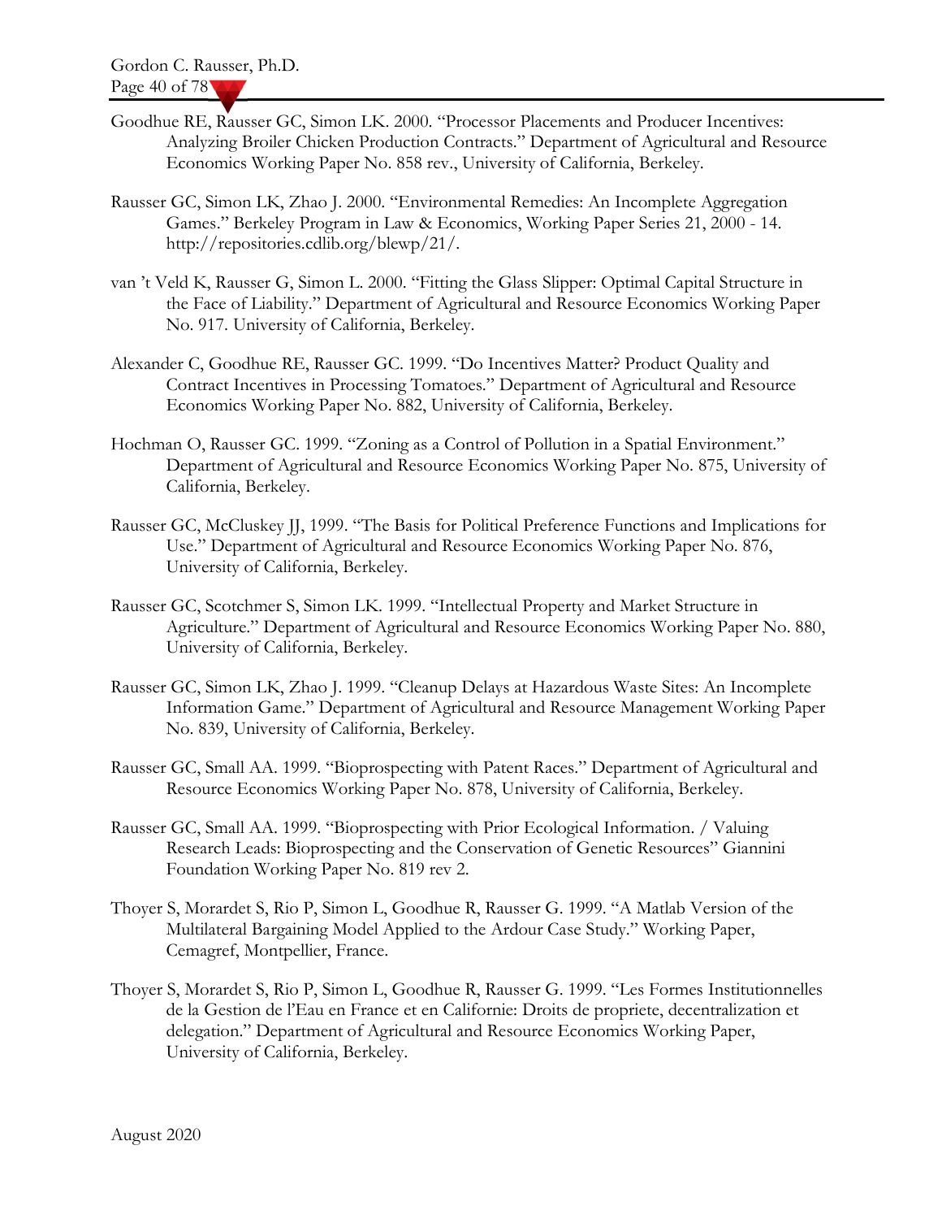Goodhue RE, Rausser GC, Simon LK. 2000. "Processor Placements and Producer Incentives: Analyzing Broiler Chicken Production Contracts." Department of Agricultural and Resource Economics Working Paper No. 858 rev., University of California, Berkeley.

Rausser GC, Simon LK, Zhao J. 2000. "Environmental Remedies: An Incomplete Aggregation Games." Berkeley Program in Law & Economics, Working Paper Series 21, 2000 - 14. http://repositories.cdlib.org/blewp/21/.

van 't Veld K, Rausser G, Simon L. 2000. "Fitting the Glass Slipper: Optimal Capital Structure in the Face of Liability." Department of Agricultural and Resource Economics Working Paper No. 917. University of California, Berkeley.

Alexander C, Goodhue RE, Rausser GC. 1999. "Do Incentives Matter? Product Quality and Contract Incentives in Processing Tomatoes." Department of Agricultural and Resource Economics Working Paper No. 882, University of California, Berkeley.

Hochman O, Rausser GC. 1999. "Zoning as a Control of Pollution in a Spatial Environment." Department of Agricultural and Resource Economics Working Paper No. 875, University of California, Berkeley.

Rausser GC, McCluskey JJ, 1999. "The Basis for Political Preference Functions and Implications for Use." Department of Agricultural and Resource Economics Working Paper No. 876, University of California, Berkeley.

Rausser GC, Scotchmer S, Simon LK. 1999. "Intellectual Property and Market Structure in Agriculture." Department of Agricultural and Resource Economics Working Paper No. 880, University of California, Berkeley.

Rausser GC, Simon LK, Zhao J. 1999. "Cleanup Delays at Hazardous Waste Sites: An Incomplete Information Game." Department of Agricultural and Resource Management Working Paper No. 839, University of California, Berkeley.

Rausser GC, Small AA. 1999. "Bioprospecting with Patent Races." Department of Agricultural and Resource Economics Working Paper No. 878, University of California, Berkeley.

Rausser GC, Small AA. 1999. "Bioprospecting with Prior Ecological Information. / Valuing Research Leads: Bioprospecting and the Conservation of Genetic Resources" Giannini Foundation Working Paper No. 819 rev 2.

Thoyer S, Morardet S, Rio P, Simon L, Goodhue R, Rausser G. 1999. "A Matlab Version of the Multilateral Bargaining Model Applied to the Ardour Case Study." Working Paper, Cemagref, Montpellier, France.

Thoyer S, Morardet S, Rio P, Simon L, Goodhue R, Rausser G. 1999. "Les Formes Institutionnelles de la Gestion de l'Eau en France et en Californie: Droits de propriete, decentralization et delegation." Department of Agricultural and Resource Economics Working Paper, University of California, Berkeley.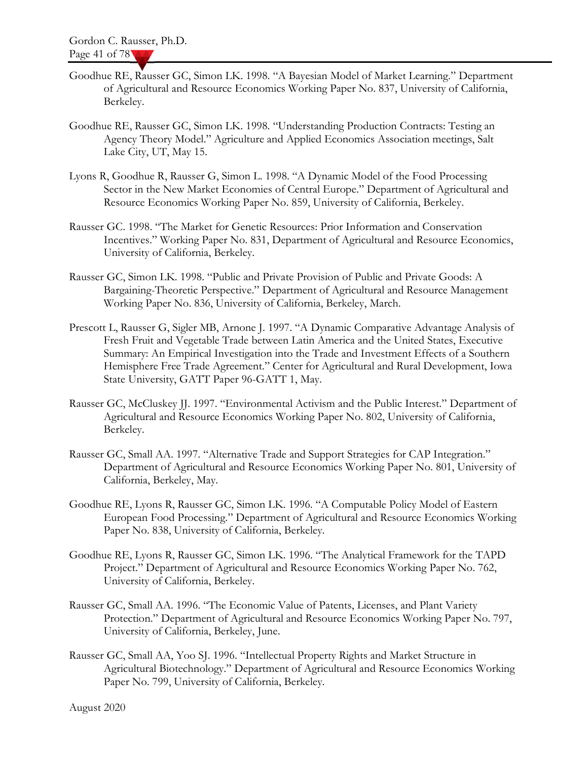Goodhue RE, Rausser GC, Simon LK. 1998. "A Bayesian Model of Market Learning." Department of Agricultural and Resource Economics Working Paper No. 837, University of California, Berkeley.

Goodhue RE, Rausser GC, Simon LK. 1998. "Understanding Production Contracts: Testing an Agency Theory Model." Agriculture and Applied Economics Association meetings, Salt Lake City, UT, May 15.

Lyons R, Goodhue R, Rausser G, Simon L. 1998. "A Dynamic Model of the Food Processing Sector in the New Market Economies of Central Europe." Department of Agricultural and Resource Economics Working Paper No. 859, University of California, Berkeley.

Rausser GC. 1998. "The Market for Genetic Resources: Prior Information and Conservation Incentives." Working Paper No. 831, Department of Agricultural and Resource Economics, University of California, Berkeley.

Rausser GC, Simon LK. 1998. "Public and Private Provision of Public and Private Goods: A Bargaining-Theoretic Perspective." Department of Agricultural and Resource Management Working Paper No. 836, University of California, Berkeley, March.

Prescott L, Rausser G, Sigler MB, Arnone J. 1997. "A Dynamic Comparative Advantage Analysis of Fresh Fruit and Vegetable Trade between Latin America and the United States, Executive Summary: An Empirical Investigation into the Trade and Investment Effects of a Southern Hemisphere Free Trade Agreement." Center for Agricultural and Rural Development, Iowa State University, GATT Paper 96-GATT 1, May.

Rausser GC, McCluskey JJ. 1997. "Environmental Activism and the Public Interest." Department of Agricultural and Resource Economics Working Paper No. 802, University of California, Berkeley.

Rausser GC, Small AA. 1997. "Alternative Trade and Support Strategies for CAP Integration." Department of Agricultural and Resource Economics Working Paper No. 801, University of California, Berkeley, May.

Goodhue RE, Lyons R, Rausser GC, Simon LK. 1996. "A Computable Policy Model of Eastern European Food Processing." Department of Agricultural and Resource Economics Working Paper No. 838, University of California, Berkeley.

Goodhue RE, Lyons R, Rausser GC, Simon LK. 1996. "The Analytical Framework for the TAPD Project." Department of Agricultural and Resource Economics Working Paper No. 762, University of California, Berkeley.

Rausser GC, Small AA. 1996. "The Economic Value of Patents, Licenses, and Plant Variety Protection." Department of Agricultural and Resource Economics Working Paper No. 797, University of California, Berkeley, June.

Rausser GC, Small AA, Yoo SJ. 1996. "Intellectual Property Rights and Market Structure in Agricultural Biotechnology." Department of Agricultural and Resource Economics Working Paper No. 799, University of California, Berkeley.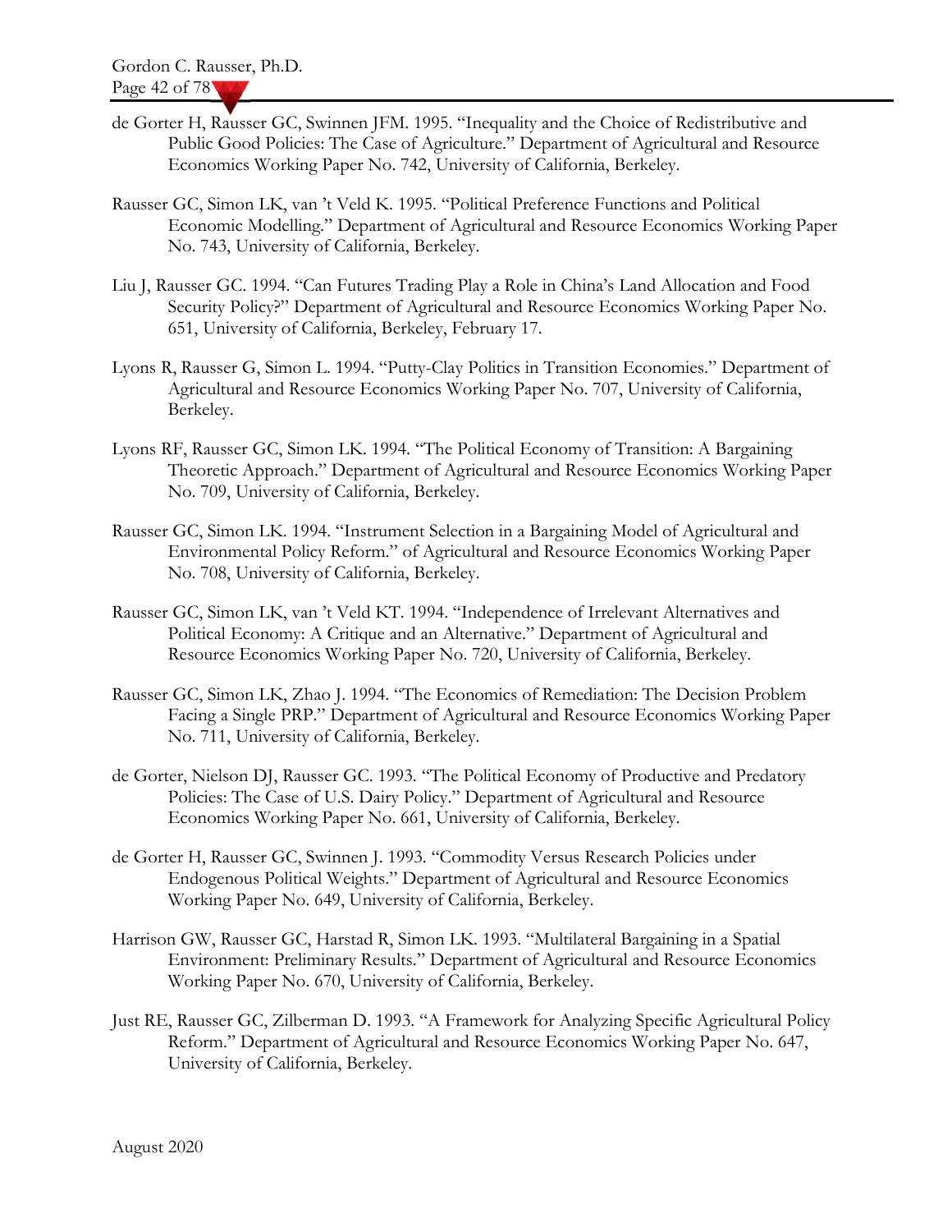de Gorter H, Rausser GC, Swinnen JFM. 1995. "Inequality and the Choice of Redistributive and Public Good Policies: The Case of Agriculture." Department of Agricultural and Resource Economics Working Paper No. 742, University of California, Berkeley.

Rausser GC, Simon LK, van 't Veld K. 1995. "Political Preference Functions and Political Economic Modelling." Department of Agricultural and Resource Economics Working Paper No. 743, University of California, Berkeley.

Liu J, Rausser GC. 1994. "Can Futures Trading Play a Role in China's Land Allocation and Food Security Policy?" Department of Agricultural and Resource Economics Working Paper No. 651, University of California, Berkeley, February 17.

Lyons R, Rausser G, Simon L. 1994. "Putty-Clay Politics in Transition Economies." Department of Agricultural and Resource Economics Working Paper No. 707, University of California, Berkeley.

Lyons RF, Rausser GC, Simon LK. 1994. "The Political Economy of Transition: A Bargaining Theoretic Approach." Department of Agricultural and Resource Economics Working Paper No. 709, University of California, Berkeley.

Rausser GC, Simon LK. 1994. "Instrument Selection in a Bargaining Model of Agricultural and Environmental Policy Reform." of Agricultural and Resource Economics Working Paper No. 708, University of California, Berkeley.

Rausser GC, Simon LK, van 't Veld KT. 1994. "Independence of Irrelevant Alternatives and Political Economy: A Critique and an Alternative." Department of Agricultural and Resource Economics Working Paper No. 720, University of California, Berkeley.

Rausser GC, Simon LK, Zhao J. 1994. "The Economics of Remediation: The Decision Problem Facing a Single PRP." Department of Agricultural and Resource Economics Working Paper No. 711, University of California, Berkeley.

de Gorter, Nielson DJ, Rausser GC. 1993. "The Political Economy of Productive and Predatory Policies: The Case of U.S. Dairy Policy." Department of Agricultural and Resource Economics Working Paper No. 661, University of California, Berkeley.

de Gorter H, Rausser GC, Swinnen J. 1993. "Commodity Versus Research Policies under Endogenous Political Weights." Department of Agricultural and Resource Economics Working Paper No. 649, University of California, Berkeley.

Harrison GW, Rausser GC, Harstad R, Simon LK. 1993. "Multilateral Bargaining in a Spatial Environment: Preliminary Results." Department of Agricultural and Resource Economics Working Paper No. 670, University of California, Berkeley.

Just RE, Rausser GC, Zilberman D. 1993. "A Framework for Analyzing Specific Agricultural Policy Reform." Department of Agricultural and Resource Economics Working Paper No. 647, University of California, Berkeley.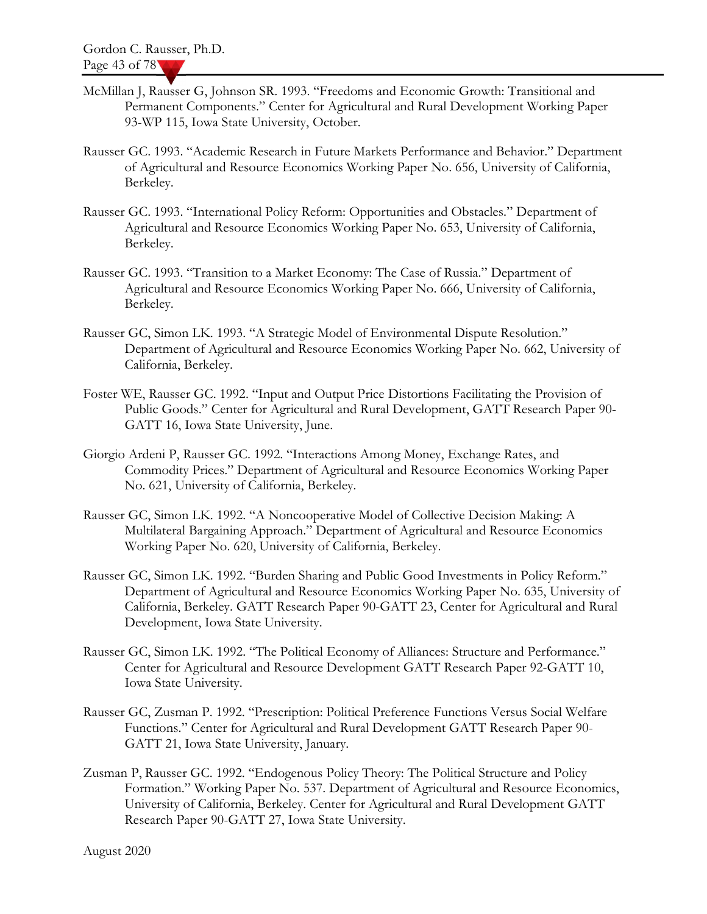McMillan J, Rausser G, Johnson SR. 1993. "Freedoms and Economic Growth: Transitional and Permanent Components." Center for Agricultural and Rural Development Working Paper 93-WP 115, Iowa State University, October.

Rausser GC. 1993. "Academic Research in Future Markets Performance and Behavior." Department of Agricultural and Resource Economics Working Paper No. 656, University of California, Berkeley.

Rausser GC. 1993. "International Policy Reform: Opportunities and Obstacles." Department of Agricultural and Resource Economics Working Paper No. 653, University of California, Berkeley.

Rausser GC. 1993. "Transition to a Market Economy: The Case of Russia." Department of Agricultural and Resource Economics Working Paper No. 666, University of California, Berkeley.

Rausser GC, Simon LK. 1993. "A Strategic Model of Environmental Dispute Resolution." Department of Agricultural and Resource Economics Working Paper No. 662, University of California, Berkeley.

Foster WE, Rausser GC. 1992. "Input and Output Price Distortions Facilitating the Provision of Public Goods." Center for Agricultural and Rural Development, GATT Research Paper 90-GATT 16, Iowa State University, June.

Giorgio Ardeni P, Rausser GC. 1992. "Interactions Among Money, Exchange Rates, and Commodity Prices." Department of Agricultural and Resource Economics Working Paper No. 621, University of California, Berkeley.

Rausser GC, Simon LK. 1992. "A Noncooperative Model of Collective Decision Making: A Multilateral Bargaining Approach." Department of Agricultural and Resource Economics Working Paper No. 620, University of California, Berkeley.

Rausser GC, Simon LK. 1992. "Burden Sharing and Public Good Investments in Policy Reform." Department of Agricultural and Resource Economics Working Paper No. 635, University of California, Berkeley. GATT Research Paper 90-GATT 23, Center for Agricultural and Rural Development, Iowa State University.

Rausser GC, Simon LK. 1992. "The Political Economy of Alliances: Structure and Performance." Center for Agricultural and Resource Development GATT Research Paper 92-GATT 10, Iowa State University.

Rausser GC, Zusman P. 1992. "Prescription: Political Preference Functions Versus Social Welfare Functions." Center for Agricultural and Rural Development GATT Research Paper 90-GATT 21, Iowa State University, January.

Zusman P, Rausser GC. 1992. "Endogenous Policy Theory: The Political Structure and Policy Formation." Working Paper No. 537. Department of Agricultural and Resource Economics, University of California, Berkeley. Center for Agricultural and Rural Development GATT Research Paper 90-GATT 27, Iowa State University.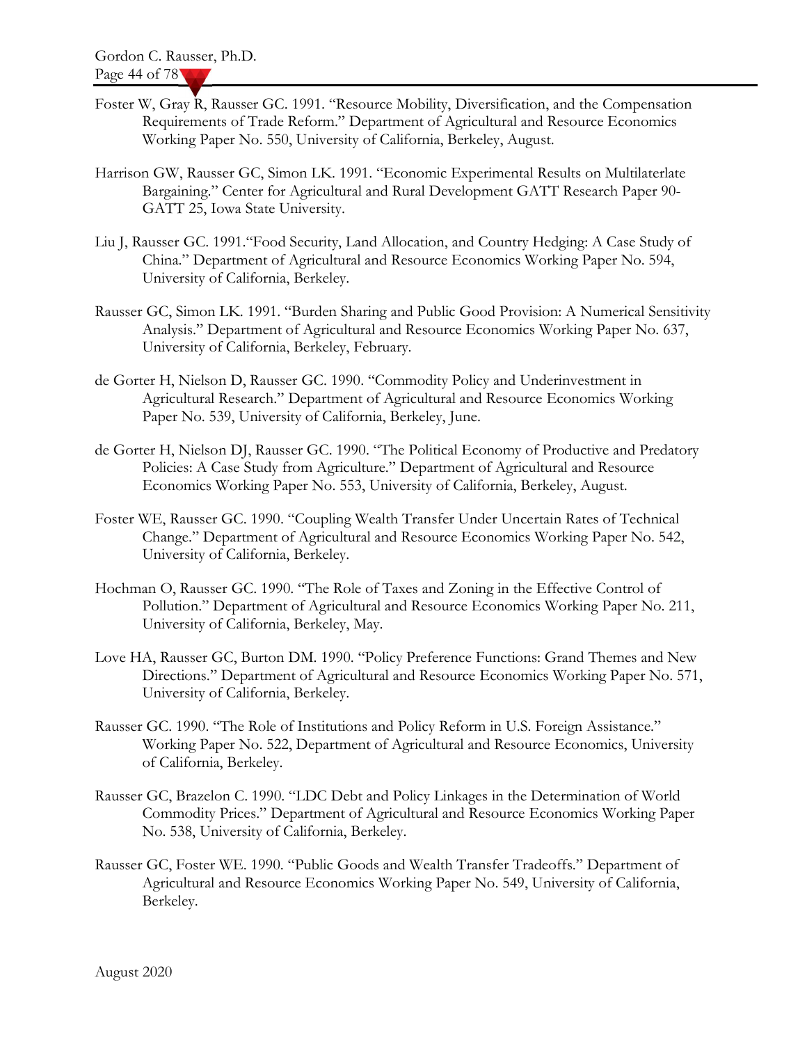Foster W, Gray R, Rausser GC. 1991. "Resource Mobility, Diversification, and the Compensation Requirements of Trade Reform." Department of Agricultural and Resource Economics Working Paper No. 550, University of California, Berkeley, August.

Harrison GW, Rausser GC, Simon LK. 1991. "Economic Experimental Results on Multilaterlate Bargaining." Center for Agricultural and Rural Development GATT Research Paper 90-GATT 25, Iowa State University.

Liu J, Rausser GC. 1991."Food Security, Land Allocation, and Country Hedging: A Case Study of China." Department of Agricultural and Resource Economics Working Paper No. 594, University of California, Berkeley.

Rausser GC, Simon LK. 1991. "Burden Sharing and Public Good Provision: A Numerical Sensitivity Analysis." Department of Agricultural and Resource Economics Working Paper No. 637, University of California, Berkeley, February.

de Gorter H, Nielson D, Rausser GC. 1990. "Commodity Policy and Underinvestment in Agricultural Research." Department of Agricultural and Resource Economics Working Paper No. 539, University of California, Berkeley, June.

de Gorter H, Nielson DJ, Rausser GC. 1990. "The Political Economy of Productive and Predatory Policies: A Case Study from Agriculture." Department of Agricultural and Resource Economics Working Paper No. 553, University of California, Berkeley, August.

Foster WE, Rausser GC. 1990. "Coupling Wealth Transfer Under Uncertain Rates of Technical Change." Department of Agricultural and Resource Economics Working Paper No. 542, University of California, Berkeley.

Hochman O, Rausser GC. 1990. "The Role of Taxes and Zoning in the Effective Control of Pollution." Department of Agricultural and Resource Economics Working Paper No. 211, University of California, Berkeley, May.

Love HA, Rausser GC, Burton DM. 1990. "Policy Preference Functions: Grand Themes and New Directions." Department of Agricultural and Resource Economics Working Paper No. 571, University of California, Berkeley.

Rausser GC. 1990. "The Role of Institutions and Policy Reform in U.S. Foreign Assistance." Working Paper No. 522, Department of Agricultural and Resource Economics, University of California, Berkeley.

Rausser GC, Brazelon C. 1990. "LDC Debt and Policy Linkages in the Determination of World Commodity Prices." Department of Agricultural and Resource Economics Working Paper No. 538, University of California, Berkeley.

Rausser GC, Foster WE. 1990. "Public Goods and Wealth Transfer Tradeoffs." Department of Agricultural and Resource Economics Working Paper No. 549, University of California, Berkeley.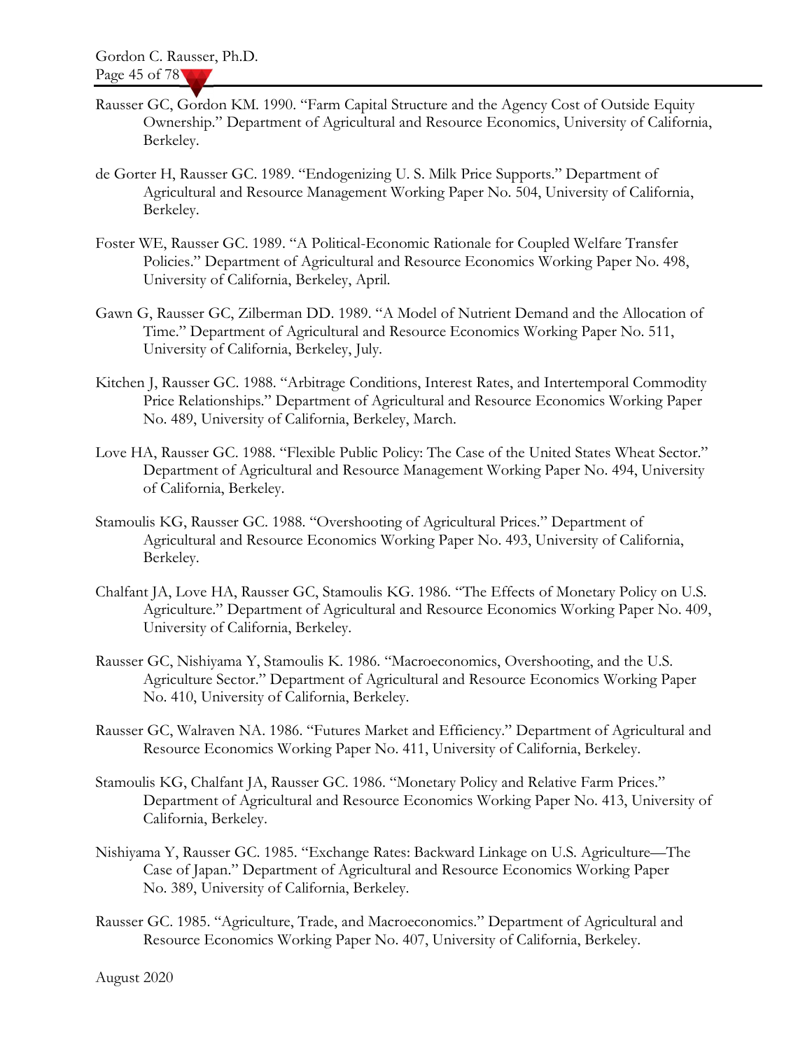Rausser GC, Gordon KM. 1990. "Farm Capital Structure and the Agency Cost of Outside Equity Ownership." Department of Agricultural and Resource Economics, University of California, Berkeley.

de Gorter H, Rausser GC. 1989. "Endogenizing U. S. Milk Price Supports." Department of Agricultural and Resource Management Working Paper No. 504, University of California, Berkeley.

Foster WE, Rausser GC. 1989. "A Political-Economic Rationale for Coupled Welfare Transfer Policies." Department of Agricultural and Resource Economics Working Paper No. 498, University of California, Berkeley, April.

Gawn G, Rausser GC, Zilberman DD. 1989. "A Model of Nutrient Demand and the Allocation of Time." Department of Agricultural and Resource Economics Working Paper No. 511, University of California, Berkeley, July.

Kitchen J, Rausser GC. 1988. "Arbitrage Conditions, Interest Rates, and Intertemporal Commodity Price Relationships." Department of Agricultural and Resource Economics Working Paper No. 489, University of California, Berkeley, March.

Love HA, Rausser GC. 1988. "Flexible Public Policy: The Case of the United States Wheat Sector." Department of Agricultural and Resource Management Working Paper No. 494, University of California, Berkeley.

Stamoulis KG, Rausser GC. 1988. "Overshooting of Agricultural Prices." Department of Agricultural and Resource Economics Working Paper No. 493, University of California, Berkeley.

Chalfant JA, Love HA, Rausser GC, Stamoulis KG. 1986. "The Effects of Monetary Policy on U.S. Agriculture." Department of Agricultural and Resource Economics Working Paper No. 409, University of California, Berkeley.

Rausser GC, Nishiyama Y, Stamoulis K. 1986. "Macroeconomics, Overshooting, and the U.S. Agriculture Sector." Department of Agricultural and Resource Economics Working Paper No. 410, University of California, Berkeley.

Rausser GC, Walraven NA. 1986. "Futures Market and Efficiency." Department of Agricultural and Resource Economics Working Paper No. 411, University of California, Berkeley.

Stamoulis KG, Chalfant JA, Rausser GC. 1986. "Monetary Policy and Relative Farm Prices." Department of Agricultural and Resource Economics Working Paper No. 413, University of California, Berkeley.

Nishiyama Y, Rausser GC. 1985. "Exchange Rates: Backward Linkage on U.S. Agriculture—The Case of Japan." Department of Agricultural and Resource Economics Working Paper No. 389, University of California, Berkeley.

Rausser GC. 1985. "Agriculture, Trade, and Macroeconomics." Department of Agricultural and Resource Economics Working Paper No. 407, University of California, Berkeley.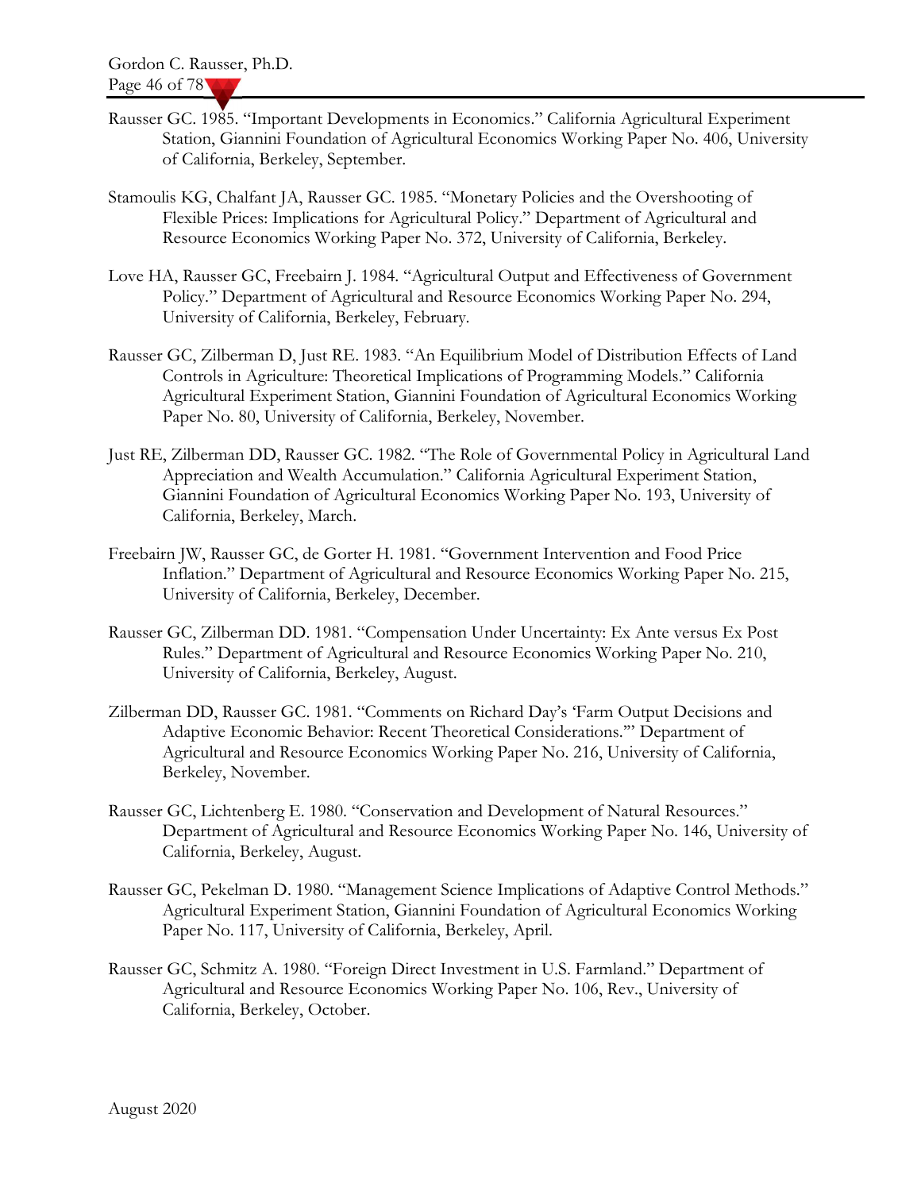Rausser GC. 1985. "Important Developments in Economics." California Agricultural Experiment Station, Giannini Foundation of Agricultural Economics Working Paper No. 406, University of California, Berkeley, September.

Stamoulis KG, Chalfant JA, Rausser GC. 1985. "Monetary Policies and the Overshooting of Flexible Prices: Implications for Agricultural Policy." Department of Agricultural and Resource Economics Working Paper No. 372, University of California, Berkeley.

Love HA, Rausser GC, Freebairn J. 1984. "Agricultural Output and Effectiveness of Government Policy." Department of Agricultural and Resource Economics Working Paper No. 294, University of California, Berkeley, February.

Rausser GC, Zilberman D, Just RE. 1983. "An Equilibrium Model of Distribution Effects of Land Controls in Agriculture: Theoretical Implications of Programming Models." California Agricultural Experiment Station, Giannini Foundation of Agricultural Economics Working Paper No. 80, University of California, Berkeley, November.

Just RE, Zilberman DD, Rausser GC. 1982. "The Role of Governmental Policy in Agricultural Land Appreciation and Wealth Accumulation." California Agricultural Experiment Station, Giannini Foundation of Agricultural Economics Working Paper No. 193, University of California, Berkeley, March.

Freebairn JW, Rausser GC, de Gorter H. 1981. "Government Intervention and Food Price Inflation." Department of Agricultural and Resource Economics Working Paper No. 215, University of California, Berkeley, December.

Rausser GC, Zilberman DD. 1981. "Compensation Under Uncertainty: Ex Ante versus Ex Post Rules." Department of Agricultural and Resource Economics Working Paper No. 210, University of California, Berkeley, August.

Zilberman DD, Rausser GC. 1981. "Comments on Richard Day's 'Farm Output Decisions and Adaptive Economic Behavior: Recent Theoretical Considerations.'" Department of Agricultural and Resource Economics Working Paper No. 216, University of California, Berkeley, November.

Rausser GC, Lichtenberg E. 1980. "Conservation and Development of Natural Resources." Department of Agricultural and Resource Economics Working Paper No. 146, University of California, Berkeley, August.

Rausser GC, Pekelman D. 1980. "Management Science Implications of Adaptive Control Methods." Agricultural Experiment Station, Giannini Foundation of Agricultural Economics Working Paper No. 117, University of California, Berkeley, April.

Rausser GC, Schmitz A. 1980. "Foreign Direct Investment in U.S. Farmland." Department of Agricultural and Resource Economics Working Paper No. 106, Rev., University of California, Berkeley, October.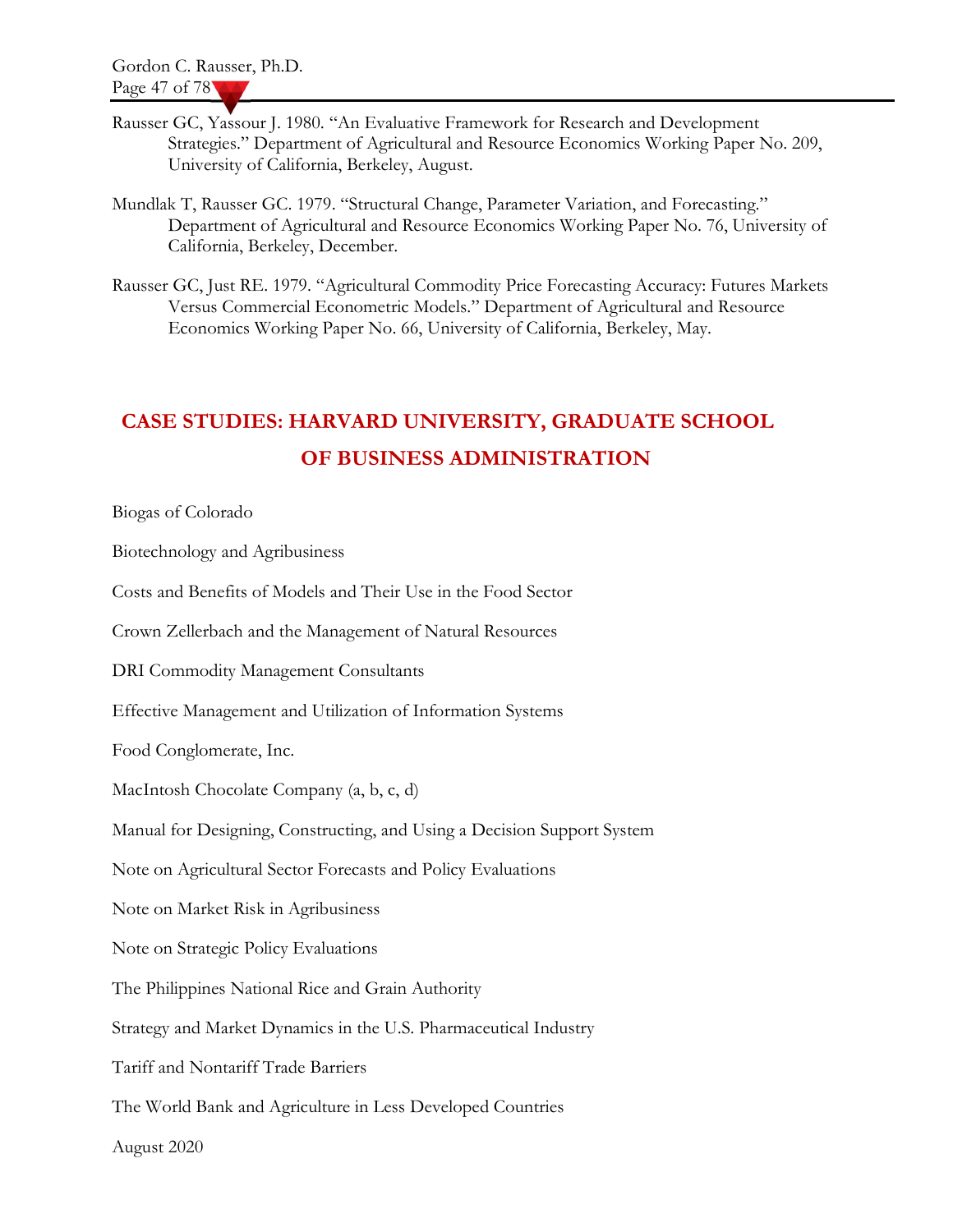Rausser GC, Yassour J. 1980. "An Evaluative Framework for Research and Development Strategies." Department of Agricultural and Resource Economics Working Paper No. 209, University of California, Berkeley, August.

Mundlak T, Rausser GC. 1979. "Structural Change, Parameter Variation, and Forecasting." Department of Agricultural and Resource Economics Working Paper No. 76, University of California, Berkeley, December.

Rausser GC, Just RE. 1979. "Agricultural Commodity Price Forecasting Accuracy: Futures Markets Versus Commercial Econometric Models." Department of Agricultural and Resource Economics Working Paper No. 66, University of California, Berkeley, May.

## CASE STUDIES: HARVARD UNIVERSITY, GRADUATE SCHOOL OF BUSINESS ADMINISTRATION

Biogas of Colorado

Biotechnology and Agribusiness

Costs and Benefits of Models and Their Use in the Food Sector

Crown Zellerbach and the Management of Natural Resources

DRI Commodity Management Consultants

Effective Management and Utilization of Information Systems

Food Conglomerate, Inc.

MacIntosh Chocolate Company (a, b, c, d)

Manual for Designing, Constructing, and Using a Decision Support System

Note on Agricultural Sector Forecasts and Policy Evaluations

Note on Market Risk in Agribusiness

Note on Strategic Policy Evaluations

The Philippines National Rice and Grain Authority

Strategy and Market Dynamics in the U.S. Pharmaceutical Industry

Tariff and Nontariff Trade Barriers

The World Bank and Agriculture in Less Developed Countries

August 2020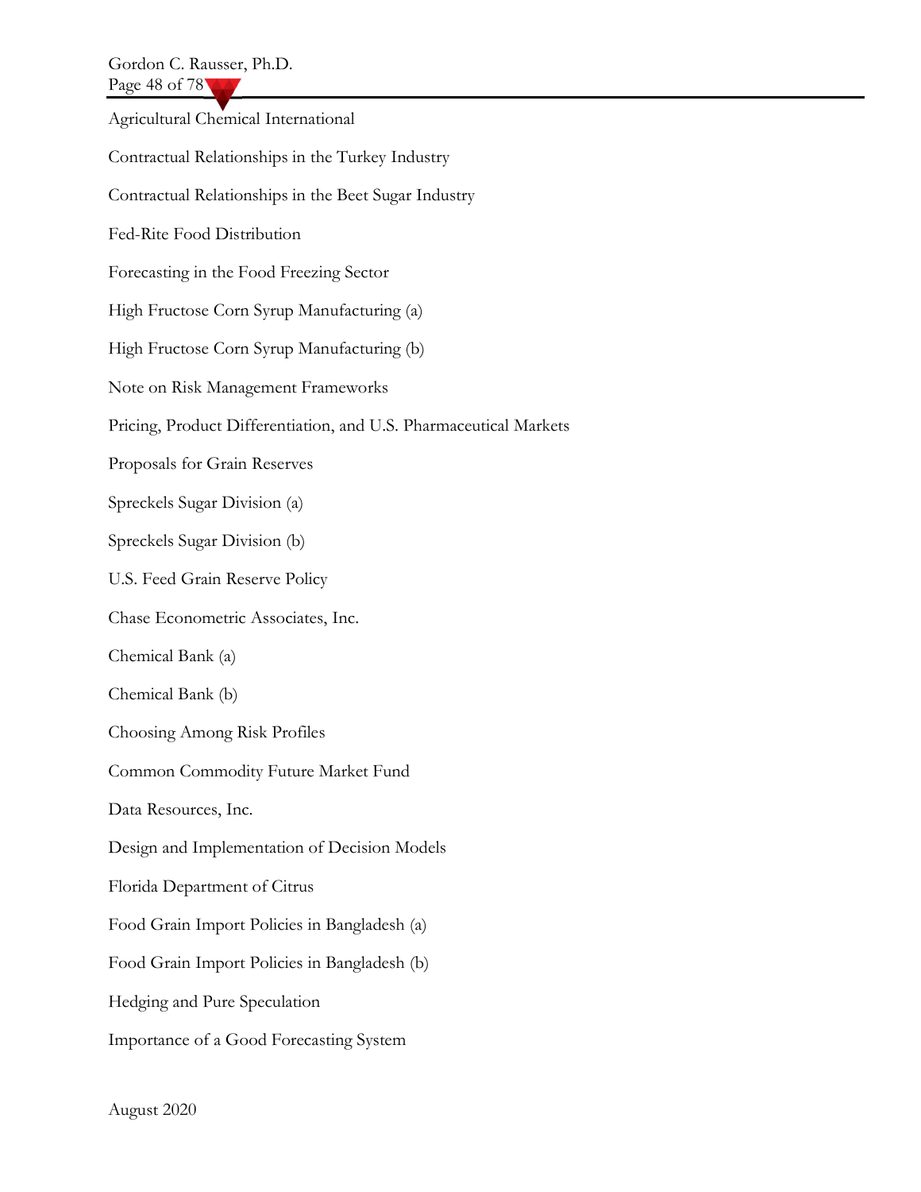Agricultural Chemical International

Contractual Relationships in the Turkey Industry

Contractual Relationships in the Beet Sugar Industry

Fed-Rite Food Distribution

Forecasting in the Food Freezing Sector

High Fructose Corn Syrup Manufacturing (a)

High Fructose Corn Syrup Manufacturing (b)

Note on Risk Management Frameworks

Pricing, Product Differentiation, and U.S. Pharmaceutical Markets

Proposals for Grain Reserves

Spreckels Sugar Division (a)

Spreckels Sugar Division (b)

U.S. Feed Grain Reserve Policy

Chase Econometric Associates, Inc.

Chemical Bank (a)

Chemical Bank (b)

Choosing Among Risk Profiles

Common Commodity Future Market Fund

Data Resources, Inc.

Design and Implementation of Decision Models

Florida Department of Citrus

Food Grain Import Policies in Bangladesh (a)

Food Grain Import Policies in Bangladesh (b)

Hedging and Pure Speculation

Importance of a Good Forecasting System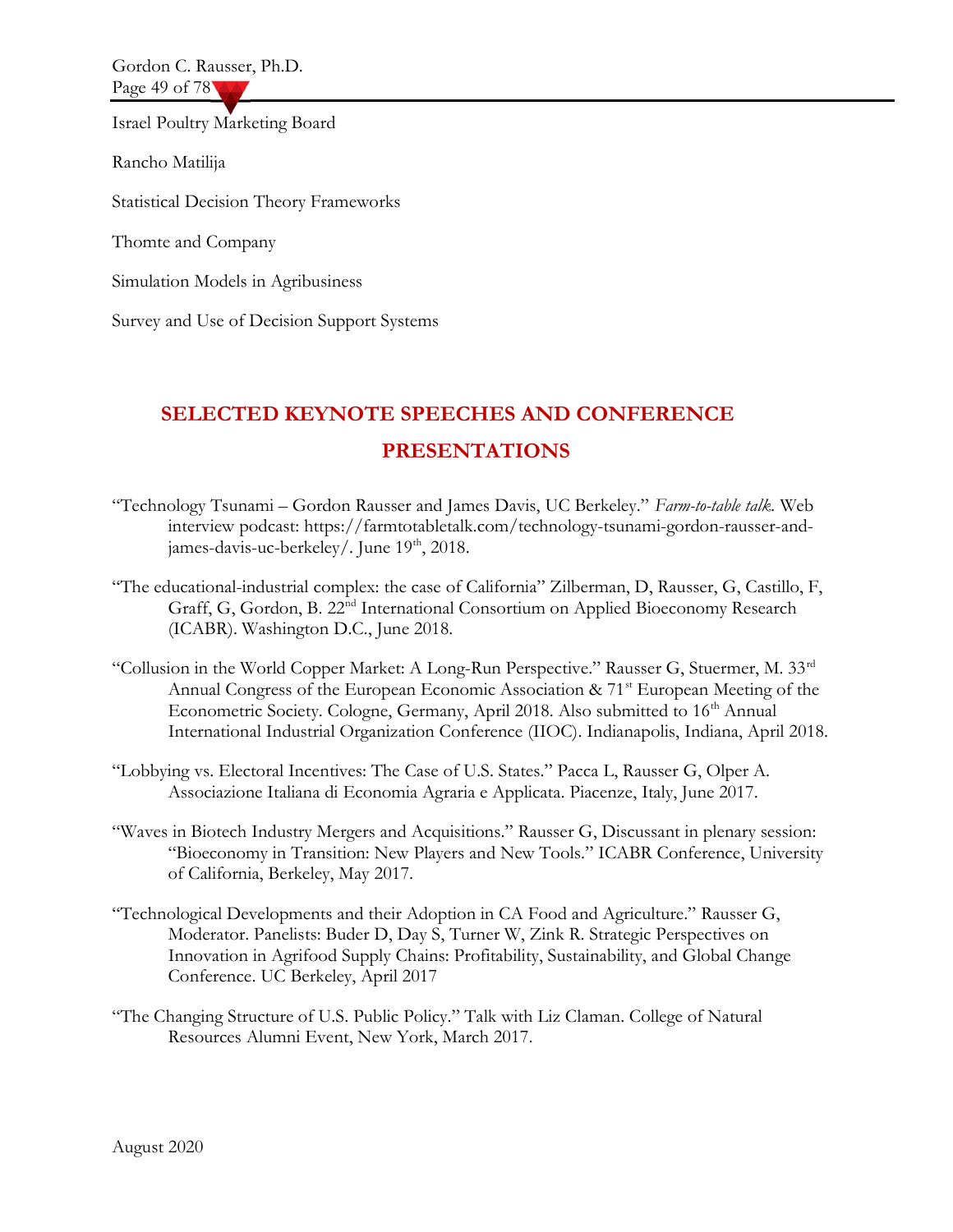Israel Poultry Marketing Board

Rancho Matilija

Statistical Decision Theory Frameworks

Thomte and Company

Simulation Models in Agribusiness

Survey and Use of Decision Support Systems

## SELECTED KEYNOTE SPEECHES AND CONFERENCE PRESENTATIONS

"Technology Tsunami – Gordon Rausser and James Davis, UC Berkeley." *Farm-to-table talk.* Web interview podcast: https://farmtotabletalk.com/technology-tsunami-gordon-rausser-and-james-davis-uc-berkeley/. June 19th, 2018.

"The educational-industrial complex: the case of California" Zilberman, D, Rausser, G, Castillo, F, Graff, G, Gordon, B. 22nd International Consortium on Applied Bioeconomy Research (ICABR). Washington D.C., June 2018.

"Collusion in the World Copper Market: A Long-Run Perspective." Rausser G, Stuermer, M. 33rd Annual Congress of the European Economic Association & 71st European Meeting of the Econometric Society. Cologne, Germany, April 2018. Also submitted to 16th Annual International Industrial Organization Conference (IIOC). Indianapolis, Indiana, April 2018.

"Lobbying vs. Electoral Incentives: The Case of U.S. States." Pacca L, Rausser G, Olper A. Associazione Italiana di Economia Agraria e Applicata. Piacenze, Italy, June 2017.

"Waves in Biotech Industry Mergers and Acquisitions." Rausser G, Discussant in plenary session: "Bioeconomy in Transition: New Players and New Tools." ICABR Conference, University of California, Berkeley, May 2017.

"Technological Developments and their Adoption in CA Food and Agriculture." Rausser G, Moderator. Panelists: Buder D, Day S, Turner W, Zink R. Strategic Perspectives on Innovation in Agrifood Supply Chains: Profitability, Sustainability, and Global Change Conference. UC Berkeley, April 2017

"The Changing Structure of U.S. Public Policy." Talk with Liz Claman. College of Natural Resources Alumni Event, New York, March 2017.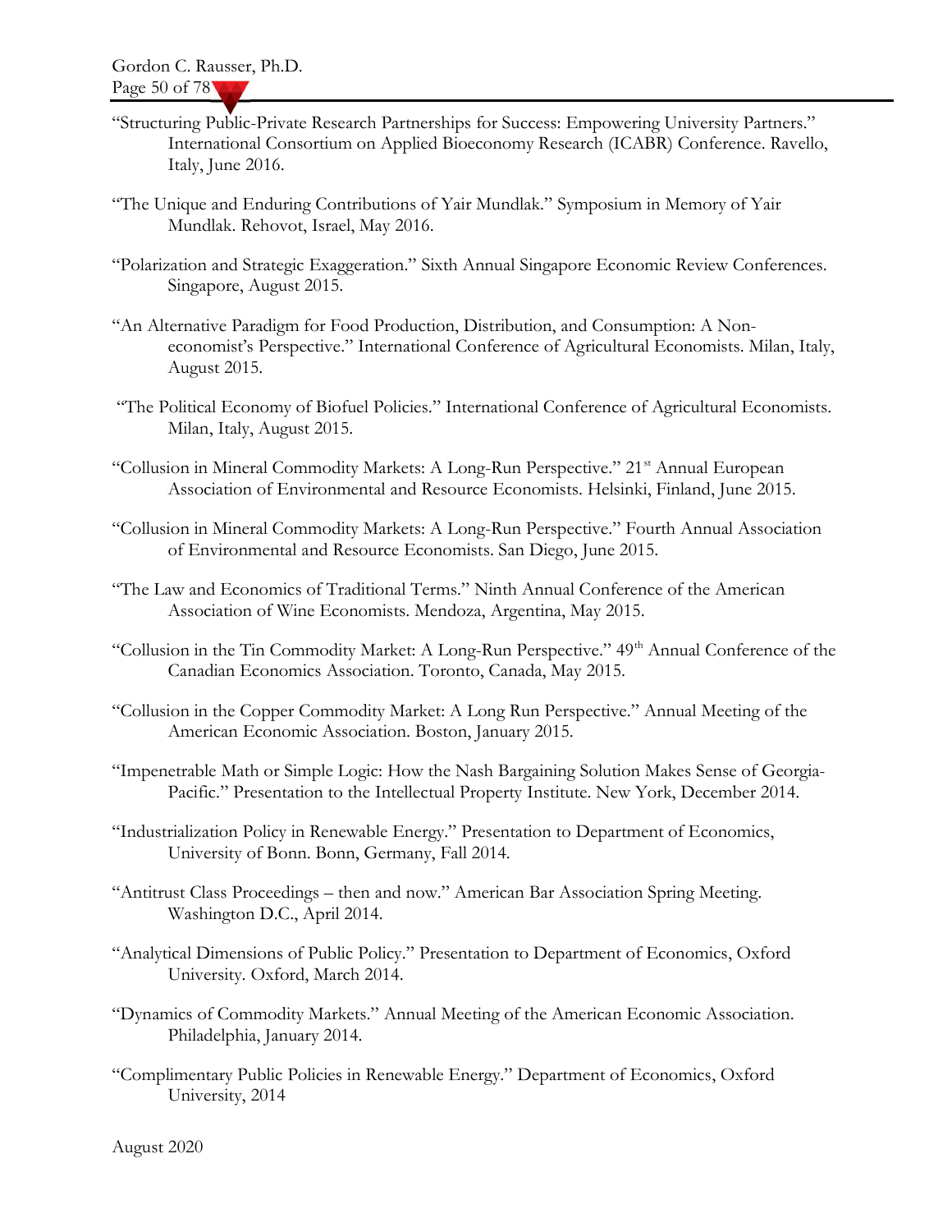"Structuring Public-Private Research Partnerships for Success: Empowering University Partners." International Consortium on Applied Bioeconomy Research (ICABR) Conference. Ravello, Italy, June 2016.

"The Unique and Enduring Contributions of Yair Mundlak." Symposium in Memory of Yair Mundlak. Rehovot, Israel, May 2016.

"Polarization and Strategic Exaggeration." Sixth Annual Singapore Economic Review Conferences. Singapore, August 2015.

"An Alternative Paradigm for Food Production, Distribution, and Consumption: A Non-economist's Perspective." International Conference of Agricultural Economists. Milan, Italy, August 2015.

"The Political Economy of Biofuel Policies." International Conference of Agricultural Economists. Milan, Italy, August 2015.

"Collusion in Mineral Commodity Markets: A Long-Run Perspective." 21st Annual European Association of Environmental and Resource Economists. Helsinki, Finland, June 2015.

"Collusion in Mineral Commodity Markets: A Long-Run Perspective." Fourth Annual Association of Environmental and Resource Economists. San Diego, June 2015.

"The Law and Economics of Traditional Terms." Ninth Annual Conference of the American Association of Wine Economists. Mendoza, Argentina, May 2015.

"Collusion in the Tin Commodity Market: A Long-Run Perspective." 49th Annual Conference of the Canadian Economics Association. Toronto, Canada, May 2015.

"Collusion in the Copper Commodity Market: A Long Run Perspective." Annual Meeting of the American Economic Association. Boston, January 2015.

"Impenetrable Math or Simple Logic: How the Nash Bargaining Solution Makes Sense of Georgia-Pacific." Presentation to the Intellectual Property Institute. New York, December 2014.

"Industrialization Policy in Renewable Energy." Presentation to Department of Economics, University of Bonn. Bonn, Germany, Fall 2014.

"Antitrust Class Proceedings – then and now." American Bar Association Spring Meeting. Washington D.C., April 2014.

"Analytical Dimensions of Public Policy." Presentation to Department of Economics, Oxford University. Oxford, March 2014.

"Dynamics of Commodity Markets." Annual Meeting of the American Economic Association. Philadelphia, January 2014.

"Complimentary Public Policies in Renewable Energy." Department of Economics, Oxford University, 2014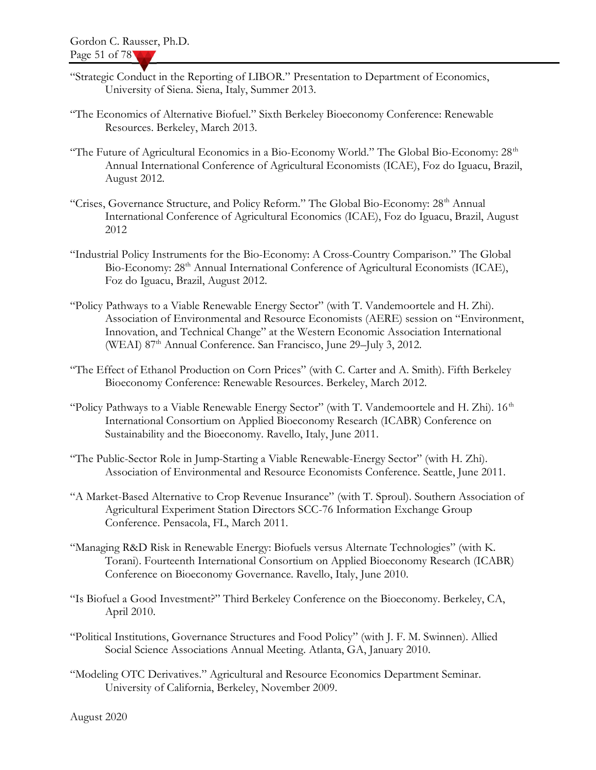"Strategic Conduct in the Reporting of LIBOR." Presentation to Department of Economics, University of Siena. Siena, Italy, Summer 2013.

"The Economics of Alternative Biofuel." Sixth Berkeley Bioeconomy Conference: Renewable Resources. Berkeley, March 2013.

"The Future of Agricultural Economics in a Bio-Economy World." The Global Bio-Economy: 28th Annual International Conference of Agricultural Economists (ICAE), Foz do Iguacu, Brazil, August 2012.

"Crises, Governance Structure, and Policy Reform." The Global Bio-Economy: 28th Annual International Conference of Agricultural Economics (ICAE), Foz do Iguacu, Brazil, August 2012

"Industrial Policy Instruments for the Bio-Economy: A Cross-Country Comparison." The Global Bio-Economy: 28th Annual International Conference of Agricultural Economists (ICAE), Foz do Iguacu, Brazil, August 2012.

"Policy Pathways to a Viable Renewable Energy Sector" (with T. Vandemoortele and H. Zhi). Association of Environmental and Resource Economists (AERE) session on "Environment, Innovation, and Technical Change" at the Western Economic Association International (WEAI) 87th Annual Conference. San Francisco, June 29–July 3, 2012.

"The Effect of Ethanol Production on Corn Prices" (with C. Carter and A. Smith). Fifth Berkeley Bioeconomy Conference: Renewable Resources. Berkeley, March 2012.

"Policy Pathways to a Viable Renewable Energy Sector" (with T. Vandemoortele and H. Zhi). 16th International Consortium on Applied Bioeconomy Research (ICABR) Conference on Sustainability and the Bioeconomy. Ravello, Italy, June 2011.

"The Public-Sector Role in Jump-Starting a Viable Renewable-Energy Sector" (with H. Zhi). Association of Environmental and Resource Economists Conference. Seattle, June 2011.

"A Market-Based Alternative to Crop Revenue Insurance" (with T. Sproul). Southern Association of Agricultural Experiment Station Directors SCC-76 Information Exchange Group Conference. Pensacola, FL, March 2011.

"Managing R&D Risk in Renewable Energy: Biofuels versus Alternate Technologies" (with K. Torani). Fourteenth International Consortium on Applied Bioeconomy Research (ICABR) Conference on Bioeconomy Governance. Ravello, Italy, June 2010.

"Is Biofuel a Good Investment?" Third Berkeley Conference on the Bioeconomy. Berkeley, CA, April 2010.

"Political Institutions, Governance Structures and Food Policy" (with J. F. M. Swinnen). Allied Social Science Associations Annual Meeting. Atlanta, GA, January 2010.

"Modeling OTC Derivatives." Agricultural and Resource Economics Department Seminar. University of California, Berkeley, November 2009.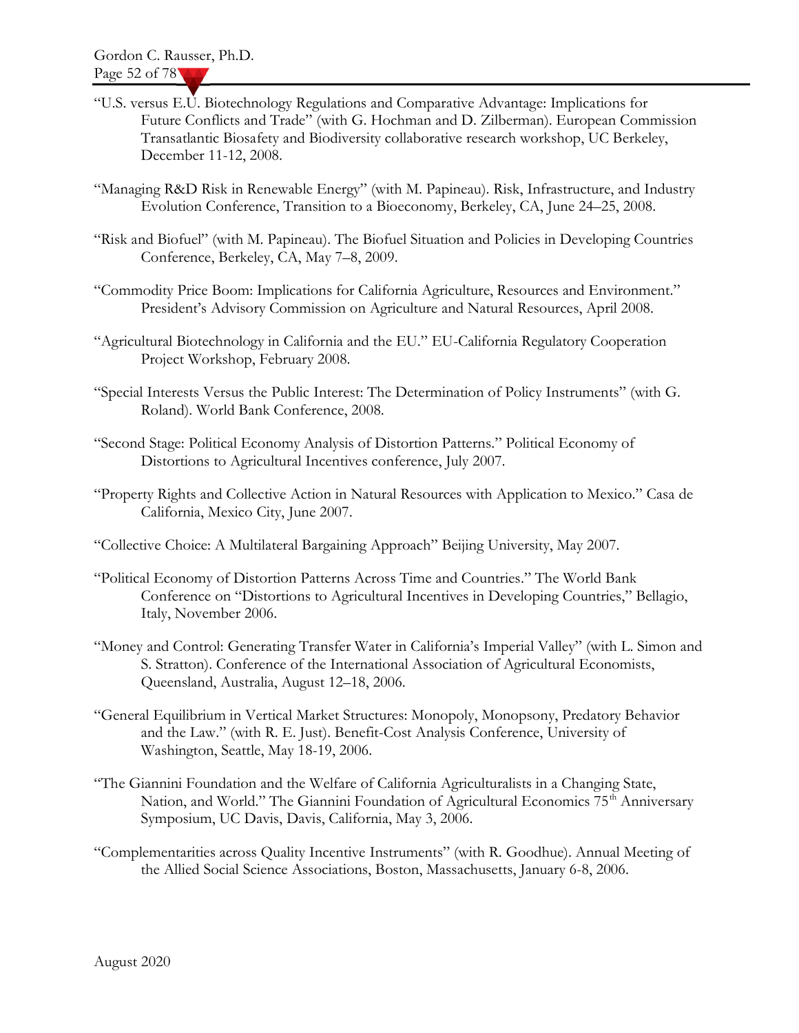"U.S. versus E.U. Biotechnology Regulations and Comparative Advantage: Implications for Future Conflicts and Trade" (with G. Hochman and D. Zilberman). European Commission Transatlantic Biosafety and Biodiversity collaborative research workshop, UC Berkeley, December 11-12, 2008.

"Managing R&D Risk in Renewable Energy" (with M. Papineau). Risk, Infrastructure, and Industry Evolution Conference, Transition to a Bioeconomy, Berkeley, CA, June 24–25, 2008.

"Risk and Biofuel" (with M. Papineau). The Biofuel Situation and Policies in Developing Countries Conference, Berkeley, CA, May 7–8, 2009.

"Commodity Price Boom: Implications for California Agriculture, Resources and Environment." President's Advisory Commission on Agriculture and Natural Resources, April 2008.

"Agricultural Biotechnology in California and the EU." EU-California Regulatory Cooperation Project Workshop, February 2008.

"Special Interests Versus the Public Interest: The Determination of Policy Instruments" (with G. Roland). World Bank Conference, 2008.

"Second Stage: Political Economy Analysis of Distortion Patterns." Political Economy of Distortions to Agricultural Incentives conference, July 2007.

"Property Rights and Collective Action in Natural Resources with Application to Mexico." Casa de California, Mexico City, June 2007.

"Collective Choice: A Multilateral Bargaining Approach" Beijing University, May 2007.

"Political Economy of Distortion Patterns Across Time and Countries." The World Bank Conference on "Distortions to Agricultural Incentives in Developing Countries," Bellagio, Italy, November 2006.

"Money and Control: Generating Transfer Water in California's Imperial Valley" (with L. Simon and S. Stratton). Conference of the International Association of Agricultural Economists, Queensland, Australia, August 12–18, 2006.

"General Equilibrium in Vertical Market Structures: Monopoly, Monopsony, Predatory Behavior and the Law." (with R. E. Just). Benefit-Cost Analysis Conference, University of Washington, Seattle, May 18-19, 2006.

"The Giannini Foundation and the Welfare of California Agriculturalists in a Changing State, Nation, and World." The Giannini Foundation of Agricultural Economics 75th Anniversary Symposium, UC Davis, Davis, California, May 3, 2006.

"Complementarities across Quality Incentive Instruments" (with R. Goodhue). Annual Meeting of the Allied Social Science Associations, Boston, Massachusetts, January 6-8, 2006.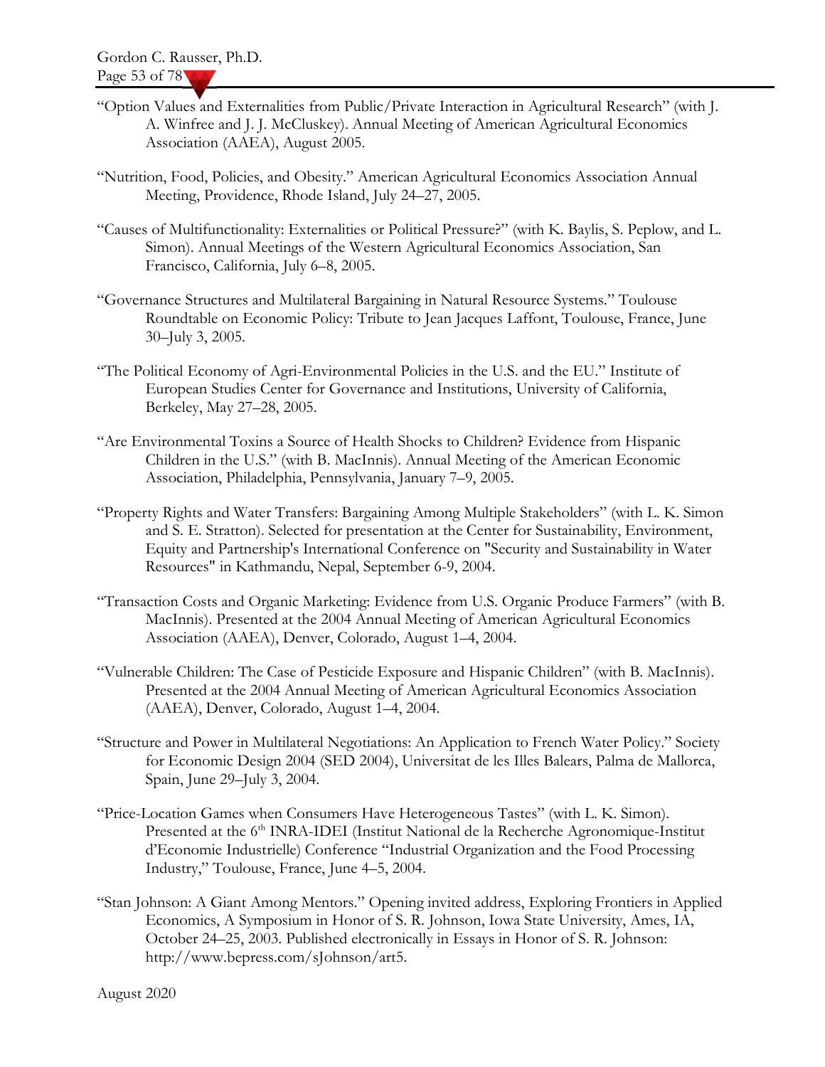"Option Values and Externalities from Public/Private Interaction in Agricultural Research" (with J. A. Winfree and J. J. McCluskey). Annual Meeting of American Agricultural Economics Association (AAEA), August 2005.

"Nutrition, Food, Policies, and Obesity." American Agricultural Economics Association Annual Meeting, Providence, Rhode Island, July 24–27, 2005.

"Causes of Multifunctionality: Externalities or Political Pressure?" (with K. Baylis, S. Peplow, and L. Simon). Annual Meetings of the Western Agricultural Economics Association, San Francisco, California, July 6–8, 2005.

"Governance Structures and Multilateral Bargaining in Natural Resource Systems." Toulouse Roundtable on Economic Policy: Tribute to Jean Jacques Laffont, Toulouse, France, June 30–July 3, 2005.

"The Political Economy of Agri-Environmental Policies in the U.S. and the EU." Institute of European Studies Center for Governance and Institutions, University of California, Berkeley, May 27–28, 2005.

"Are Environmental Toxins a Source of Health Shocks to Children? Evidence from Hispanic Children in the U.S." (with B. MacInnis). Annual Meeting of the American Economic Association, Philadelphia, Pennsylvania, January 7–9, 2005.

"Property Rights and Water Transfers: Bargaining Among Multiple Stakeholders" (with L. K. Simon and S. E. Stratton). Selected for presentation at the Center for Sustainability, Environment, Equity and Partnership's International Conference on "Security and Sustainability in Water Resources" in Kathmandu, Nepal, September 6-9, 2004.

"Transaction Costs and Organic Marketing: Evidence from U.S. Organic Produce Farmers" (with B. MacInnis). Presented at the 2004 Annual Meeting of American Agricultural Economics Association (AAEA), Denver, Colorado, August 1–4, 2004.

"Vulnerable Children: The Case of Pesticide Exposure and Hispanic Children" (with B. MacInnis). Presented at the 2004 Annual Meeting of American Agricultural Economics Association (AAEA), Denver, Colorado, August 1–4, 2004.

"Structure and Power in Multilateral Negotiations: An Application to French Water Policy." Society for Economic Design 2004 (SED 2004), Universitat de les Illes Balears, Palma de Mallorca, Spain, June 29–July 3, 2004.

"Price-Location Games when Consumers Have Heterogeneous Tastes" (with L. K. Simon). Presented at the 6th INRA-IDEI (Institut National de la Recherche Agronomique-Institut d'Economie Industrielle) Conference "Industrial Organization and the Food Processing Industry," Toulouse, France, June 4–5, 2004.

"Stan Johnson: A Giant Among Mentors." Opening invited address, Exploring Frontiers in Applied Economics, A Symposium in Honor of S. R. Johnson, Iowa State University, Ames, IA, October 24–25, 2003. Published electronically in Essays in Honor of S. R. Johnson: http://www.bepress.com/sJohnson/art5.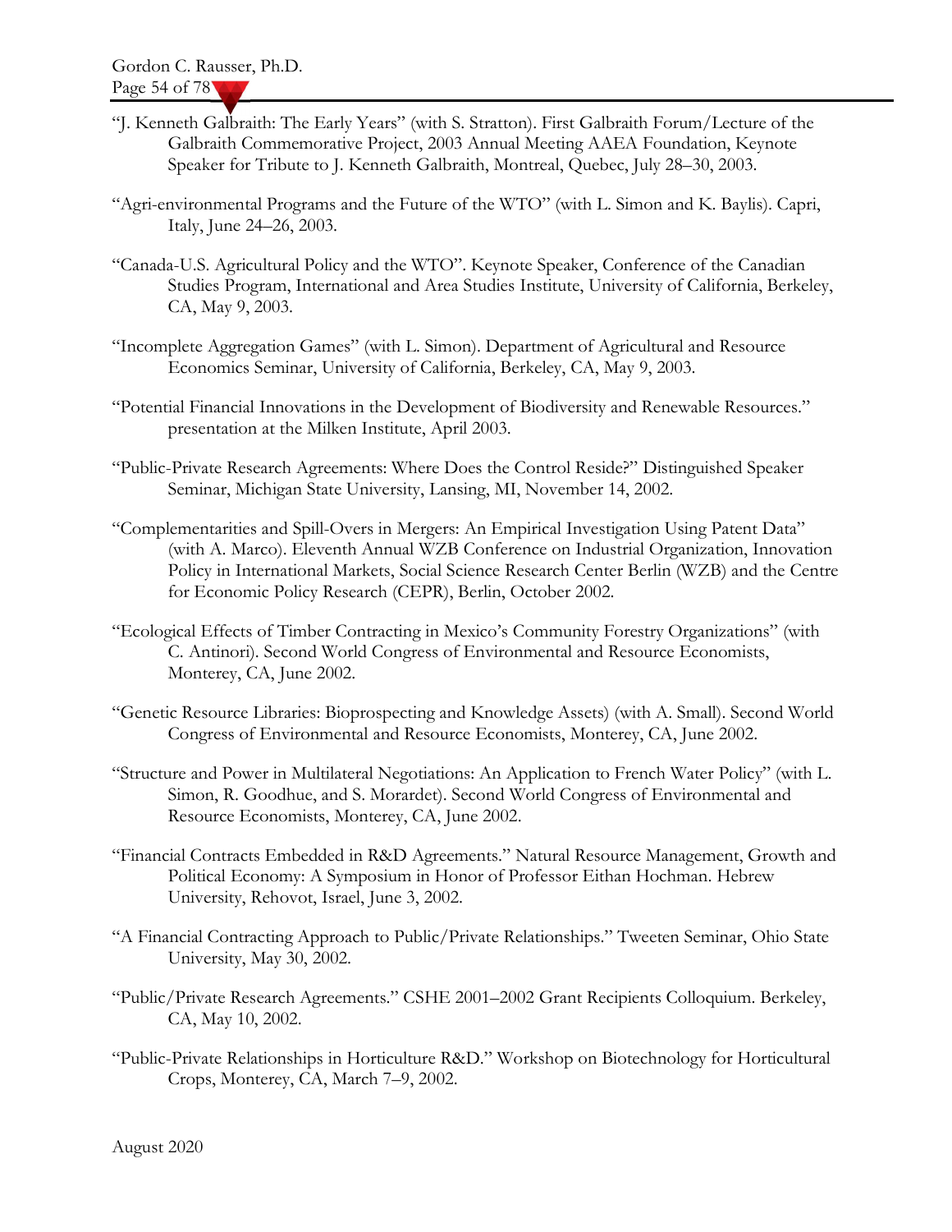"J. Kenneth Galbraith: The Early Years" (with S. Stratton). First Galbraith Forum/Lecture of the Galbraith Commemorative Project, 2003 Annual Meeting AAEA Foundation, Keynote Speaker for Tribute to J. Kenneth Galbraith, Montreal, Quebec, July 28–30, 2003.

"Agri-environmental Programs and the Future of the WTO" (with L. Simon and K. Baylis). Capri, Italy, June 24–26, 2003.

"Canada-U.S. Agricultural Policy and the WTO". Keynote Speaker, Conference of the Canadian Studies Program, International and Area Studies Institute, University of California, Berkeley, CA, May 9, 2003.

"Incomplete Aggregation Games" (with L. Simon). Department of Agricultural and Resource Economics Seminar, University of California, Berkeley, CA, May 9, 2003.

"Potential Financial Innovations in the Development of Biodiversity and Renewable Resources." presentation at the Milken Institute, April 2003.

"Public-Private Research Agreements: Where Does the Control Reside?" Distinguished Speaker Seminar, Michigan State University, Lansing, MI, November 14, 2002.

"Complementarities and Spill-Overs in Mergers: An Empirical Investigation Using Patent Data" (with A. Marco). Eleventh Annual WZB Conference on Industrial Organization, Innovation Policy in International Markets, Social Science Research Center Berlin (WZB) and the Centre for Economic Policy Research (CEPR), Berlin, October 2002.

"Ecological Effects of Timber Contracting in Mexico's Community Forestry Organizations" (with C. Antinori). Second World Congress of Environmental and Resource Economists, Monterey, CA, June 2002.

"Genetic Resource Libraries: Bioprospecting and Knowledge Assets) (with A. Small). Second World Congress of Environmental and Resource Economists, Monterey, CA, June 2002.

"Structure and Power in Multilateral Negotiations: An Application to French Water Policy" (with L. Simon, R. Goodhue, and S. Morardet). Second World Congress of Environmental and Resource Economists, Monterey, CA, June 2002.

"Financial Contracts Embedded in R&D Agreements." Natural Resource Management, Growth and Political Economy: A Symposium in Honor of Professor Eithan Hochman. Hebrew University, Rehovot, Israel, June 3, 2002.

"A Financial Contracting Approach to Public/Private Relationships." Tweeten Seminar, Ohio State University, May 30, 2002.

"Public/Private Research Agreements." CSHE 2001–2002 Grant Recipients Colloquium. Berkeley, CA, May 10, 2002.

"Public-Private Relationships in Horticulture R&D." Workshop on Biotechnology for Horticultural Crops, Monterey, CA, March 7–9, 2002.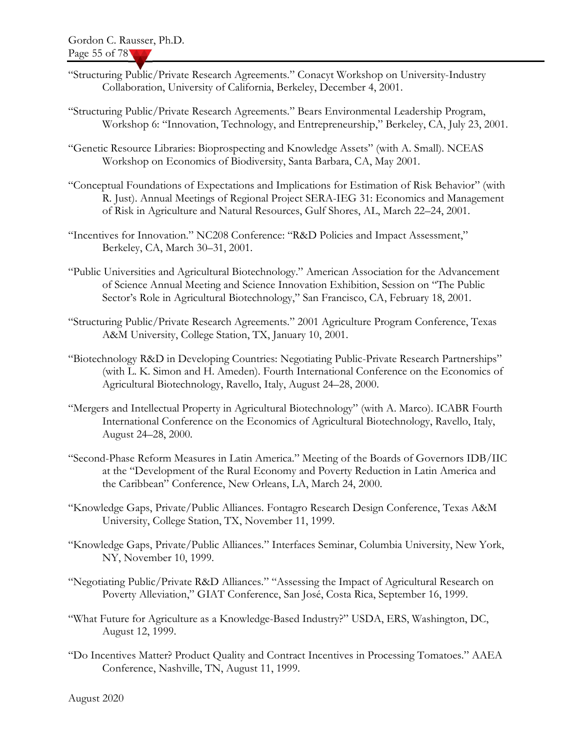"Structuring Public/Private Research Agreements." Conacyt Workshop on University-Industry Collaboration, University of California, Berkeley, December 4, 2001.

"Structuring Public/Private Research Agreements." Bears Environmental Leadership Program, Workshop 6: "Innovation, Technology, and Entrepreneurship," Berkeley, CA, July 23, 2001.

"Genetic Resource Libraries: Bioprospecting and Knowledge Assets" (with A. Small). NCEAS Workshop on Economics of Biodiversity, Santa Barbara, CA, May 2001.

"Conceptual Foundations of Expectations and Implications for Estimation of Risk Behavior" (with R. Just). Annual Meetings of Regional Project SERA-IEG 31: Economics and Management of Risk in Agriculture and Natural Resources, Gulf Shores, AL, March 22–24, 2001.

"Incentives for Innovation." NC208 Conference: "R&D Policies and Impact Assessment," Berkeley, CA, March 30–31, 2001.

"Public Universities and Agricultural Biotechnology." American Association for the Advancement of Science Annual Meeting and Science Innovation Exhibition, Session on "The Public Sector's Role in Agricultural Biotechnology," San Francisco, CA, February 18, 2001.

"Structuring Public/Private Research Agreements." 2001 Agriculture Program Conference, Texas A&M University, College Station, TX, January 10, 2001.

"Biotechnology R&D in Developing Countries: Negotiating Public-Private Research Partnerships" (with L. K. Simon and H. Ameden). Fourth International Conference on the Economics of Agricultural Biotechnology, Ravello, Italy, August 24–28, 2000.

"Mergers and Intellectual Property in Agricultural Biotechnology" (with A. Marco). ICABR Fourth International Conference on the Economics of Agricultural Biotechnology, Ravello, Italy, August 24–28, 2000.

"Second-Phase Reform Measures in Latin America." Meeting of the Boards of Governors IDB/IIC at the "Development of the Rural Economy and Poverty Reduction in Latin America and the Caribbean" Conference, New Orleans, LA, March 24, 2000.

"Knowledge Gaps, Private/Public Alliances. Fontagro Research Design Conference, Texas A&M University, College Station, TX, November 11, 1999.

"Knowledge Gaps, Private/Public Alliances." Interfaces Seminar, Columbia University, New York, NY, November 10, 1999.

"Negotiating Public/Private R&D Alliances." "Assessing the Impact of Agricultural Research on Poverty Alleviation," GIAT Conference, San José, Costa Rica, September 16, 1999.

"What Future for Agriculture as a Knowledge-Based Industry?" USDA, ERS, Washington, DC, August 12, 1999.

"Do Incentives Matter? Product Quality and Contract Incentives in Processing Tomatoes." AAEA Conference, Nashville, TN, August 11, 1999.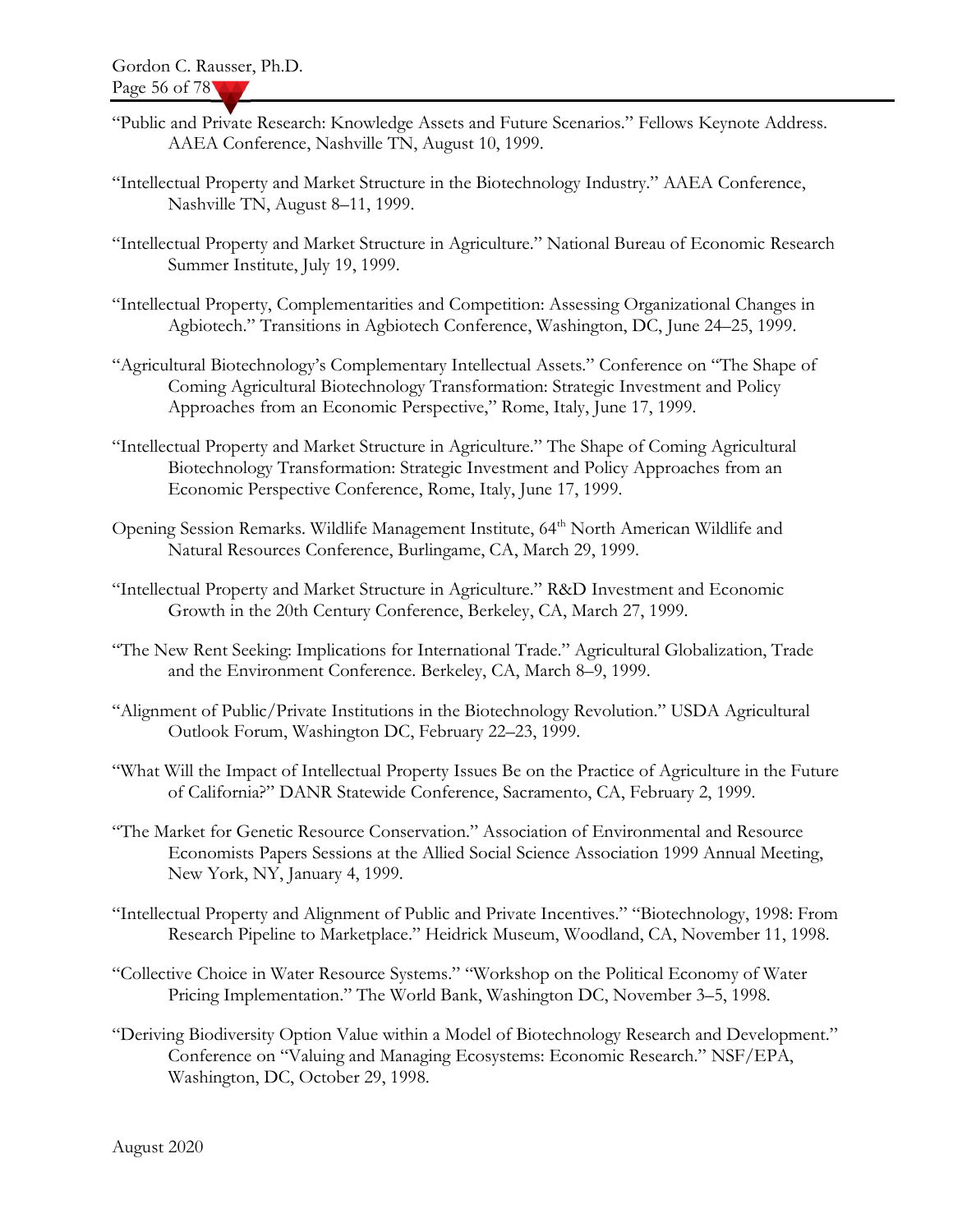"Public and Private Research: Knowledge Assets and Future Scenarios." Fellows Keynote Address. AAEA Conference, Nashville TN, August 10, 1999.

"Intellectual Property and Market Structure in the Biotechnology Industry." AAEA Conference, Nashville TN, August 8–11, 1999.

"Intellectual Property and Market Structure in Agriculture." National Bureau of Economic Research Summer Institute, July 19, 1999.

"Intellectual Property, Complementarities and Competition: Assessing Organizational Changes in Agbiotech." Transitions in Agbiotech Conference, Washington, DC, June 24–25, 1999.

"Agricultural Biotechnology's Complementary Intellectual Assets." Conference on "The Shape of Coming Agricultural Biotechnology Transformation: Strategic Investment and Policy Approaches from an Economic Perspective," Rome, Italy, June 17, 1999.

"Intellectual Property and Market Structure in Agriculture." The Shape of Coming Agricultural Biotechnology Transformation: Strategic Investment and Policy Approaches from an Economic Perspective Conference, Rome, Italy, June 17, 1999.

Opening Session Remarks. Wildlife Management Institute, 64th North American Wildlife and Natural Resources Conference, Burlingame, CA, March 29, 1999.

"Intellectual Property and Market Structure in Agriculture." R&D Investment and Economic Growth in the 20th Century Conference, Berkeley, CA, March 27, 1999.

"The New Rent Seeking: Implications for International Trade." Agricultural Globalization, Trade and the Environment Conference. Berkeley, CA, March 8–9, 1999.

"Alignment of Public/Private Institutions in the Biotechnology Revolution." USDA Agricultural Outlook Forum, Washington DC, February 22–23, 1999.

"What Will the Impact of Intellectual Property Issues Be on the Practice of Agriculture in the Future of California?" DANR Statewide Conference, Sacramento, CA, February 2, 1999.

"The Market for Genetic Resource Conservation." Association of Environmental and Resource Economists Papers Sessions at the Allied Social Science Association 1999 Annual Meeting, New York, NY, January 4, 1999.

"Intellectual Property and Alignment of Public and Private Incentives." "Biotechnology, 1998: From Research Pipeline to Marketplace." Heidrick Museum, Woodland, CA, November 11, 1998.

"Collective Choice in Water Resource Systems." "Workshop on the Political Economy of Water Pricing Implementation." The World Bank, Washington DC, November 3–5, 1998.

"Deriving Biodiversity Option Value within a Model of Biotechnology Research and Development." Conference on "Valuing and Managing Ecosystems: Economic Research." NSF/EPA, Washington, DC, October 29, 1998.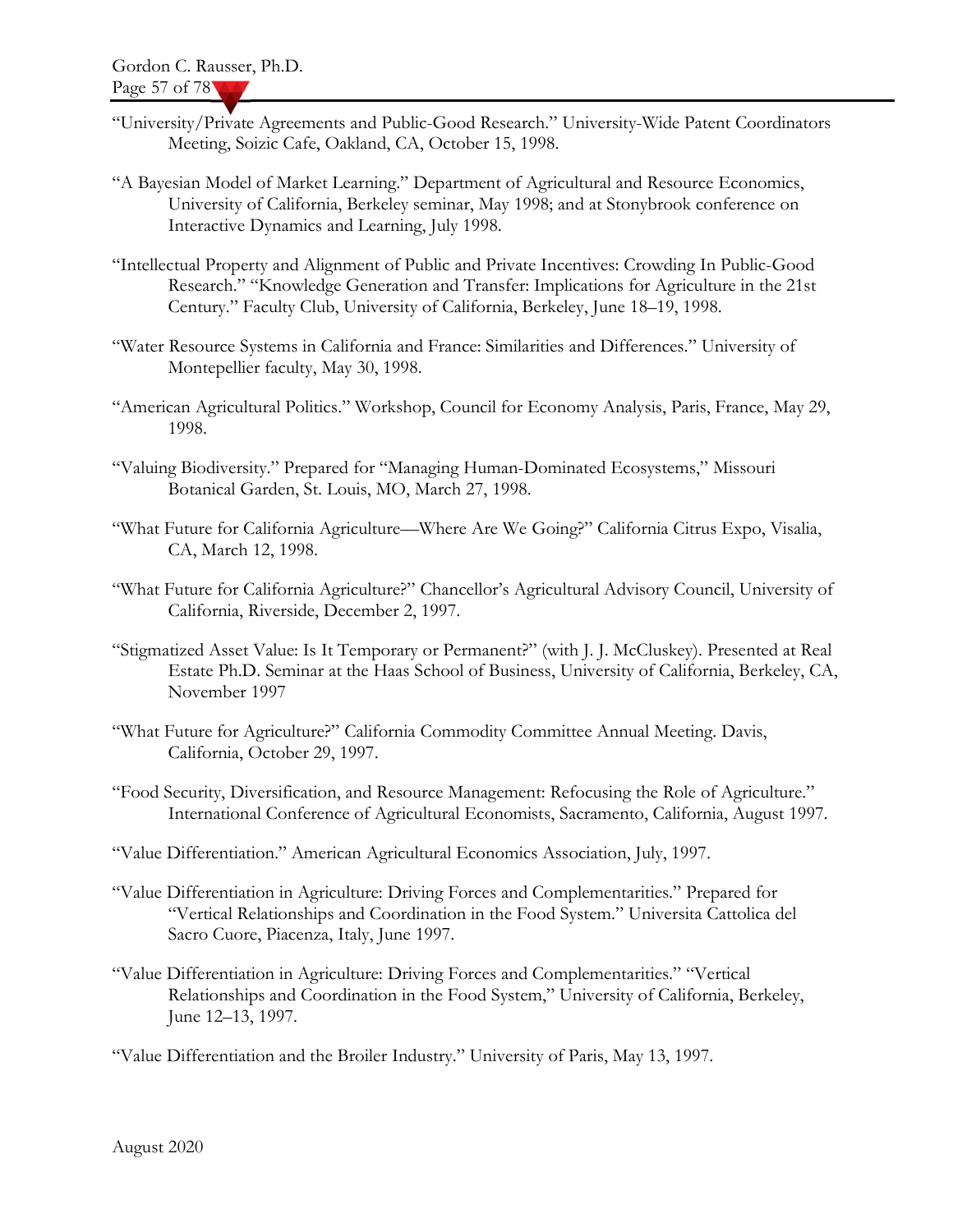"University/Private Agreements and Public-Good Research." University-Wide Patent Coordinators Meeting, Soizic Cafe, Oakland, CA, October 15, 1998.

"A Bayesian Model of Market Learning." Department of Agricultural and Resource Economics, University of California, Berkeley seminar, May 1998; and at Stonybrook conference on Interactive Dynamics and Learning, July 1998.

"Intellectual Property and Alignment of Public and Private Incentives: Crowding In Public-Good Research." "Knowledge Generation and Transfer: Implications for Agriculture in the 21st Century." Faculty Club, University of California, Berkeley, June 18–19, 1998.

"Water Resource Systems in California and France: Similarities and Differences." University of Montepellier faculty, May 30, 1998.

"American Agricultural Politics." Workshop, Council for Economy Analysis, Paris, France, May 29, 1998.

"Valuing Biodiversity." Prepared for "Managing Human-Dominated Ecosystems," Missouri Botanical Garden, St. Louis, MO, March 27, 1998.

"What Future for California Agriculture—Where Are We Going?" California Citrus Expo, Visalia, CA, March 12, 1998.

"What Future for California Agriculture?" Chancellor's Agricultural Advisory Council, University of California, Riverside, December 2, 1997.

"Stigmatized Asset Value: Is It Temporary or Permanent?" (with J. J. McCluskey). Presented at Real Estate Ph.D. Seminar at the Haas School of Business, University of California, Berkeley, CA, November 1997

"What Future for Agriculture?" California Commodity Committee Annual Meeting. Davis, California, October 29, 1997.

"Food Security, Diversification, and Resource Management: Refocusing the Role of Agriculture." International Conference of Agricultural Economists, Sacramento, California, August 1997.

"Value Differentiation." American Agricultural Economics Association, July, 1997.

"Value Differentiation in Agriculture: Driving Forces and Complementarities." Prepared for "Vertical Relationships and Coordination in the Food System." Universita Cattolica del Sacro Cuore, Piacenza, Italy, June 1997.

"Value Differentiation in Agriculture: Driving Forces and Complementarities." "Vertical Relationships and Coordination in the Food System," University of California, Berkeley, June 12–13, 1997.

"Value Differentiation and the Broiler Industry." University of Paris, May 13, 1997.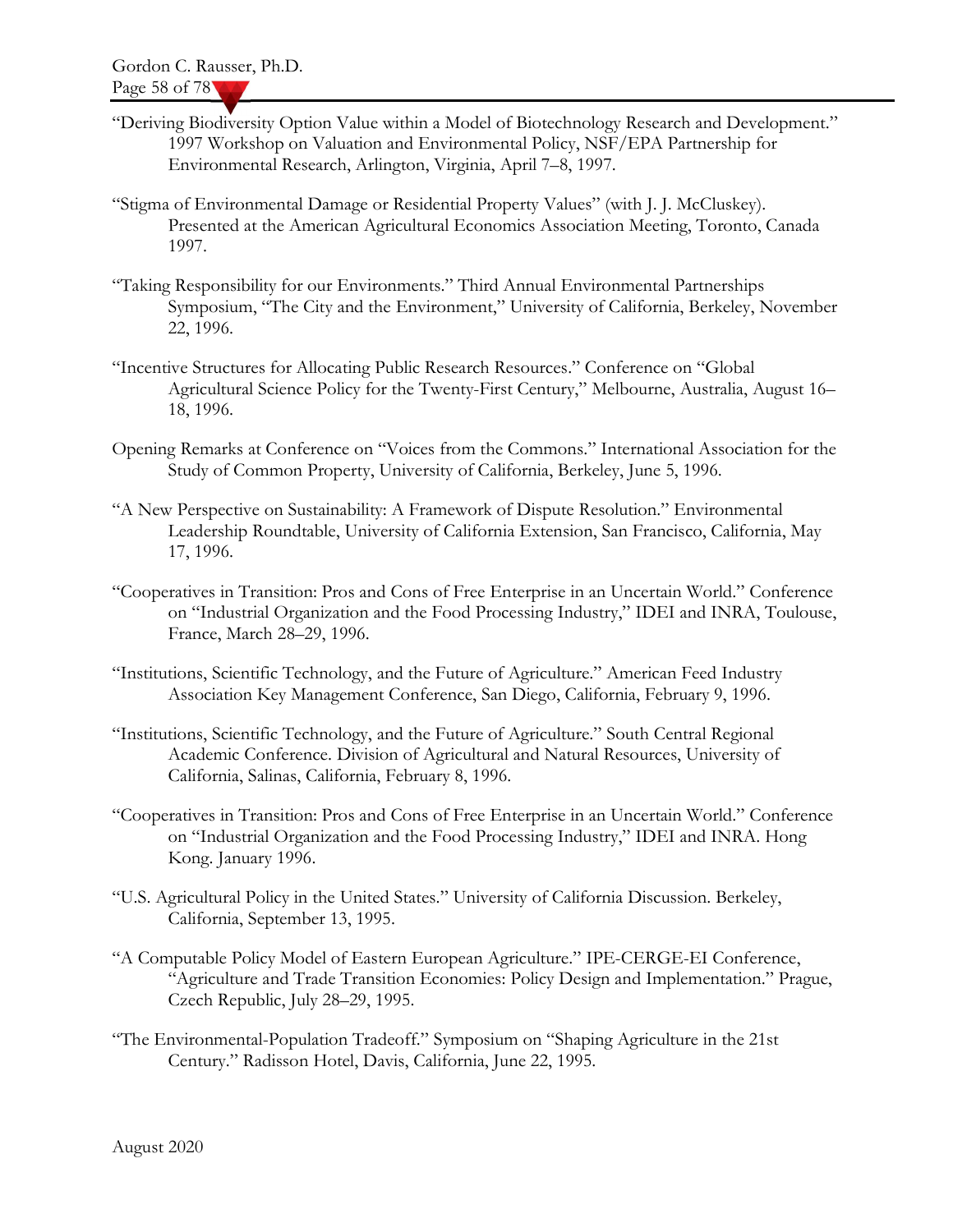"Deriving Biodiversity Option Value within a Model of Biotechnology Research and Development." 1997 Workshop on Valuation and Environmental Policy, NSF/EPA Partnership for Environmental Research, Arlington, Virginia, April 7–8, 1997.

"Stigma of Environmental Damage or Residential Property Values" (with J. J. McCluskey). Presented at the American Agricultural Economics Association Meeting, Toronto, Canada 1997.

"Taking Responsibility for our Environments." Third Annual Environmental Partnerships Symposium, "The City and the Environment," University of California, Berkeley, November 22, 1996.

"Incentive Structures for Allocating Public Research Resources." Conference on "Global Agricultural Science Policy for the Twenty-First Century," Melbourne, Australia, August 16–18, 1996.

Opening Remarks at Conference on "Voices from the Commons." International Association for the Study of Common Property, University of California, Berkeley, June 5, 1996.

"A New Perspective on Sustainability: A Framework of Dispute Resolution." Environmental Leadership Roundtable, University of California Extension, San Francisco, California, May 17, 1996.

"Cooperatives in Transition: Pros and Cons of Free Enterprise in an Uncertain World." Conference on "Industrial Organization and the Food Processing Industry," IDEI and INRA, Toulouse, France, March 28–29, 1996.

"Institutions, Scientific Technology, and the Future of Agriculture." American Feed Industry Association Key Management Conference, San Diego, California, February 9, 1996.

"Institutions, Scientific Technology, and the Future of Agriculture." South Central Regional Academic Conference. Division of Agricultural and Natural Resources, University of California, Salinas, California, February 8, 1996.

"Cooperatives in Transition: Pros and Cons of Free Enterprise in an Uncertain World." Conference on "Industrial Organization and the Food Processing Industry," IDEI and INRA. Hong Kong. January 1996.

"U.S. Agricultural Policy in the United States." University of California Discussion. Berkeley, California, September 13, 1995.

"A Computable Policy Model of Eastern European Agriculture." IPE-CERGE-EI Conference, "Agriculture and Trade Transition Economies: Policy Design and Implementation." Prague, Czech Republic, July 28–29, 1995.

"The Environmental-Population Tradeoff." Symposium on "Shaping Agriculture in the 21st Century." Radisson Hotel, Davis, California, June 22, 1995.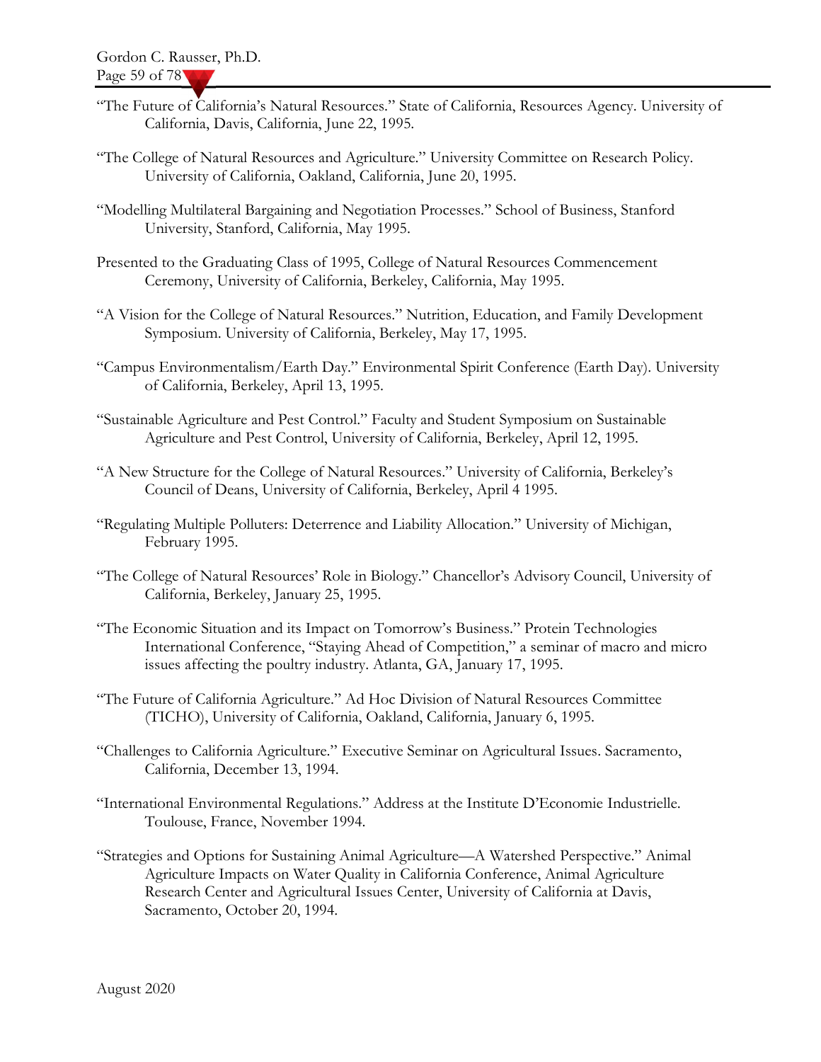"The Future of California's Natural Resources." State of California, Resources Agency. University of California, Davis, California, June 22, 1995.

"The College of Natural Resources and Agriculture." University Committee on Research Policy. University of California, Oakland, California, June 20, 1995.

"Modelling Multilateral Bargaining and Negotiation Processes." School of Business, Stanford University, Stanford, California, May 1995.

Presented to the Graduating Class of 1995, College of Natural Resources Commencement Ceremony, University of California, Berkeley, California, May 1995.

"A Vision for the College of Natural Resources." Nutrition, Education, and Family Development Symposium. University of California, Berkeley, May 17, 1995.

"Campus Environmentalism/Earth Day." Environmental Spirit Conference (Earth Day). University of California, Berkeley, April 13, 1995.

"Sustainable Agriculture and Pest Control." Faculty and Student Symposium on Sustainable Agriculture and Pest Control, University of California, Berkeley, April 12, 1995.

"A New Structure for the College of Natural Resources." University of California, Berkeley's Council of Deans, University of California, Berkeley, April 4 1995.

"Regulating Multiple Polluters: Deterrence and Liability Allocation." University of Michigan, February 1995.

"The College of Natural Resources' Role in Biology." Chancellor's Advisory Council, University of California, Berkeley, January 25, 1995.

"The Economic Situation and its Impact on Tomorrow's Business." Protein Technologies International Conference, "Staying Ahead of Competition," a seminar of macro and micro issues affecting the poultry industry. Atlanta, GA, January 17, 1995.

"The Future of California Agriculture." Ad Hoc Division of Natural Resources Committee (TICHO), University of California, Oakland, California, January 6, 1995.

"Challenges to California Agriculture." Executive Seminar on Agricultural Issues. Sacramento, California, December 13, 1994.

"International Environmental Regulations." Address at the Institute D'Economie Industrielle. Toulouse, France, November 1994.

"Strategies and Options for Sustaining Animal Agriculture—A Watershed Perspective." Animal Agriculture Impacts on Water Quality in California Conference, Animal Agriculture Research Center and Agricultural Issues Center, University of California at Davis, Sacramento, October 20, 1994.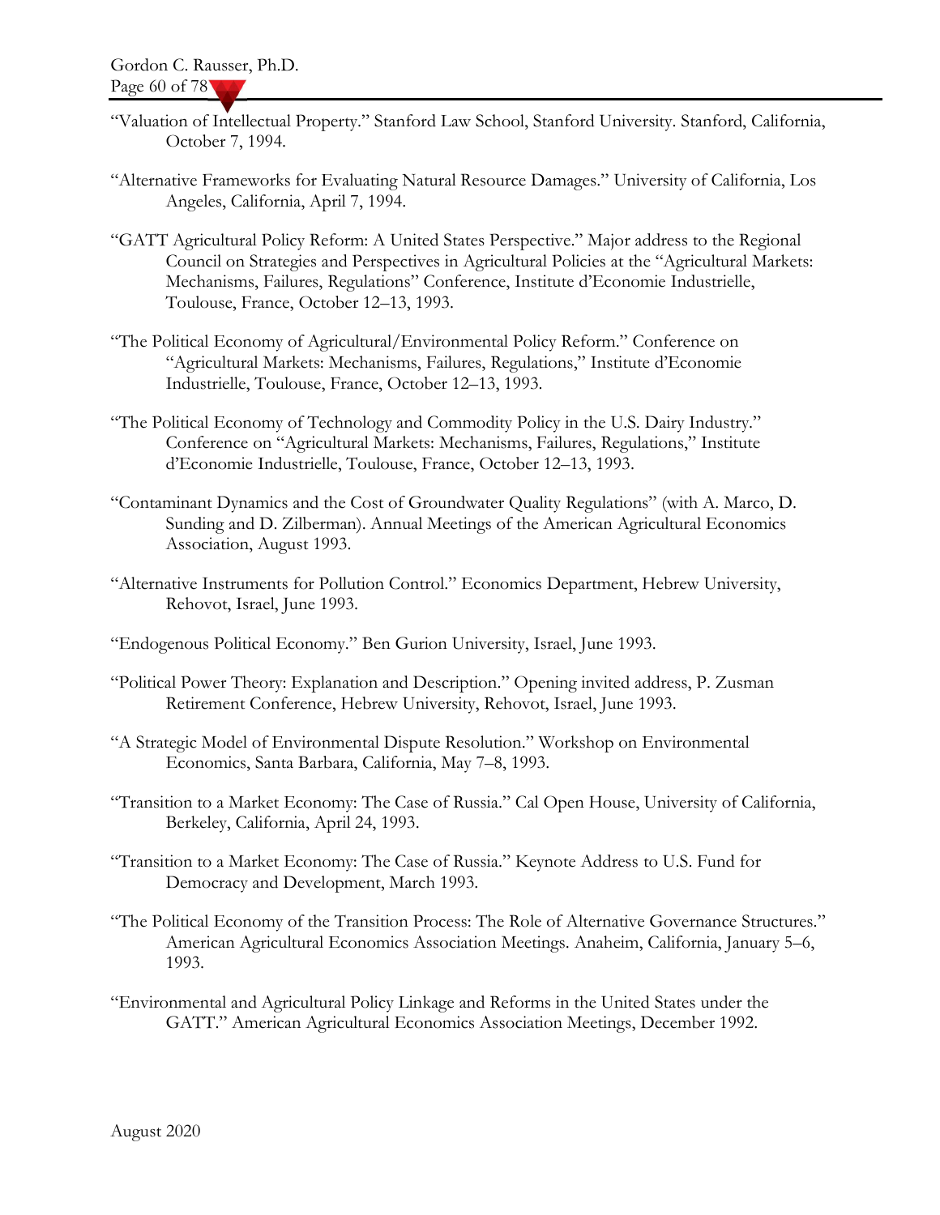"Valuation of Intellectual Property." Stanford Law School, Stanford University. Stanford, California, October 7, 1994.

"Alternative Frameworks for Evaluating Natural Resource Damages." University of California, Los Angeles, California, April 7, 1994.

"GATT Agricultural Policy Reform: A United States Perspective." Major address to the Regional Council on Strategies and Perspectives in Agricultural Policies at the "Agricultural Markets: Mechanisms, Failures, Regulations" Conference, Institute d'Economie Industrielle, Toulouse, France, October 12–13, 1993.

"The Political Economy of Agricultural/Environmental Policy Reform." Conference on "Agricultural Markets: Mechanisms, Failures, Regulations," Institute d'Economie Industrielle, Toulouse, France, October 12–13, 1993.

"The Political Economy of Technology and Commodity Policy in the U.S. Dairy Industry." Conference on "Agricultural Markets: Mechanisms, Failures, Regulations," Institute d'Economie Industrielle, Toulouse, France, October 12–13, 1993.

"Contaminant Dynamics and the Cost of Groundwater Quality Regulations" (with A. Marco, D. Sunding and D. Zilberman). Annual Meetings of the American Agricultural Economics Association, August 1993.

"Alternative Instruments for Pollution Control." Economics Department, Hebrew University, Rehovot, Israel, June 1993.

"Endogenous Political Economy." Ben Gurion University, Israel, June 1993.

"Political Power Theory: Explanation and Description." Opening invited address, P. Zusman Retirement Conference, Hebrew University, Rehovot, Israel, June 1993.

"A Strategic Model of Environmental Dispute Resolution." Workshop on Environmental Economics, Santa Barbara, California, May 7–8, 1993.

"Transition to a Market Economy: The Case of Russia." Cal Open House, University of California, Berkeley, California, April 24, 1993.

"Transition to a Market Economy: The Case of Russia." Keynote Address to U.S. Fund for Democracy and Development, March 1993.

"The Political Economy of the Transition Process: The Role of Alternative Governance Structures." American Agricultural Economics Association Meetings. Anaheim, California, January 5–6, 1993.

"Environmental and Agricultural Policy Linkage and Reforms in the United States under the GATT." American Agricultural Economics Association Meetings, December 1992.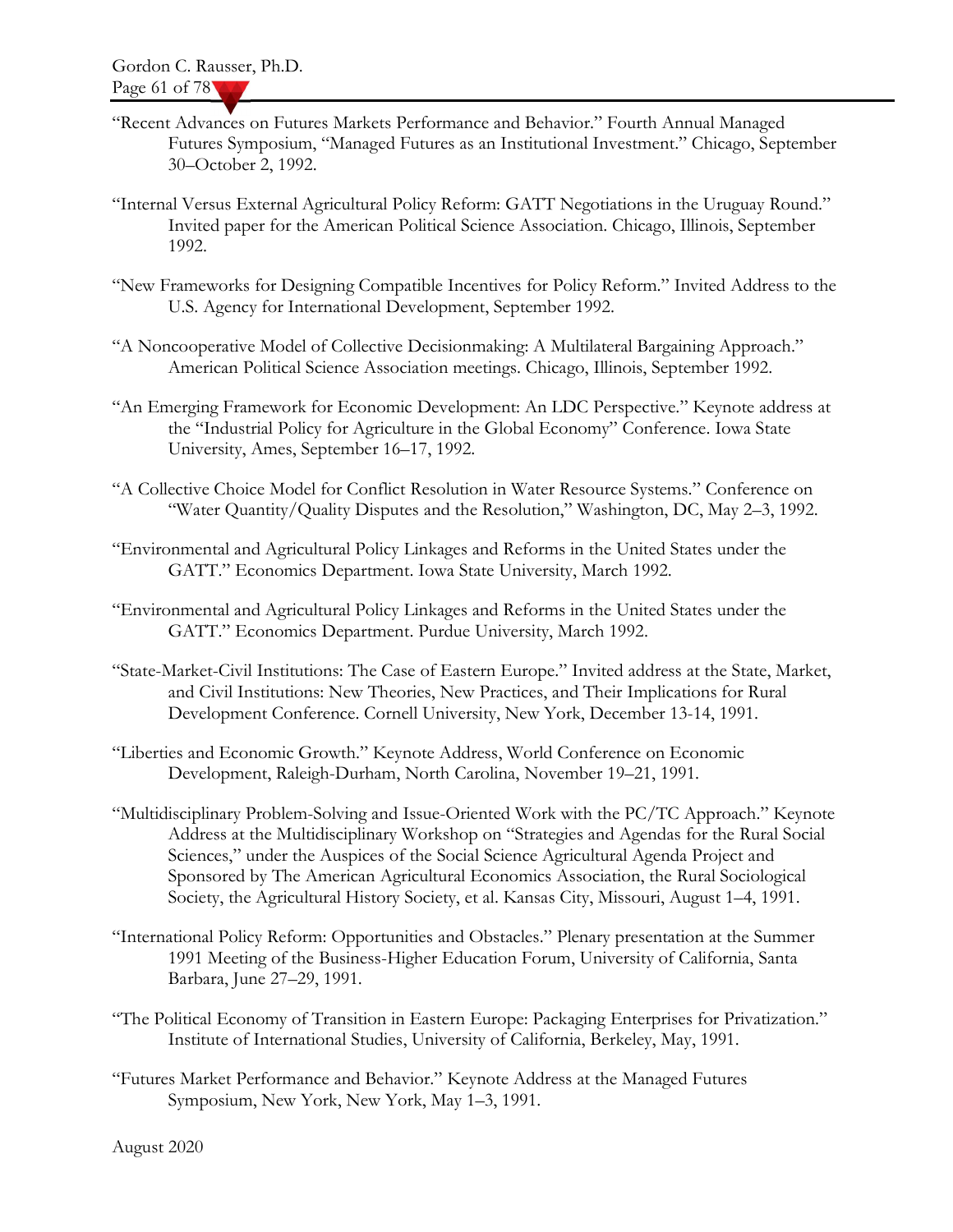"Recent Advances on Futures Markets Performance and Behavior." Fourth Annual Managed Futures Symposium, "Managed Futures as an Institutional Investment." Chicago, September 30–October 2, 1992.

"Internal Versus External Agricultural Policy Reform: GATT Negotiations in the Uruguay Round." Invited paper for the American Political Science Association. Chicago, Illinois, September 1992.

"New Frameworks for Designing Compatible Incentives for Policy Reform." Invited Address to the U.S. Agency for International Development, September 1992.

"A Noncooperative Model of Collective Decisionmaking: A Multilateral Bargaining Approach." American Political Science Association meetings. Chicago, Illinois, September 1992.

"An Emerging Framework for Economic Development: An LDC Perspective." Keynote address at the "Industrial Policy for Agriculture in the Global Economy" Conference. Iowa State University, Ames, September 16–17, 1992.

"A Collective Choice Model for Conflict Resolution in Water Resource Systems." Conference on "Water Quantity/Quality Disputes and the Resolution," Washington, DC, May 2–3, 1992.

"Environmental and Agricultural Policy Linkages and Reforms in the United States under the GATT." Economics Department. Iowa State University, March 1992.

"Environmental and Agricultural Policy Linkages and Reforms in the United States under the GATT." Economics Department. Purdue University, March 1992.

"State-Market-Civil Institutions: The Case of Eastern Europe." Invited address at the State, Market, and Civil Institutions: New Theories, New Practices, and Their Implications for Rural Development Conference. Cornell University, New York, December 13-14, 1991.

"Liberties and Economic Growth." Keynote Address, World Conference on Economic Development, Raleigh-Durham, North Carolina, November 19–21, 1991.

"Multidisciplinary Problem-Solving and Issue-Oriented Work with the PC/TC Approach." Keynote Address at the Multidisciplinary Workshop on "Strategies and Agendas for the Rural Social Sciences," under the Auspices of the Social Science Agricultural Agenda Project and Sponsored by The American Agricultural Economics Association, the Rural Sociological Society, the Agricultural History Society, et al. Kansas City, Missouri, August 1–4, 1991.

"International Policy Reform: Opportunities and Obstacles." Plenary presentation at the Summer 1991 Meeting of the Business-Higher Education Forum, University of California, Santa Barbara, June 27–29, 1991.

"The Political Economy of Transition in Eastern Europe: Packaging Enterprises for Privatization." Institute of International Studies, University of California, Berkeley, May, 1991.

"Futures Market Performance and Behavior." Keynote Address at the Managed Futures Symposium, New York, New York, May 1–3, 1991.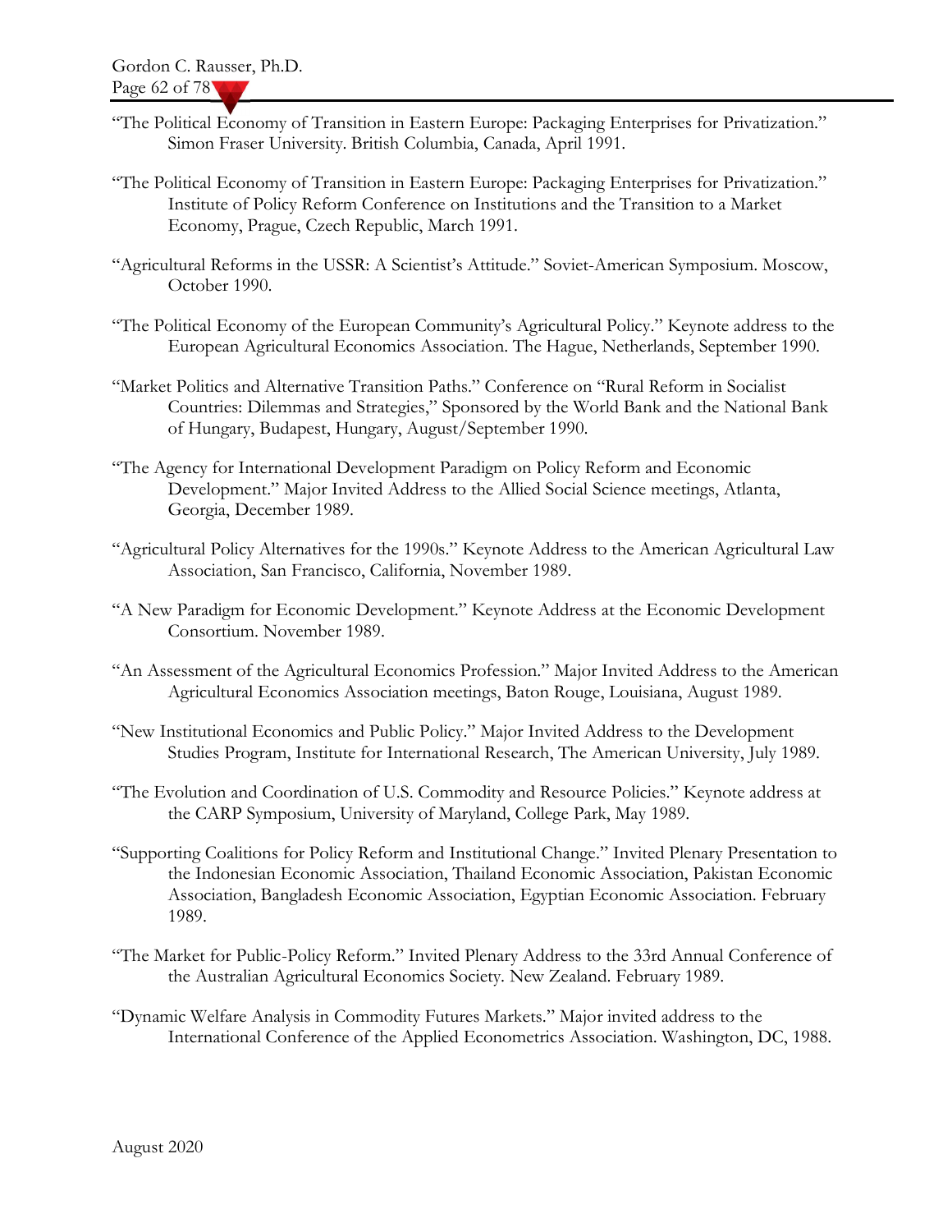"The Political Economy of Transition in Eastern Europe: Packaging Enterprises for Privatization." Simon Fraser University. British Columbia, Canada, April 1991.

"The Political Economy of Transition in Eastern Europe: Packaging Enterprises for Privatization." Institute of Policy Reform Conference on Institutions and the Transition to a Market Economy, Prague, Czech Republic, March 1991.

"Agricultural Reforms in the USSR: A Scientist's Attitude." Soviet-American Symposium. Moscow, October 1990.

"The Political Economy of the European Community's Agricultural Policy." Keynote address to the European Agricultural Economics Association. The Hague, Netherlands, September 1990.

"Market Politics and Alternative Transition Paths." Conference on "Rural Reform in Socialist Countries: Dilemmas and Strategies," Sponsored by the World Bank and the National Bank of Hungary, Budapest, Hungary, August/September 1990.

"The Agency for International Development Paradigm on Policy Reform and Economic Development." Major Invited Address to the Allied Social Science meetings, Atlanta, Georgia, December 1989.

"Agricultural Policy Alternatives for the 1990s." Keynote Address to the American Agricultural Law Association, San Francisco, California, November 1989.

"A New Paradigm for Economic Development." Keynote Address at the Economic Development Consortium. November 1989.

"An Assessment of the Agricultural Economics Profession." Major Invited Address to the American Agricultural Economics Association meetings, Baton Rouge, Louisiana, August 1989.

"New Institutional Economics and Public Policy." Major Invited Address to the Development Studies Program, Institute for International Research, The American University, July 1989.

"The Evolution and Coordination of U.S. Commodity and Resource Policies." Keynote address at the CARP Symposium, University of Maryland, College Park, May 1989.

"Supporting Coalitions for Policy Reform and Institutional Change." Invited Plenary Presentation to the Indonesian Economic Association, Thailand Economic Association, Pakistan Economic Association, Bangladesh Economic Association, Egyptian Economic Association. February 1989.

"The Market for Public-Policy Reform." Invited Plenary Address to the 33rd Annual Conference of the Australian Agricultural Economics Society. New Zealand. February 1989.

"Dynamic Welfare Analysis in Commodity Futures Markets." Major invited address to the International Conference of the Applied Econometrics Association. Washington, DC, 1988.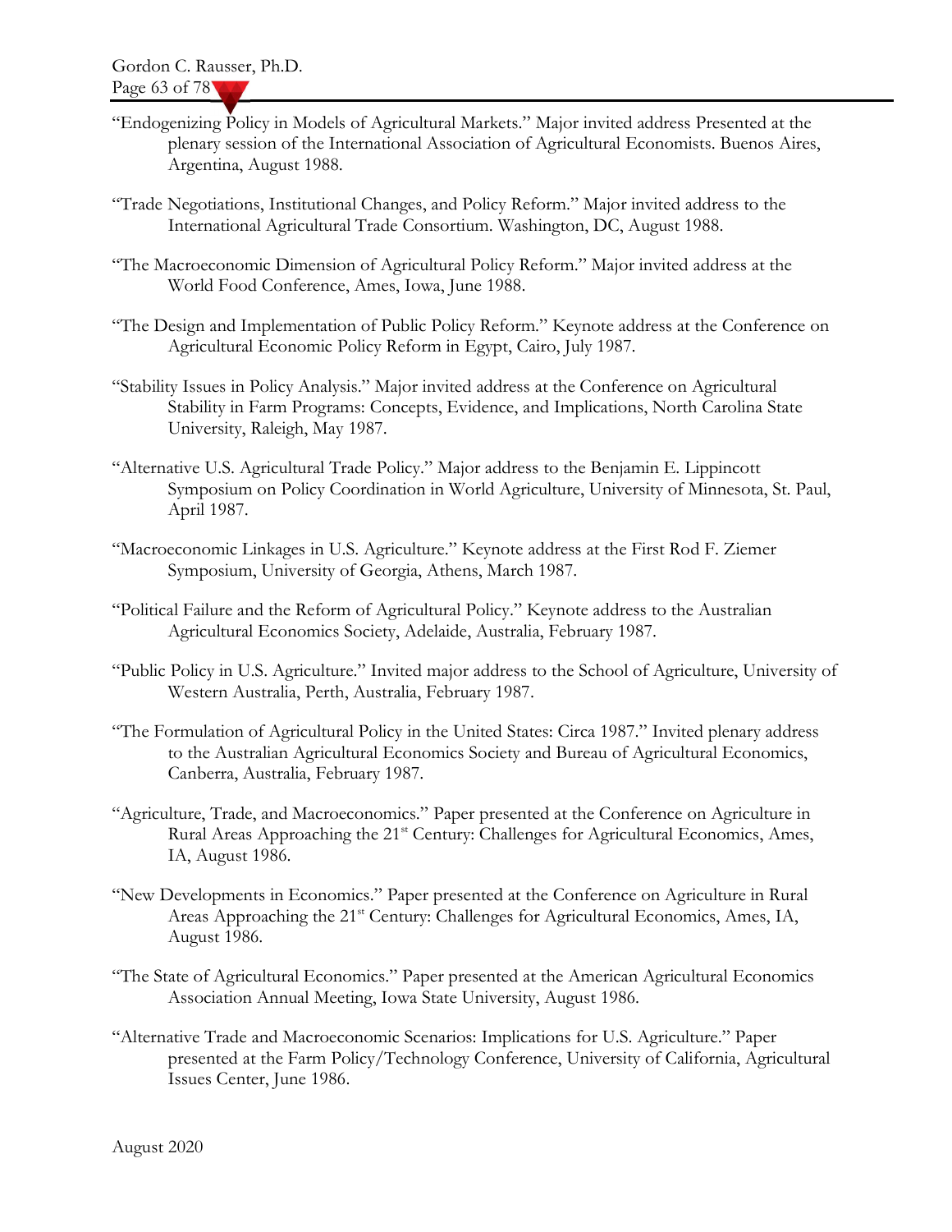"Endogenizing Policy in Models of Agricultural Markets." Major invited address Presented at the plenary session of the International Association of Agricultural Economists. Buenos Aires, Argentina, August 1988.

"Trade Negotiations, Institutional Changes, and Policy Reform." Major invited address to the International Agricultural Trade Consortium. Washington, DC, August 1988.

"The Macroeconomic Dimension of Agricultural Policy Reform." Major invited address at the World Food Conference, Ames, Iowa, June 1988.

"The Design and Implementation of Public Policy Reform." Keynote address at the Conference on Agricultural Economic Policy Reform in Egypt, Cairo, July 1987.

"Stability Issues in Policy Analysis." Major invited address at the Conference on Agricultural Stability in Farm Programs: Concepts, Evidence, and Implications, North Carolina State University, Raleigh, May 1987.

"Alternative U.S. Agricultural Trade Policy." Major address to the Benjamin E. Lippincott Symposium on Policy Coordination in World Agriculture, University of Minnesota, St. Paul, April 1987.

"Macroeconomic Linkages in U.S. Agriculture." Keynote address at the First Rod F. Ziemer Symposium, University of Georgia, Athens, March 1987.

"Political Failure and the Reform of Agricultural Policy." Keynote address to the Australian Agricultural Economics Society, Adelaide, Australia, February 1987.

"Public Policy in U.S. Agriculture." Invited major address to the School of Agriculture, University of Western Australia, Perth, Australia, February 1987.

"The Formulation of Agricultural Policy in the United States: Circa 1987." Invited plenary address to the Australian Agricultural Economics Society and Bureau of Agricultural Economics, Canberra, Australia, February 1987.

"Agriculture, Trade, and Macroeconomics." Paper presented at the Conference on Agriculture in Rural Areas Approaching the 21st Century: Challenges for Agricultural Economics, Ames, IA, August 1986.

"New Developments in Economics." Paper presented at the Conference on Agriculture in Rural Areas Approaching the 21st Century: Challenges for Agricultural Economics, Ames, IA, August 1986.

"The State of Agricultural Economics." Paper presented at the American Agricultural Economics Association Annual Meeting, Iowa State University, August 1986.

"Alternative Trade and Macroeconomic Scenarios: Implications for U.S. Agriculture." Paper presented at the Farm Policy/Technology Conference, University of California, Agricultural Issues Center, June 1986.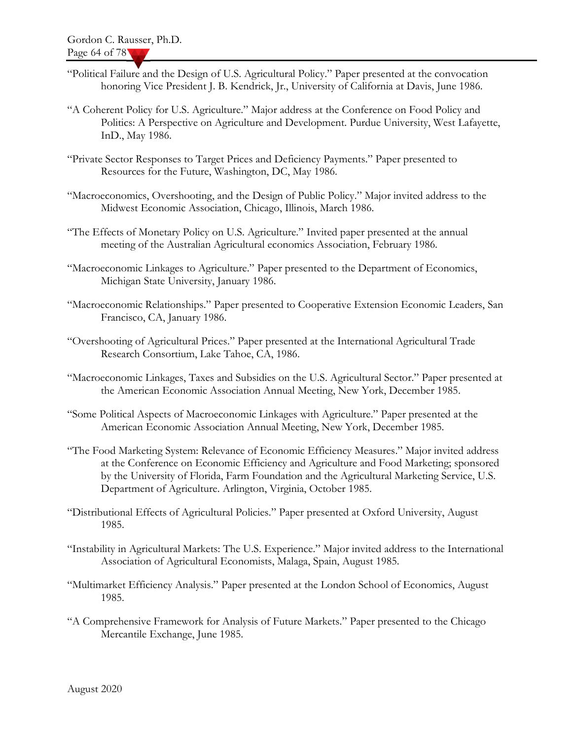"Political Failure and the Design of U.S. Agricultural Policy." Paper presented at the convocation honoring Vice President J. B. Kendrick, Jr., University of California at Davis, June 1986.

"A Coherent Policy for U.S. Agriculture." Major address at the Conference on Food Policy and Politics: A Perspective on Agriculture and Development. Purdue University, West Lafayette, InD., May 1986.

"Private Sector Responses to Target Prices and Deficiency Payments." Paper presented to Resources for the Future, Washington, DC, May 1986.

"Macroeconomics, Overshooting, and the Design of Public Policy." Major invited address to the Midwest Economic Association, Chicago, Illinois, March 1986.

"The Effects of Monetary Policy on U.S. Agriculture." Invited paper presented at the annual meeting of the Australian Agricultural economics Association, February 1986.

"Macroeconomic Linkages to Agriculture." Paper presented to the Department of Economics, Michigan State University, January 1986.

"Macroeconomic Relationships." Paper presented to Cooperative Extension Economic Leaders, San Francisco, CA, January 1986.

"Overshooting of Agricultural Prices." Paper presented at the International Agricultural Trade Research Consortium, Lake Tahoe, CA, 1986.

"Macroeconomic Linkages, Taxes and Subsidies on the U.S. Agricultural Sector." Paper presented at the American Economic Association Annual Meeting, New York, December 1985.

"Some Political Aspects of Macroeconomic Linkages with Agriculture." Paper presented at the American Economic Association Annual Meeting, New York, December 1985.

"The Food Marketing System: Relevance of Economic Efficiency Measures." Major invited address at the Conference on Economic Efficiency and Agriculture and Food Marketing; sponsored by the University of Florida, Farm Foundation and the Agricultural Marketing Service, U.S. Department of Agriculture. Arlington, Virginia, October 1985.

"Distributional Effects of Agricultural Policies." Paper presented at Oxford University, August 1985.

"Instability in Agricultural Markets: The U.S. Experience." Major invited address to the International Association of Agricultural Economists, Malaga, Spain, August 1985.

"Multimarket Efficiency Analysis." Paper presented at the London School of Economics, August 1985.

"A Comprehensive Framework for Analysis of Future Markets." Paper presented to the Chicago Mercantile Exchange, June 1985.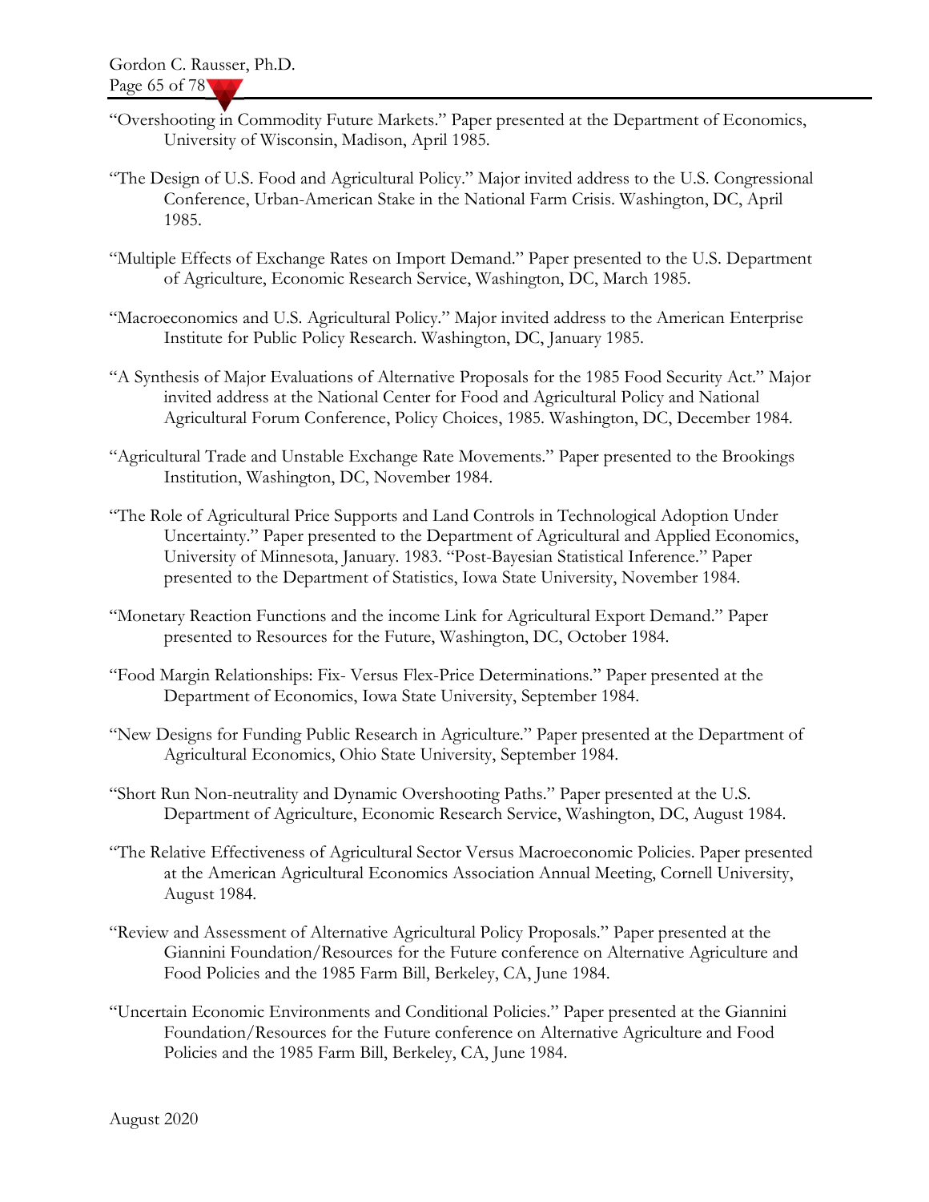"Overshooting in Commodity Future Markets." Paper presented at the Department of Economics, University of Wisconsin, Madison, April 1985.

"The Design of U.S. Food and Agricultural Policy." Major invited address to the U.S. Congressional Conference, Urban-American Stake in the National Farm Crisis. Washington, DC, April 1985.

"Multiple Effects of Exchange Rates on Import Demand." Paper presented to the U.S. Department of Agriculture, Economic Research Service, Washington, DC, March 1985.

"Macroeconomics and U.S. Agricultural Policy." Major invited address to the American Enterprise Institute for Public Policy Research. Washington, DC, January 1985.

"A Synthesis of Major Evaluations of Alternative Proposals for the 1985 Food Security Act." Major invited address at the National Center for Food and Agricultural Policy and National Agricultural Forum Conference, Policy Choices, 1985. Washington, DC, December 1984.

"Agricultural Trade and Unstable Exchange Rate Movements." Paper presented to the Brookings Institution, Washington, DC, November 1984.

"The Role of Agricultural Price Supports and Land Controls in Technological Adoption Under Uncertainty." Paper presented to the Department of Agricultural and Applied Economics, University of Minnesota, January. 1983. "Post-Bayesian Statistical Inference." Paper presented to the Department of Statistics, Iowa State University, November 1984.

"Monetary Reaction Functions and the income Link for Agricultural Export Demand." Paper presented to Resources for the Future, Washington, DC, October 1984.

"Food Margin Relationships: Fix- Versus Flex-Price Determinations." Paper presented at the Department of Economics, Iowa State University, September 1984.

"New Designs for Funding Public Research in Agriculture." Paper presented at the Department of Agricultural Economics, Ohio State University, September 1984.

"Short Run Non-neutrality and Dynamic Overshooting Paths." Paper presented at the U.S. Department of Agriculture, Economic Research Service, Washington, DC, August 1984.

"The Relative Effectiveness of Agricultural Sector Versus Macroeconomic Policies. Paper presented at the American Agricultural Economics Association Annual Meeting, Cornell University, August 1984.

"Review and Assessment of Alternative Agricultural Policy Proposals." Paper presented at the Giannini Foundation/Resources for the Future conference on Alternative Agriculture and Food Policies and the 1985 Farm Bill, Berkeley, CA, June 1984.

"Uncertain Economic Environments and Conditional Policies." Paper presented at the Giannini Foundation/Resources for the Future conference on Alternative Agriculture and Food Policies and the 1985 Farm Bill, Berkeley, CA, June 1984.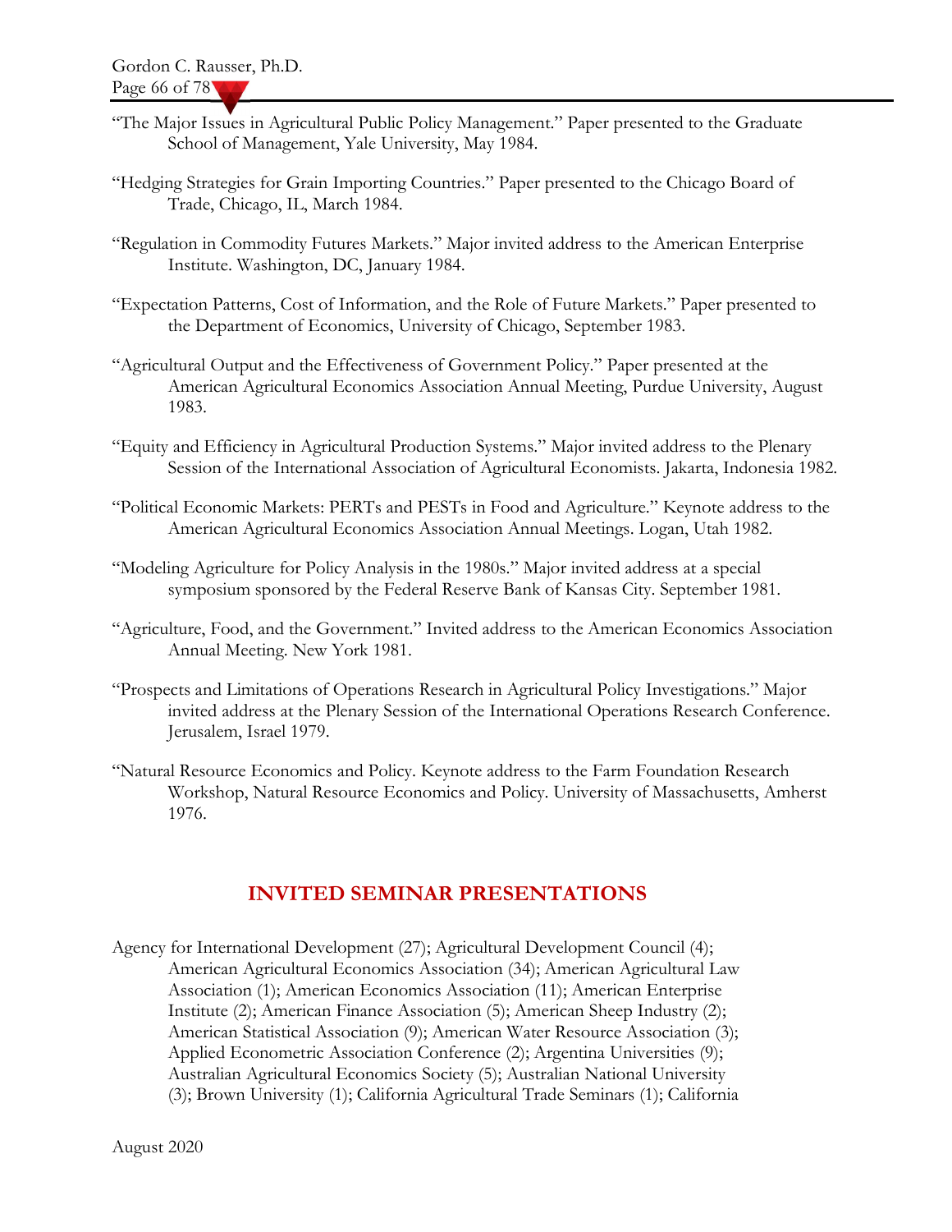"The Major Issues in Agricultural Public Policy Management." Paper presented to the Graduate School of Management, Yale University, May 1984.

"Hedging Strategies for Grain Importing Countries." Paper presented to the Chicago Board of Trade, Chicago, IL, March 1984.

"Regulation in Commodity Futures Markets." Major invited address to the American Enterprise Institute. Washington, DC, January 1984.

"Expectation Patterns, Cost of Information, and the Role of Future Markets." Paper presented to the Department of Economics, University of Chicago, September 1983.

"Agricultural Output and the Effectiveness of Government Policy." Paper presented at the American Agricultural Economics Association Annual Meeting, Purdue University, August 1983.

"Equity and Efficiency in Agricultural Production Systems." Major invited address to the Plenary Session of the International Association of Agricultural Economists. Jakarta, Indonesia 1982.

"Political Economic Markets: PERTs and PESTs in Food and Agriculture." Keynote address to the American Agricultural Economics Association Annual Meetings. Logan, Utah 1982.

"Modeling Agriculture for Policy Analysis in the 1980s." Major invited address at a special symposium sponsored by the Federal Reserve Bank of Kansas City. September 1981.

"Agriculture, Food, and the Government." Invited address to the American Economics Association Annual Meeting. New York 1981.

"Prospects and Limitations of Operations Research in Agricultural Policy Investigations." Major invited address at the Plenary Session of the International Operations Research Conference. Jerusalem, Israel 1979.

"Natural Resource Economics and Policy. Keynote address to the Farm Foundation Research Workshop, Natural Resource Economics and Policy. University of Massachusetts, Amherst 1976.

## INVITED SEMINAR PRESENTATIONS

Agency for International Development (27); Agricultural Development Council (4); American Agricultural Economics Association (34); American Agricultural Law Association (1); American Economics Association (11); American Enterprise Institute (2); American Finance Association (5); American Sheep Industry (2); American Statistical Association (9); American Water Resource Association (3); Applied Econometric Association Conference (2); Argentina Universities (9); Australian Agricultural Economics Society (5); Australian National University (3); Brown University (1); California Agricultural Trade Seminars (1); California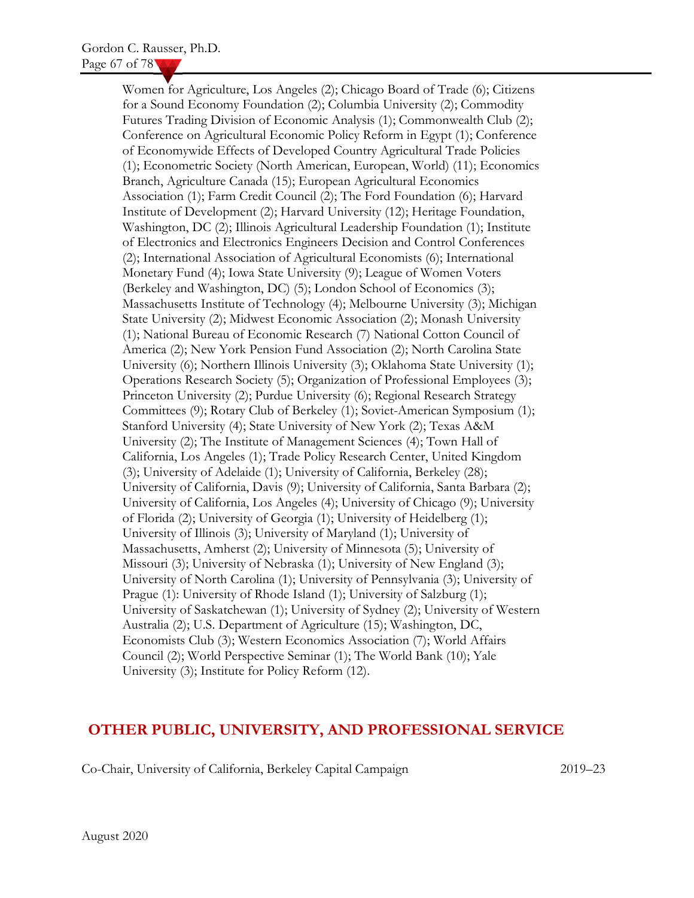Women for Agriculture, Los Angeles (2); Chicago Board of Trade (6); Citizens for a Sound Economy Foundation (2); Columbia University (2); Commodity Futures Trading Division of Economic Analysis (1); Commonwealth Club (2); Conference on Agricultural Economic Policy Reform in Egypt (1); Conference of Economywide Effects of Developed Country Agricultural Trade Policies (1); Econometric Society (North American, European, World) (11); Economics Branch, Agriculture Canada (15); European Agricultural Economics Association (1); Farm Credit Council (2); The Ford Foundation (6); Harvard Institute of Development (2); Harvard University (12); Heritage Foundation, Washington, DC (2); Illinois Agricultural Leadership Foundation (1); Institute of Electronics and Electronics Engineers Decision and Control Conferences (2); International Association of Agricultural Economists (6); International Monetary Fund (4); Iowa State University (9); League of Women Voters (Berkeley and Washington, DC) (5); London School of Economics (3); Massachusetts Institute of Technology (4); Melbourne University (3); Michigan State University (2); Midwest Economic Association (2); Monash University (1); National Bureau of Economic Research (7) National Cotton Council of America (2); New York Pension Fund Association (2); North Carolina State University (6); Northern Illinois University (3); Oklahoma State University (1); Operations Research Society (5); Organization of Professional Employees (3); Princeton University (2); Purdue University (6); Regional Research Strategy Committees (9); Rotary Club of Berkeley (1); Soviet-American Symposium (1); Stanford University (4); State University of New York (2); Texas A&M University (2); The Institute of Management Sciences (4); Town Hall of California, Los Angeles (1); Trade Policy Research Center, United Kingdom (3); University of Adelaide (1); University of California, Berkeley (28); University of California, Davis (9); University of California, Santa Barbara (2); University of California, Los Angeles (4); University of Chicago (9); University of Florida (2); University of Georgia (1); University of Heidelberg (1); University of Illinois (3); University of Maryland (1); University of Massachusetts, Amherst (2); University of Minnesota (5); University of Missouri (3); University of Nebraska (1); University of New England (3); University of North Carolina (1); University of Pennsylvania (3); University of Prague (1): University of Rhode Island (1); University of Salzburg (1); University of Saskatchewan (1); University of Sydney (2); University of Western Australia (2); U.S. Department of Agriculture (15); Washington, DC, Economists Club (3); Western Economics Association (7); World Affairs Council (2); World Perspective Seminar (1); The World Bank (10); Yale University (3); Institute for Policy Reform (12).

## OTHER PUBLIC, UNIVERSITY, AND PROFESSIONAL SERVICE

Co-Chair, University of California, Berkeley Capital Campaign 2019–23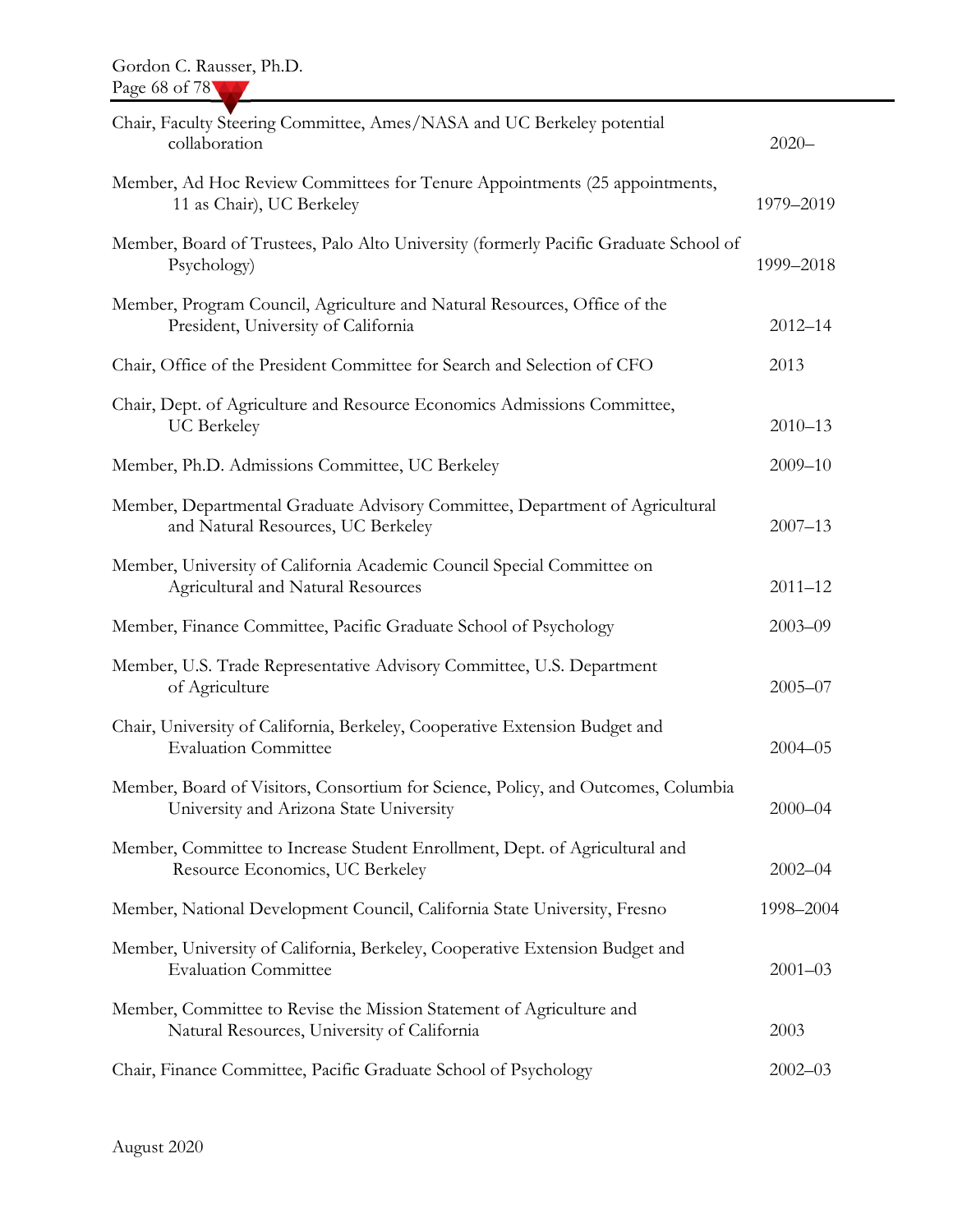| | |
|---|---|
| Chair, Faculty Steering Committee, Ames/NASA and UC Berkeley potential collaboration | 2020– |
| Member, Ad Hoc Review Committees for Tenure Appointments (25 appointments, 11 as Chair), UC Berkeley | 1979–2019 |
| Member, Board of Trustees, Palo Alto University (formerly Pacific Graduate School of Psychology) | 1999–2018 |
| Member, Program Council, Agriculture and Natural Resources, Office of the President, University of California | 2012–14 |
| Chair, Office of the President Committee for Search and Selection of CFO | 2013 |
| Chair, Dept. of Agriculture and Resource Economics Admissions Committee, UC Berkeley | 2010–13 |
| Member, Ph.D. Admissions Committee, UC Berkeley | 2009–10 |
| Member, Departmental Graduate Advisory Committee, Department of Agricultural and Natural Resources, UC Berkeley | 2007–13 |
| Member, University of California Academic Council Special Committee on Agricultural and Natural Resources | 2011–12 |
| Member, Finance Committee, Pacific Graduate School of Psychology | 2003–09 |
| Member, U.S. Trade Representative Advisory Committee, U.S. Department of Agriculture | 2005–07 |
| Chair, University of California, Berkeley, Cooperative Extension Budget and Evaluation Committee | 2004–05 |
| Member, Board of Visitors, Consortium for Science, Policy, and Outcomes, Columbia University and Arizona State University | 2000–04 |
| Member, Committee to Increase Student Enrollment, Dept. of Agricultural and Resource Economics, UC Berkeley | 2002–04 |
| Member, National Development Council, California State University, Fresno | 1998–2004 |
| Member, University of California, Berkeley, Cooperative Extension Budget and Evaluation Committee | 2001–03 |
| Member, Committee to Revise the Mission Statement of Agriculture and Natural Resources, University of California | 2003 |
| Chair, Finance Committee, Pacific Graduate School of Psychology | 2002–03 |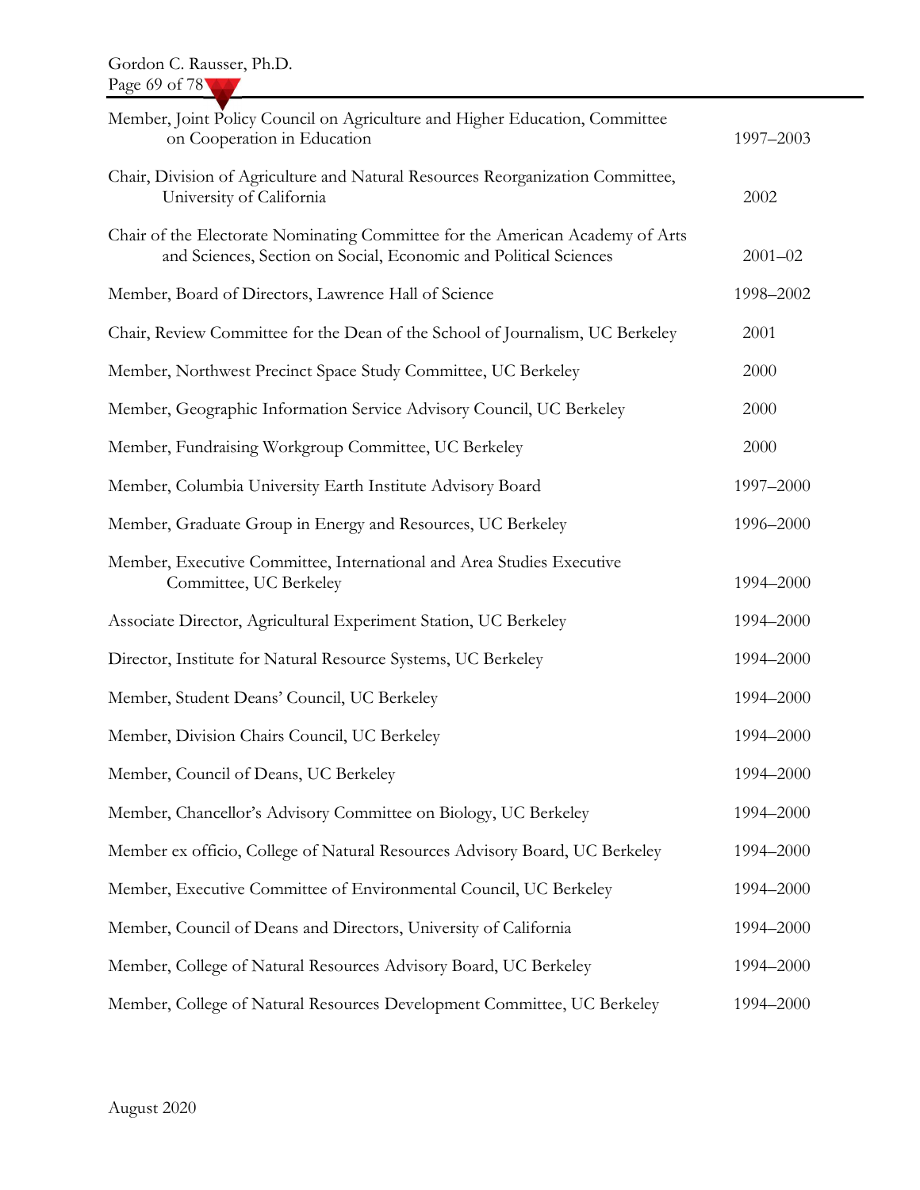| | |
|---|---|
| Member, Joint Policy Council on Agriculture and Higher Education, Committee on Cooperation in Education | 1997–2003 |
| Chair, Division of Agriculture and Natural Resources Reorganization Committee, University of California | 2002 |
| Chair of the Electorate Nominating Committee for the American Academy of Arts and Sciences, Section on Social, Economic and Political Sciences | 2001–02 |
| Member, Board of Directors, Lawrence Hall of Science | 1998–2002 |
| Chair, Review Committee for the Dean of the School of Journalism, UC Berkeley | 2001 |
| Member, Northwest Precinct Space Study Committee, UC Berkeley | 2000 |
| Member, Geographic Information Service Advisory Council, UC Berkeley | 2000 |
| Member, Fundraising Workgroup Committee, UC Berkeley | 2000 |
| Member, Columbia University Earth Institute Advisory Board | 1997–2000 |
| Member, Graduate Group in Energy and Resources, UC Berkeley | 1996–2000 |
| Member, Executive Committee, International and Area Studies Executive Committee, UC Berkeley | 1994–2000 |
| Associate Director, Agricultural Experiment Station, UC Berkeley | 1994–2000 |
| Director, Institute for Natural Resource Systems, UC Berkeley | 1994–2000 |
| Member, Student Deans' Council, UC Berkeley | 1994–2000 |
| Member, Division Chairs Council, UC Berkeley | 1994–2000 |
| Member, Council of Deans, UC Berkeley | 1994–2000 |
| Member, Chancellor's Advisory Committee on Biology, UC Berkeley | 1994–2000 |
| Member ex officio, College of Natural Resources Advisory Board, UC Berkeley | 1994–2000 |
| Member, Executive Committee of Environmental Council, UC Berkeley | 1994–2000 |
| Member, Council of Deans and Directors, University of California | 1994–2000 |
| Member, College of Natural Resources Advisory Board, UC Berkeley | 1994–2000 |
| Member, College of Natural Resources Development Committee, UC Berkeley | 1994–2000 |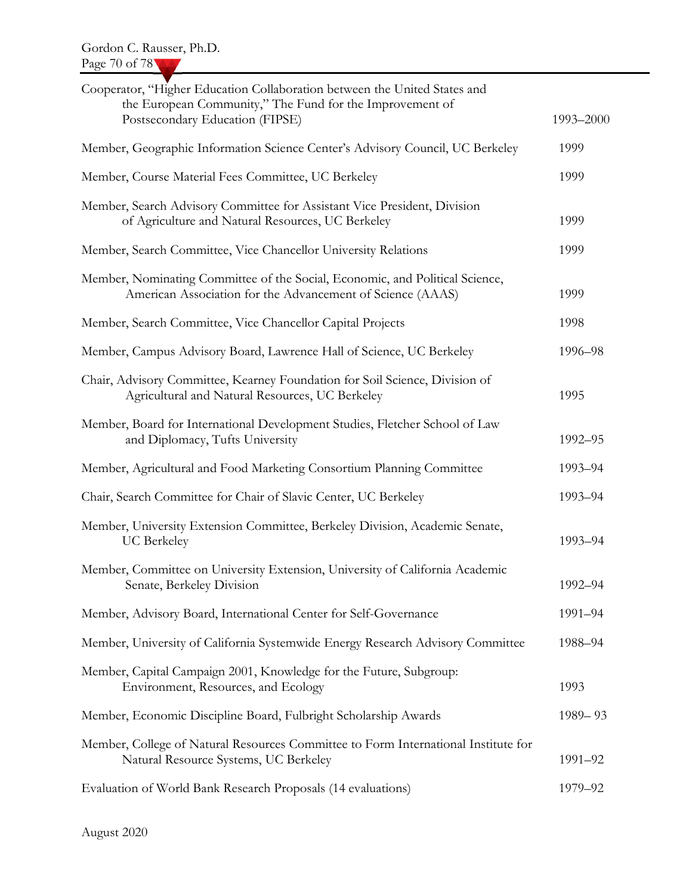| | |
|---|---|
| Cooperator, "Higher Education Collaboration between the United States and the European Community," The Fund for the Improvement of Postsecondary Education (FIPSE) | 1993–2000 |
| Member, Geographic Information Science Center's Advisory Council, UC Berkeley | 1999 |
| Member, Course Material Fees Committee, UC Berkeley | 1999 |
| Member, Search Advisory Committee for Assistant Vice President, Division of Agriculture and Natural Resources, UC Berkeley | 1999 |
| Member, Search Committee, Vice Chancellor University Relations | 1999 |
| Member, Nominating Committee of the Social, Economic, and Political Science, American Association for the Advancement of Science (AAAS) | 1999 |
| Member, Search Committee, Vice Chancellor Capital Projects | 1998 |
| Member, Campus Advisory Board, Lawrence Hall of Science, UC Berkeley | 1996–98 |
| Chair, Advisory Committee, Kearney Foundation for Soil Science, Division of Agricultural and Natural Resources, UC Berkeley | 1995 |
| Member, Board for International Development Studies, Fletcher School of Law and Diplomacy, Tufts University | 1992–95 |
| Member, Agricultural and Food Marketing Consortium Planning Committee | 1993–94 |
| Chair, Search Committee for Chair of Slavic Center, UC Berkeley | 1993–94 |
| Member, University Extension Committee, Berkeley Division, Academic Senate, UC Berkeley | 1993–94 |
| Member, Committee on University Extension, University of California Academic Senate, Berkeley Division | 1992–94 |
| Member, Advisory Board, International Center for Self-Governance | 1991–94 |
| Member, University of California Systemwide Energy Research Advisory Committee | 1988–94 |
| Member, Capital Campaign 2001, Knowledge for the Future, Subgroup: Environment, Resources, and Ecology | 1993 |
| Member, Economic Discipline Board, Fulbright Scholarship Awards | 1989– 93 |
| Member, College of Natural Resources Committee to Form International Institute for Natural Resource Systems, UC Berkeley | 1991–92 |
| Evaluation of World Bank Research Proposals (14 evaluations) | 1979–92 |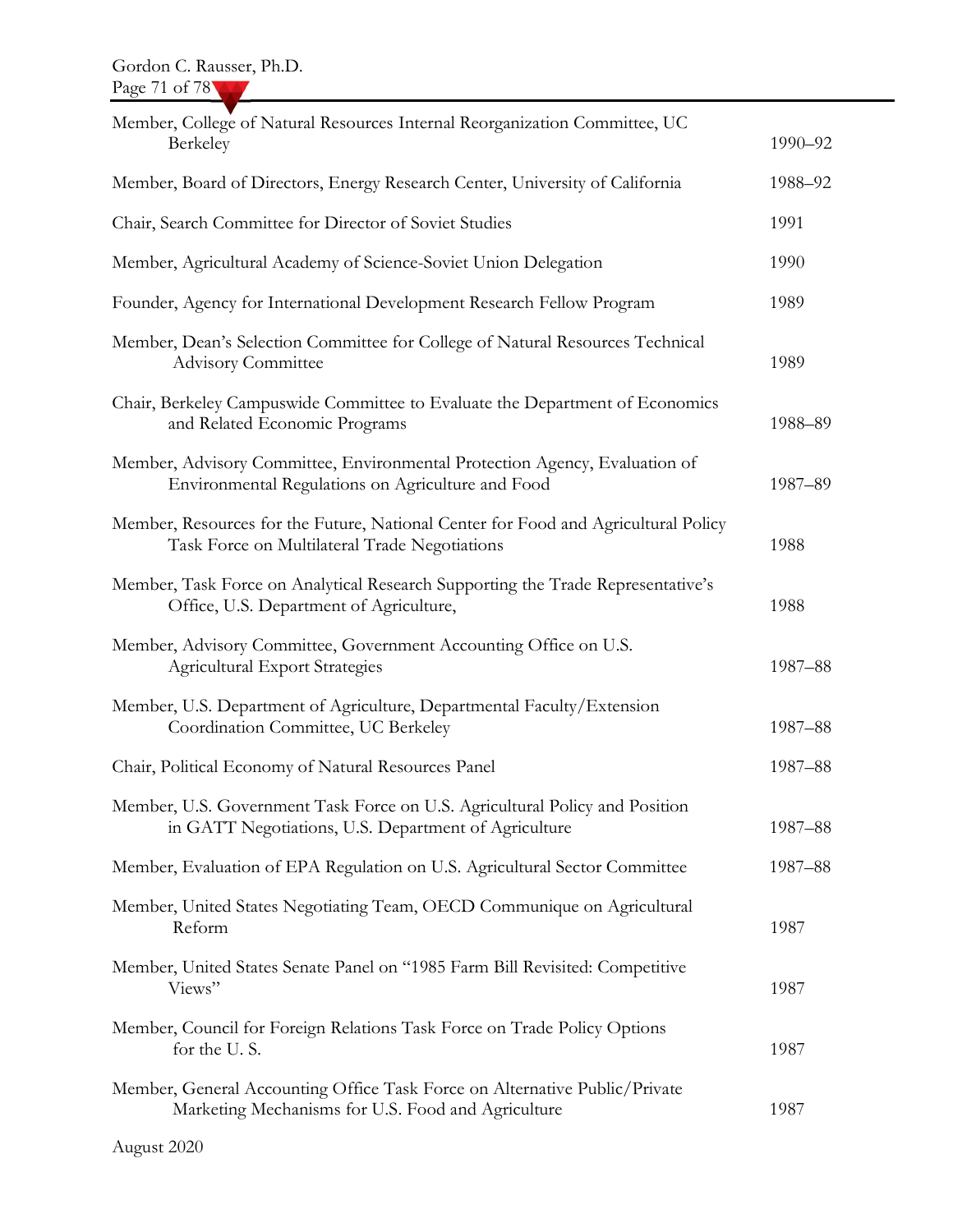| | |
|---|---|
| Member, College of Natural Resources Internal Reorganization Committee, UC Berkeley | 1990–92 |
| Member, Board of Directors, Energy Research Center, University of California | 1988–92 |
| Chair, Search Committee for Director of Soviet Studies | 1991 |
| Member, Agricultural Academy of Science-Soviet Union Delegation | 1990 |
| Founder, Agency for International Development Research Fellow Program | 1989 |
| Member, Dean's Selection Committee for College of Natural Resources Technical Advisory Committee | 1989 |
| Chair, Berkeley Campuswide Committee to Evaluate the Department of Economics and Related Economic Programs | 1988–89 |
| Member, Advisory Committee, Environmental Protection Agency, Evaluation of Environmental Regulations on Agriculture and Food | 1987–89 |
| Member, Resources for the Future, National Center for Food and Agricultural Policy Task Force on Multilateral Trade Negotiations | 1988 |
| Member, Task Force on Analytical Research Supporting the Trade Representative's Office, U.S. Department of Agriculture, | 1988 |
| Member, Advisory Committee, Government Accounting Office on U.S. Agricultural Export Strategies | 1987–88 |
| Member, U.S. Department of Agriculture, Departmental Faculty/Extension Coordination Committee, UC Berkeley | 1987–88 |
| Chair, Political Economy of Natural Resources Panel | 1987–88 |
| Member, U.S. Government Task Force on U.S. Agricultural Policy and Position in GATT Negotiations, U.S. Department of Agriculture | 1987–88 |
| Member, Evaluation of EPA Regulation on U.S. Agricultural Sector Committee | 1987–88 |
| Member, United States Negotiating Team, OECD Communique on Agricultural Reform | 1987 |
| Member, United States Senate Panel on "1985 Farm Bill Revisited: Competitive Views" | 1987 |
| Member, Council for Foreign Relations Task Force on Trade Policy Options for the U. S. | 1987 |
| Member, General Accounting Office Task Force on Alternative Public/Private Marketing Mechanisms for U.S. Food and Agriculture | 1987 |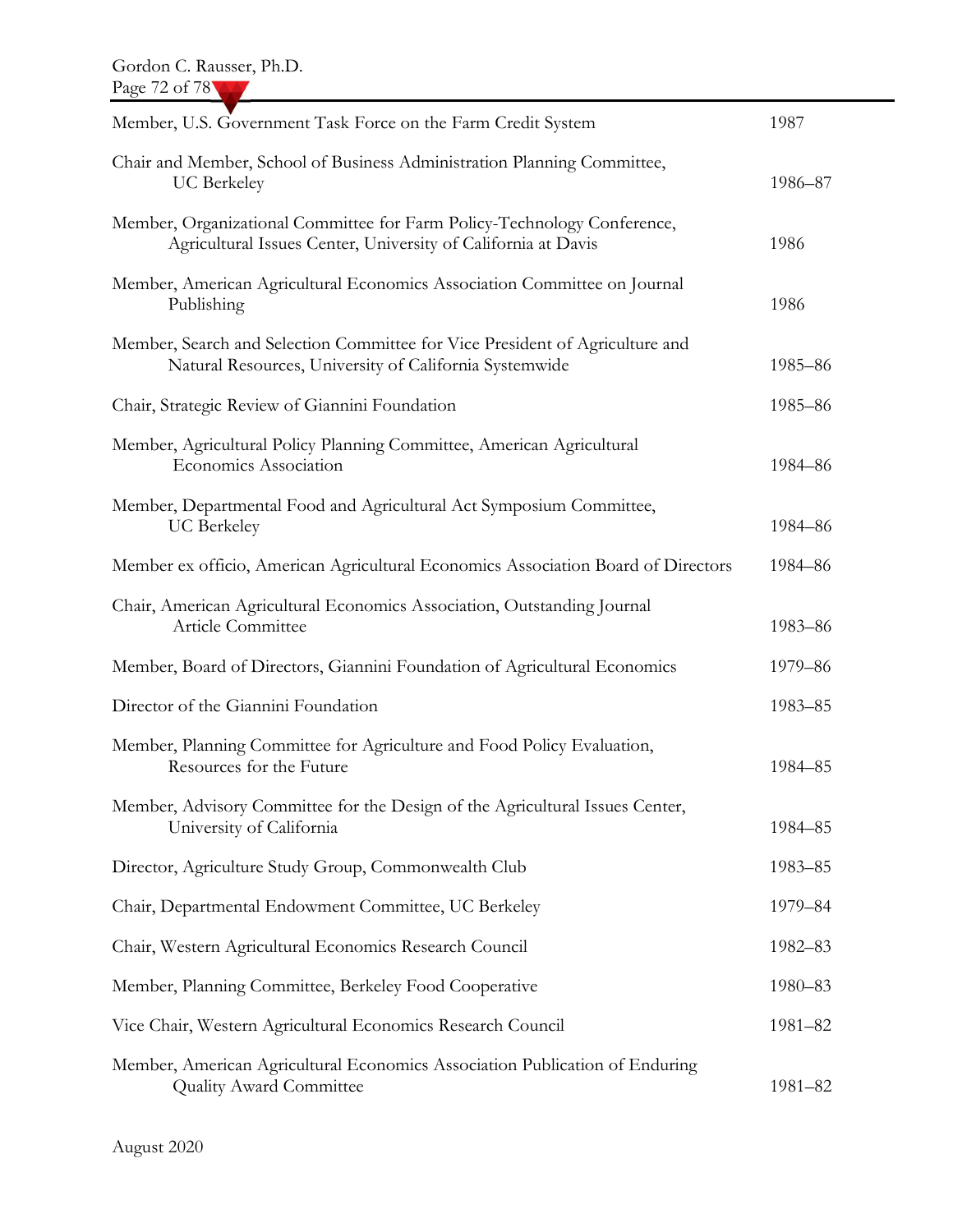| | |
|---|---|
| Member, U.S. Government Task Force on the Farm Credit System | 1987 |
| Chair and Member, School of Business Administration Planning Committee, UC Berkeley | 1986–87 |
| Member, Organizational Committee for Farm Policy-Technology Conference, Agricultural Issues Center, University of California at Davis | 1986 |
| Member, American Agricultural Economics Association Committee on Journal Publishing | 1986 |
| Member, Search and Selection Committee for Vice President of Agriculture and Natural Resources, University of California Systemwide | 1985–86 |
| Chair, Strategic Review of Giannini Foundation | 1985–86 |
| Member, Agricultural Policy Planning Committee, American Agricultural Economics Association | 1984–86 |
| Member, Departmental Food and Agricultural Act Symposium Committee, UC Berkeley | 1984–86 |
| Member ex officio, American Agricultural Economics Association Board of Directors | 1984–86 |
| Chair, American Agricultural Economics Association, Outstanding Journal Article Committee | 1983–86 |
| Member, Board of Directors, Giannini Foundation of Agricultural Economics | 1979–86 |
| Director of the Giannini Foundation | 1983–85 |
| Member, Planning Committee for Agriculture and Food Policy Evaluation, Resources for the Future | 1984–85 |
| Member, Advisory Committee for the Design of the Agricultural Issues Center, University of California | 1984–85 |
| Director, Agriculture Study Group, Commonwealth Club | 1983–85 |
| Chair, Departmental Endowment Committee, UC Berkeley | 1979–84 |
| Chair, Western Agricultural Economics Research Council | 1982–83 |
| Member, Planning Committee, Berkeley Food Cooperative | 1980–83 |
| Vice Chair, Western Agricultural Economics Research Council | 1981–82 |
| Member, American Agricultural Economics Association Publication of Enduring Quality Award Committee | 1981–82 |

August 2020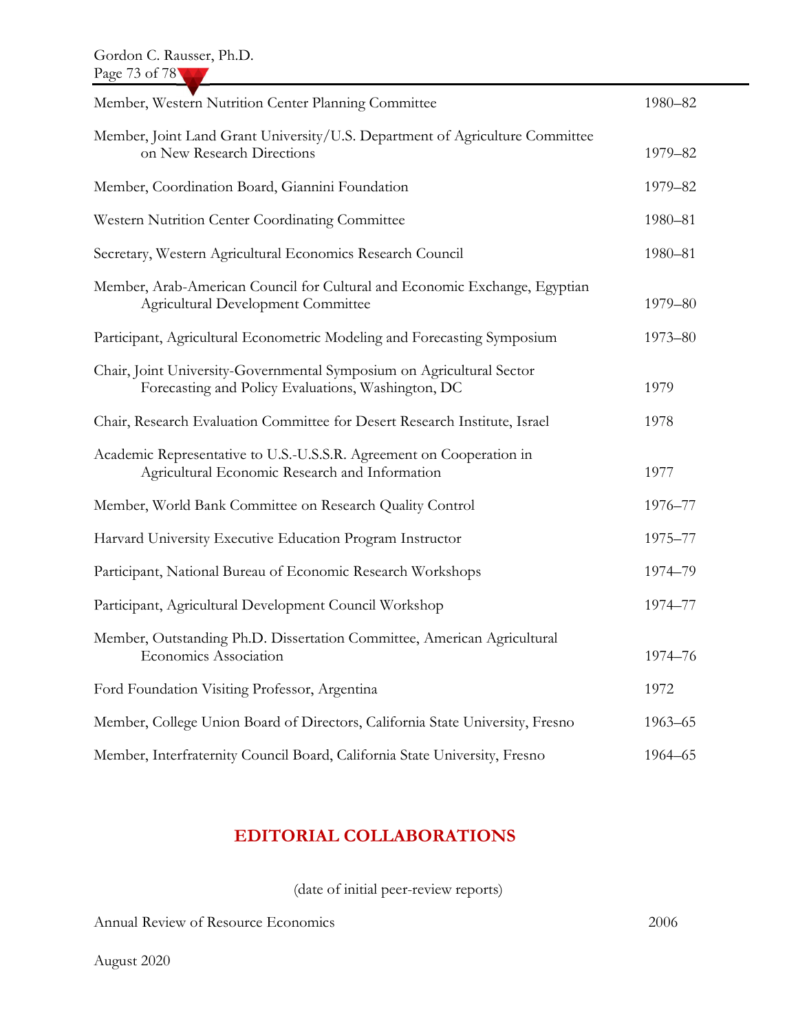| | |
|---|---|
| Member, Western Nutrition Center Planning Committee | 1980–82 |
| Member, Joint Land Grant University/U.S. Department of Agriculture Committee on New Research Directions | 1979–82 |
| Member, Coordination Board, Giannini Foundation | 1979–82 |
| Western Nutrition Center Coordinating Committee | 1980–81 |
| Secretary, Western Agricultural Economics Research Council | 1980–81 |
| Member, Arab-American Council for Cultural and Economic Exchange, Egyptian Agricultural Development Committee | 1979–80 |
| Participant, Agricultural Econometric Modeling and Forecasting Symposium | 1973–80 |
| Chair, Joint University-Governmental Symposium on Agricultural Sector Forecasting and Policy Evaluations, Washington, DC | 1979 |
| Chair, Research Evaluation Committee for Desert Research Institute, Israel | 1978 |
| Academic Representative to U.S.-U.S.S.R. Agreement on Cooperation in Agricultural Economic Research and Information | 1977 |
| Member, World Bank Committee on Research Quality Control | 1976–77 |
| Harvard University Executive Education Program Instructor | 1975–77 |
| Participant, National Bureau of Economic Research Workshops | 1974–79 |
| Participant, Agricultural Development Council Workshop | 1974–77 |
| Member, Outstanding Ph.D. Dissertation Committee, American Agricultural Economics Association | 1974–76 |
| Ford Foundation Visiting Professor, Argentina | 1972 |
| Member, College Union Board of Directors, California State University, Fresno | 1963–65 |
| Member, Interfraternity Council Board, California State University, Fresno | 1964–65 |

## EDITORIAL COLLABORATIONS

(date of initial peer-review reports)

| | |
|---|---|
| Annual Review of Resource Economics | 2006 |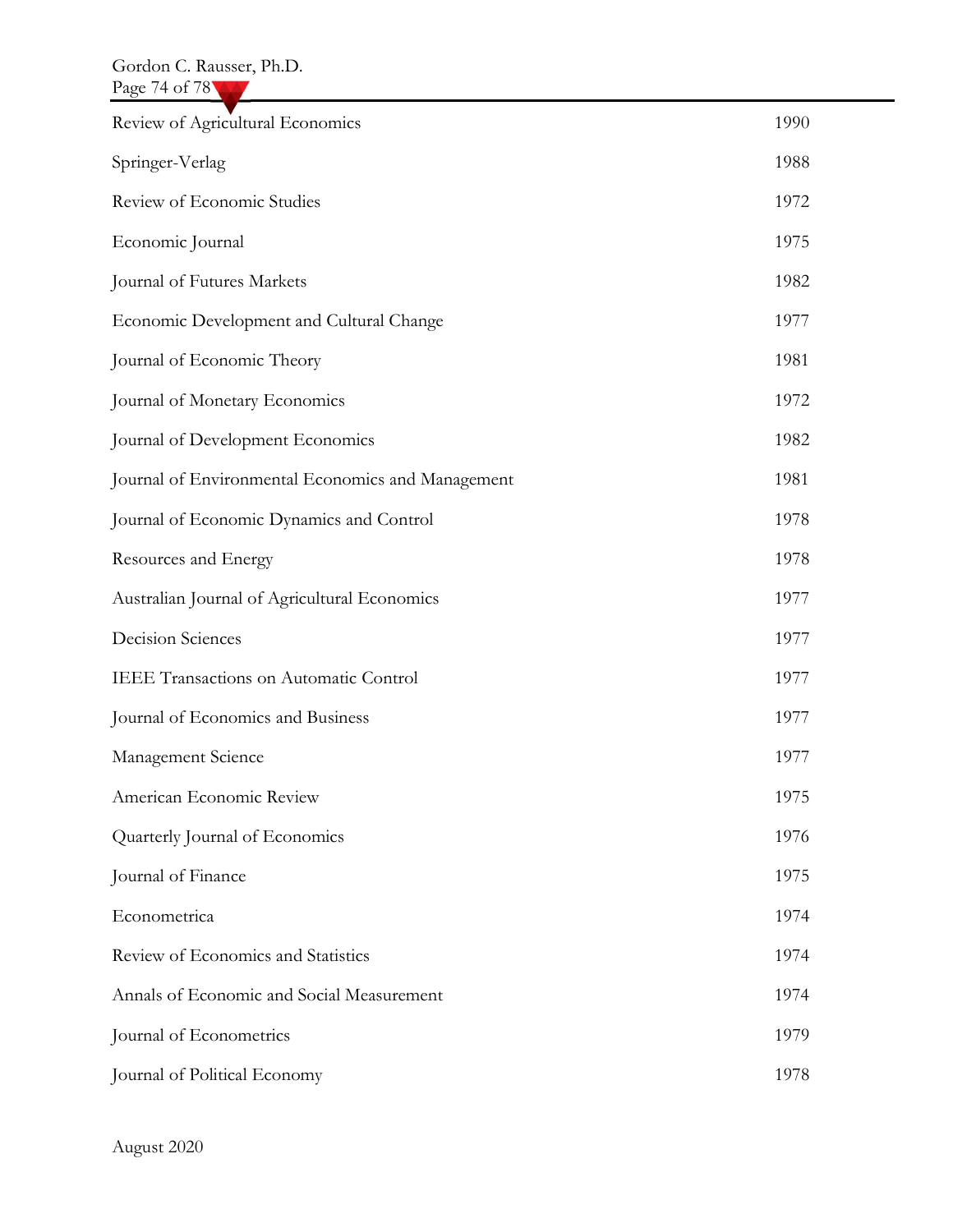| | |
|---|---|
| Review of Agricultural Economics | 1990 |
| Springer-Verlag | 1988 |
| Review of Economic Studies | 1972 |
| Economic Journal | 1975 |
| Journal of Futures Markets | 1982 |
| Economic Development and Cultural Change | 1977 |
| Journal of Economic Theory | 1981 |
| Journal of Monetary Economics | 1972 |
| Journal of Development Economics | 1982 |
| Journal of Environmental Economics and Management | 1981 |
| Journal of Economic Dynamics and Control | 1978 |
| Resources and Energy | 1978 |
| Australian Journal of Agricultural Economics | 1977 |
| Decision Sciences | 1977 |
| IEEE Transactions on Automatic Control | 1977 |
| Journal of Economics and Business | 1977 |
| Management Science | 1977 |
| American Economic Review | 1975 |
| Quarterly Journal of Economics | 1976 |
| Journal of Finance | 1975 |
| Econometrica | 1974 |
| Review of Economics and Statistics | 1974 |
| Annals of Economic and Social Measurement | 1974 |
| Journal of Econometrics | 1979 |
| Journal of Political Economy | 1978 |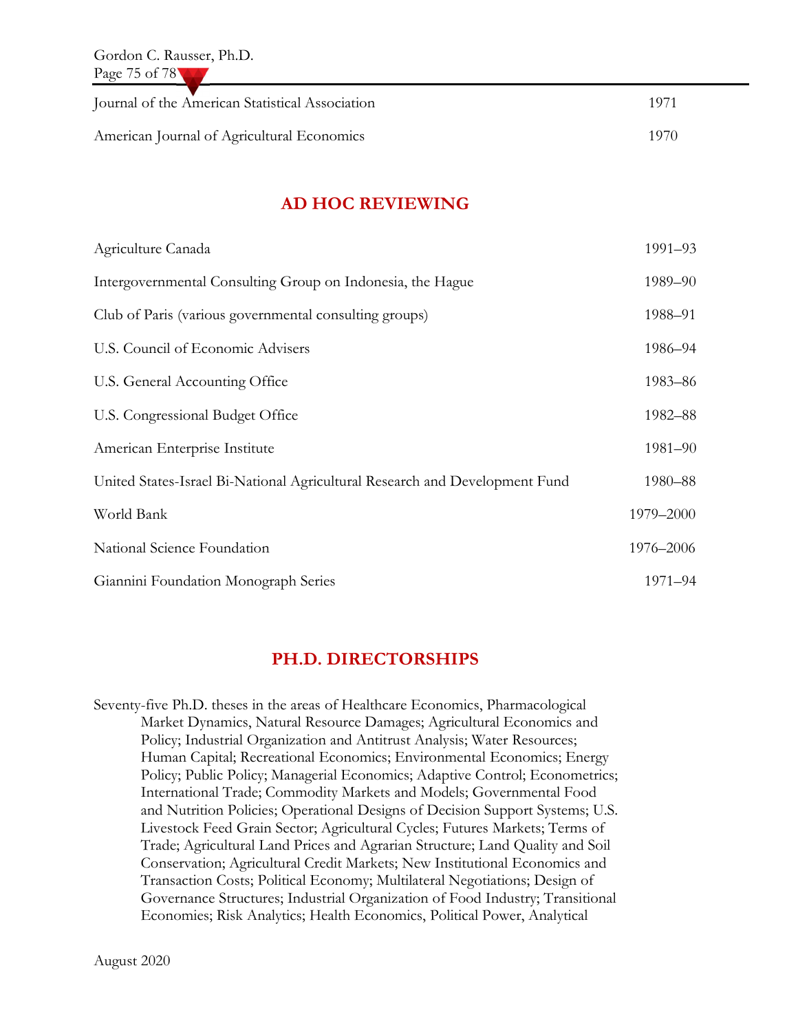| | |
|---|---|
| Journal of the American Statistical Association | 1971 |
| American Journal of Agricultural Economics | 1970 |

## AD HOC REVIEWING

| | |
|---|---|
| Agriculture Canada | 1991–93 |
| Intergovernmental Consulting Group on Indonesia, the Hague | 1989–90 |
| Club of Paris (various governmental consulting groups) | 1988–91 |
| U.S. Council of Economic Advisers | 1986–94 |
| U.S. General Accounting Office | 1983–86 |
| U.S. Congressional Budget Office | 1982–88 |
| American Enterprise Institute | 1981–90 |
| United States-Israel Bi-National Agricultural Research and Development Fund | 1980–88 |
| World Bank | 1979–2000 |
| National Science Foundation | 1976–2006 |
| Giannini Foundation Monograph Series | 1971–94 |

## PH.D. DIRECTORSHIPS

Seventy-five Ph.D. theses in the areas of Healthcare Economics, Pharmacological Market Dynamics, Natural Resource Damages; Agricultural Economics and Policy; Industrial Organization and Antitrust Analysis; Water Resources; Human Capital; Recreational Economics; Environmental Economics; Energy Policy; Public Policy; Managerial Economics; Adaptive Control; Econometrics; International Trade; Commodity Markets and Models; Governmental Food and Nutrition Policies; Operational Designs of Decision Support Systems; U.S. Livestock Feed Grain Sector; Agricultural Cycles; Futures Markets; Terms of Trade; Agricultural Land Prices and Agrarian Structure; Land Quality and Soil Conservation; Agricultural Credit Markets; New Institutional Economics and Transaction Costs; Political Economy; Multilateral Negotiations; Design of Governance Structures; Industrial Organization of Food Industry; Transitional Economies; Risk Analytics; Health Economics, Political Power, Analytical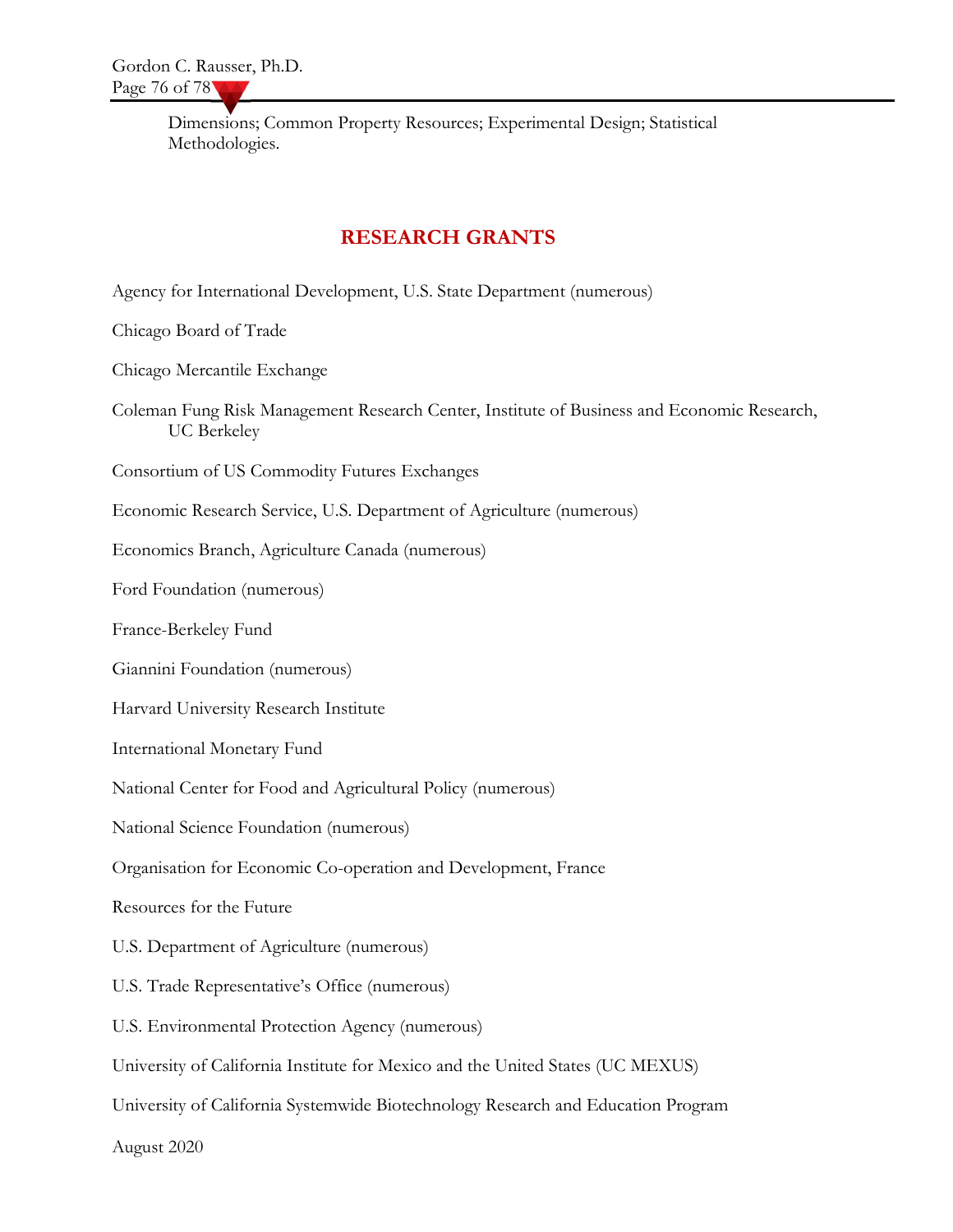Dimensions; Common Property Resources; Experimental Design; Statistical Methodologies.

## RESEARCH GRANTS

Agency for International Development, U.S. State Department (numerous)

Chicago Board of Trade

Chicago Mercantile Exchange

Coleman Fung Risk Management Research Center, Institute of Business and Economic Research, UC Berkeley

Consortium of US Commodity Futures Exchanges

Economic Research Service, U.S. Department of Agriculture (numerous)

Economics Branch, Agriculture Canada (numerous)

Ford Foundation (numerous)

France-Berkeley Fund

Giannini Foundation (numerous)

Harvard University Research Institute

International Monetary Fund

National Center for Food and Agricultural Policy (numerous)

National Science Foundation (numerous)

Organisation for Economic Co-operation and Development, France

Resources for the Future

U.S. Department of Agriculture (numerous)

U.S. Trade Representative's Office (numerous)

U.S. Environmental Protection Agency (numerous)

University of California Institute for Mexico and the United States (UC MEXUS)

University of California Systemwide Biotechnology Research and Education Program

August 2020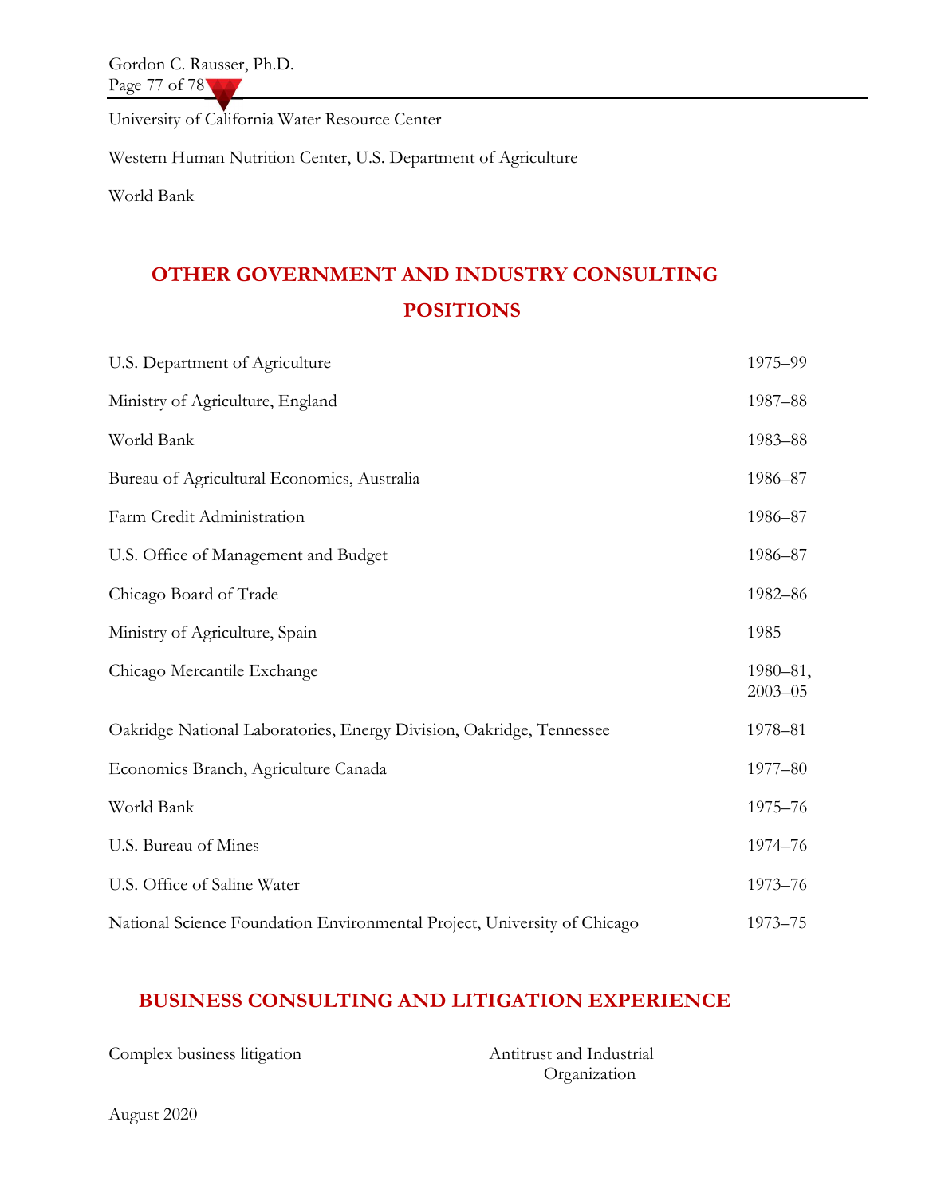University of California Water Resource Center

Western Human Nutrition Center, U.S. Department of Agriculture

World Bank

## OTHER GOVERNMENT AND INDUSTRY CONSULTING POSITIONS

| | |
|---|---|
| U.S. Department of Agriculture | 1975–99 |
| Ministry of Agriculture, England | 1987–88 |
| World Bank | 1983–88 |
| Bureau of Agricultural Economics, Australia | 1986–87 |
| Farm Credit Administration | 1986–87 |
| U.S. Office of Management and Budget | 1986–87 |
| Chicago Board of Trade | 1982–86 |
| Ministry of Agriculture, Spain | 1985 |
| Chicago Mercantile Exchange | 1980–81, 2003–05 |
| Oakridge National Laboratories, Energy Division, Oakridge, Tennessee | 1978–81 |
| Economics Branch, Agriculture Canada | 1977–80 |
| World Bank | 1975–76 |
| U.S. Bureau of Mines | 1974–76 |
| U.S. Office of Saline Water | 1973–76 |
| National Science Foundation Environmental Project, University of Chicago | 1973–75 |

## BUSINESS CONSULTING AND LITIGATION EXPERIENCE

| | |
|---|---|
| Complex business litigation | Antitrust and Industrial Organization |

August 2020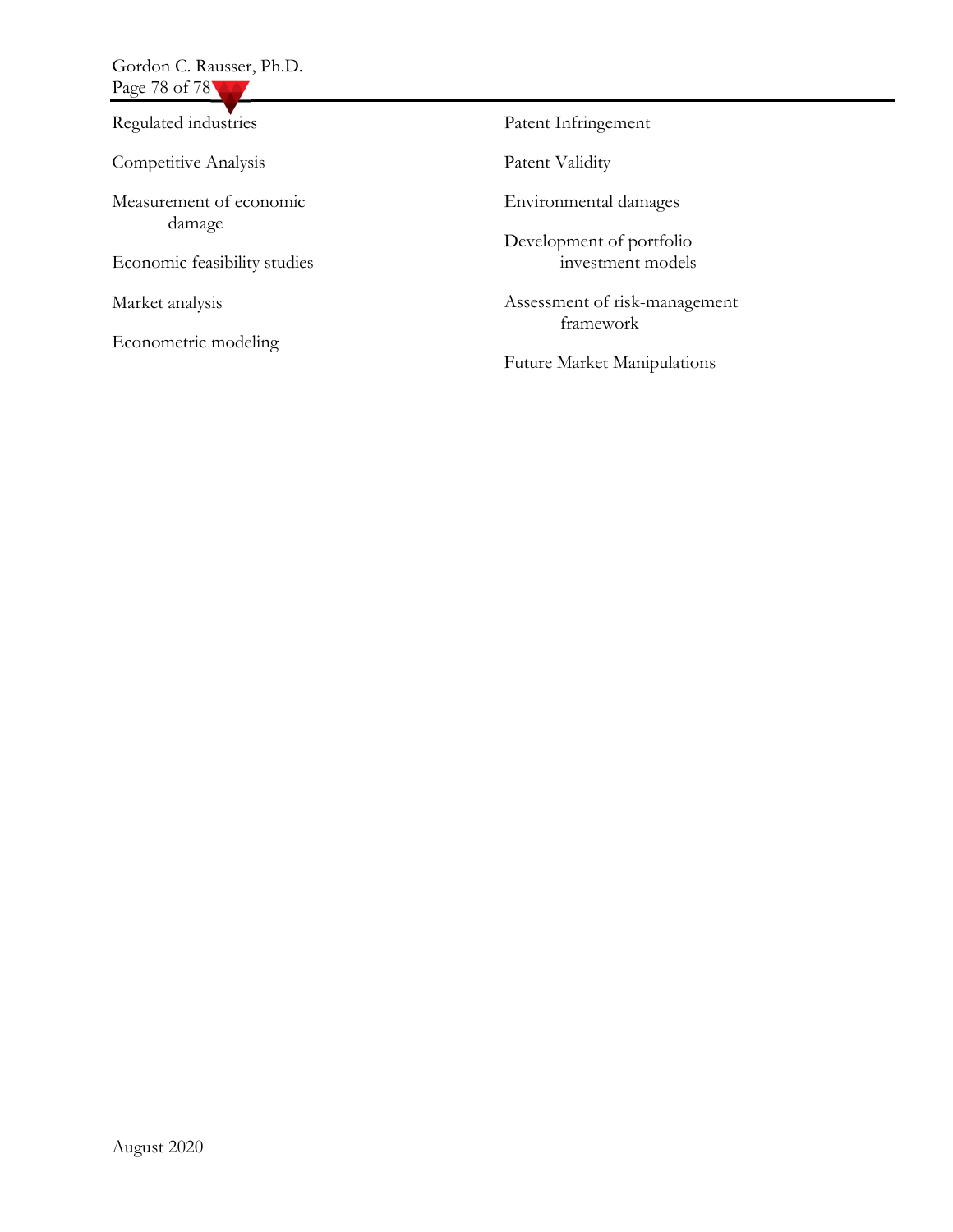Regulated industries

Competitive Analysis

Measurement of economic damage

Economic feasibility studies

Market analysis

Econometric modeling

Patent Infringement

Patent Validity

Environmental damages

Development of portfolio investment models

Assessment of risk-management framework

Future Market Manipulations